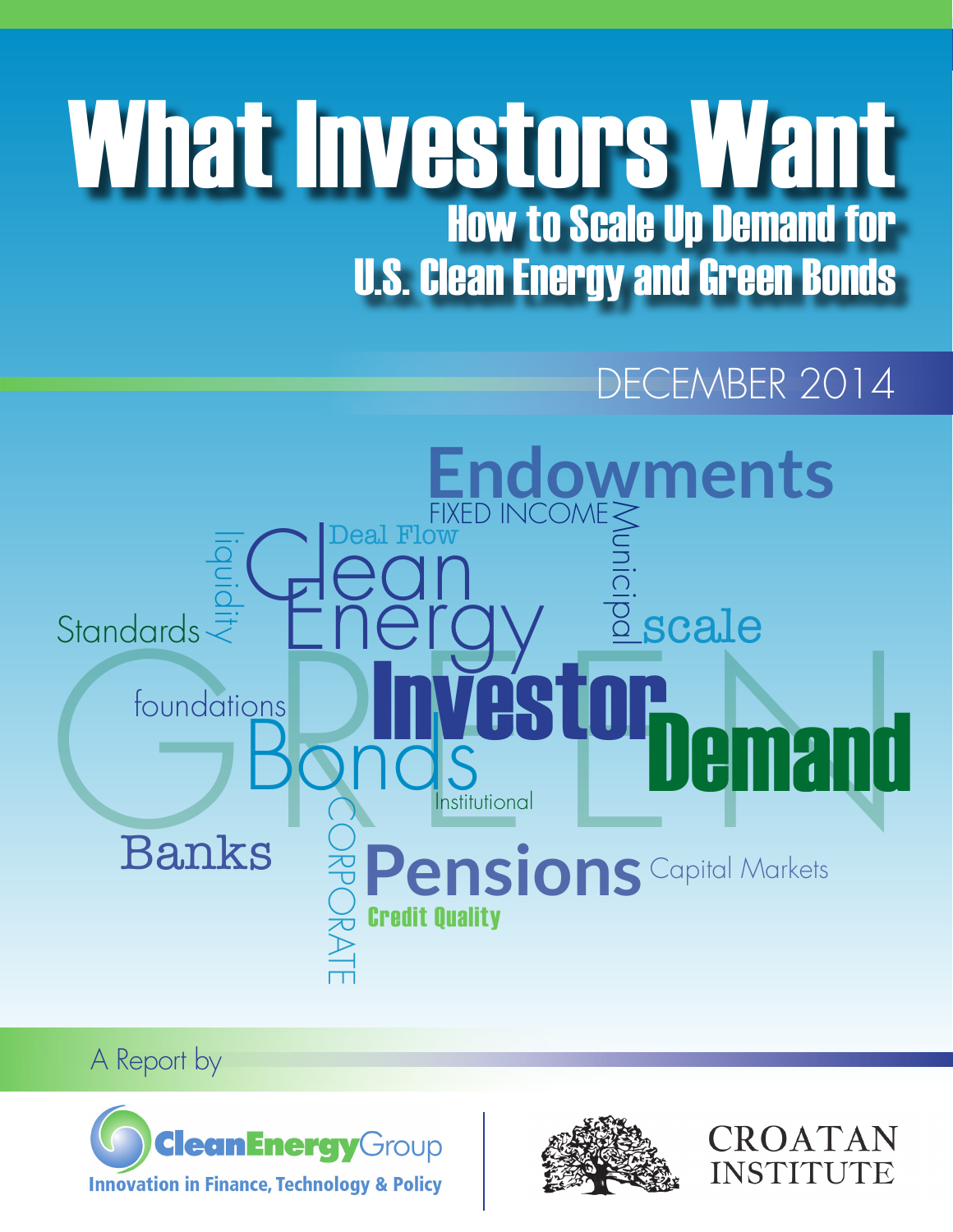# What Investors Want

## How to Scale Up Demand for U.S. Clean Energy and Green Bonds

DECEMBER 2014

A Report by

Clean Energy Group
Innovation in Finance, Technology & Policy

CROATAN INSTITUTE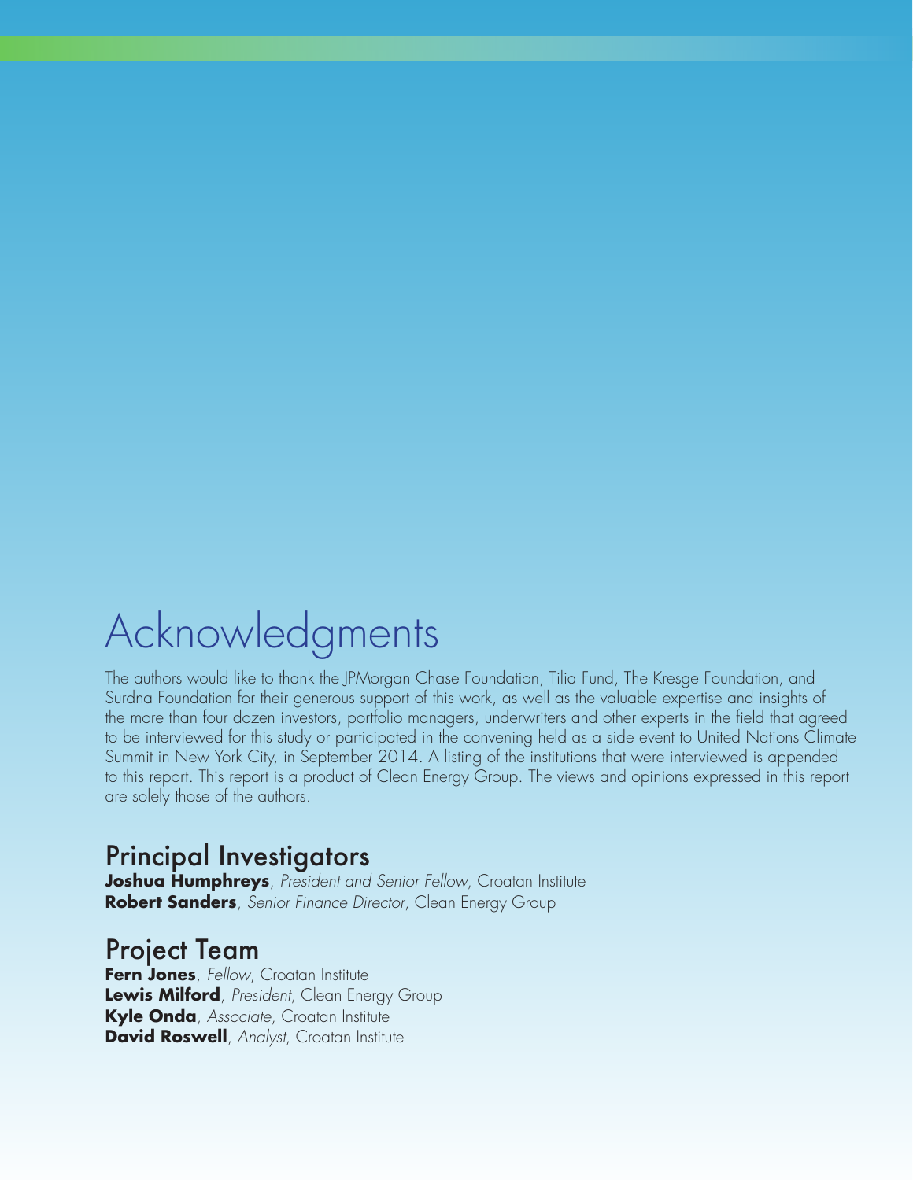# Acknowledgments

The authors would like to thank the JPMorgan Chase Foundation, Tilia Fund, The Kresge Foundation, and Surdna Foundation for their generous support of this work, as well as the valuable expertise and insights of the more than four dozen investors, portfolio managers, underwriters and other experts in the field that agreed to be interviewed for this study or participated in the convening held as a side event to United Nations Climate Summit in New York City, in September 2014. A listing of the institutions that were interviewed is appended to this report. This report is a product of Clean Energy Group. The views and opinions expressed in this report are solely those of the authors.

## Principal Investigators

**Joshua Humphreys**, *President and Senior Fellow*, Croatan Institute
**Robert Sanders**, *Senior Finance Director*, Clean Energy Group

## Project Team

**Fern Jones**, *Fellow*, Croatan Institute
**Lewis Milford**, *President*, Clean Energy Group
**Kyle Onda**, *Associate*, Croatan Institute
**David Roswell**, *Analyst*, Croatan Institute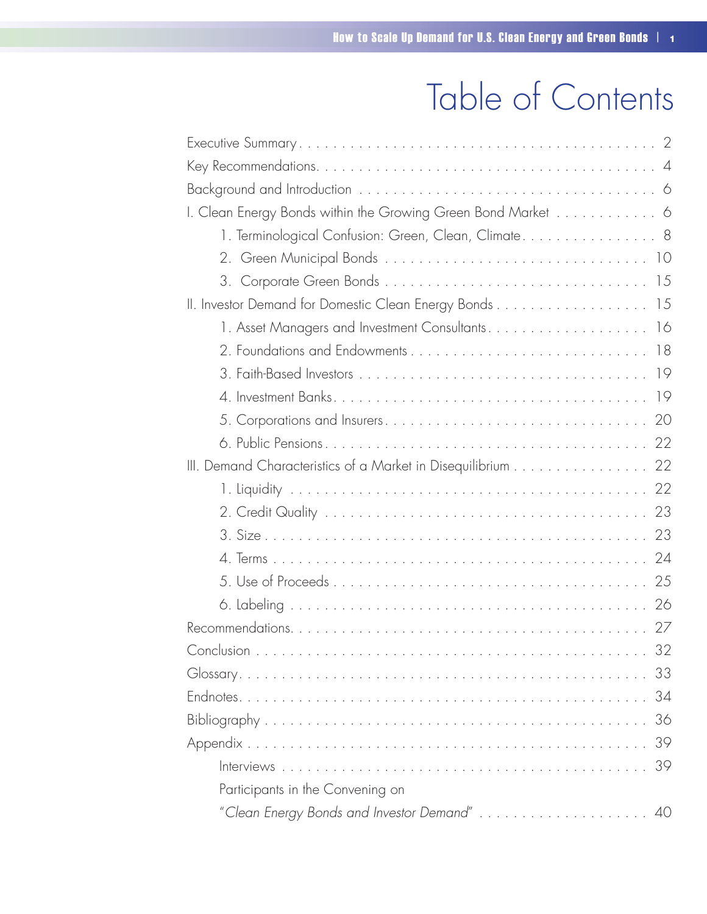# Table of Contents

- Executive Summary . . . 2
- Key Recommendations . . . 4
- Background and Introduction . . . 6
- I. Clean Energy Bonds within the Growing Green Bond Market . . . 6
  - 1. Terminological Confusion: Green, Clean, Climate . . . 8
  - 2. Green Municipal Bonds . . . 10
  - 3. Corporate Green Bonds . . . 15
- II. Investor Demand for Domestic Clean Energy Bonds . . . 15
  - 1. Asset Managers and Investment Consultants . . . 16
  - 2. Foundations and Endowments . . . 18
  - 3. Faith-Based Investors . . . 19
  - 4. Investment Banks . . . 19
  - 5. Corporations and Insurers . . . 20
  - 6. Public Pensions . . . 22
- III. Demand Characteristics of a Market in Disequilibrium . . . 22
  - 1. Liquidity . . . 22
  - 2. Credit Quality . . . 23
  - 3. Size . . . 23
  - 4. Terms . . . 24
  - 5. Use of Proceeds . . . 25
  - 6. Labeling . . . 26
- Recommendations . . . 27
- Conclusion . . . 32
- Glossary . . . 33
- Endnotes . . . 34
- Bibliography . . . 36
- Appendix . . . 39
  - Interviews . . . 39
  - Participants in the Convening on "*Clean Energy Bonds and Investor Demand*" . . . 40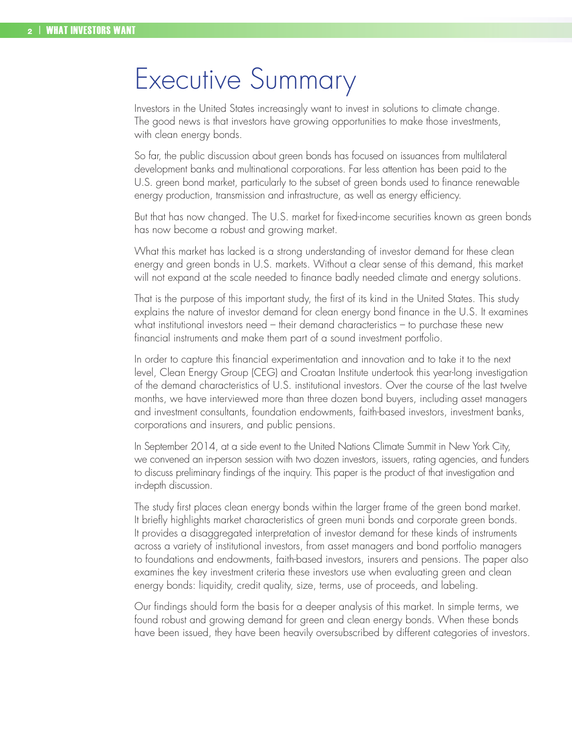# Executive Summary

Investors in the United States increasingly want to invest in solutions to climate change. The good news is that investors have growing opportunities to make those investments, with clean energy bonds.

So far, the public discussion about green bonds has focused on issuances from multilateral development banks and multinational corporations. Far less attention has been paid to the U.S. green bond market, particularly to the subset of green bonds used to finance renewable energy production, transmission and infrastructure, as well as energy efficiency.

But that has now changed. The U.S. market for fixed-income securities known as green bonds has now become a robust and growing market.

What this market has lacked is a strong understanding of investor demand for these clean energy and green bonds in U.S. markets. Without a clear sense of this demand, this market will not expand at the scale needed to finance badly needed climate and energy solutions.

That is the purpose of this important study, the first of its kind in the United States. This study explains the nature of investor demand for clean energy bond finance in the U.S. It examines what institutional investors need – their demand characteristics – to purchase these new financial instruments and make them part of a sound investment portfolio.

In order to capture this financial experimentation and innovation and to take it to the next level, Clean Energy Group (CEG) and Croatan Institute undertook this year-long investigation of the demand characteristics of U.S. institutional investors. Over the course of the last twelve months, we have interviewed more than three dozen bond buyers, including asset managers and investment consultants, foundation endowments, faith-based investors, investment banks, corporations and insurers, and public pensions.

In September 2014, at a side event to the United Nations Climate Summit in New York City, we convened an in-person session with two dozen investors, issuers, rating agencies, and funders to discuss preliminary findings of the inquiry. This paper is the product of that investigation and in-depth discussion.

The study first places clean energy bonds within the larger frame of the green bond market. It briefly highlights market characteristics of green muni bonds and corporate green bonds. It provides a disaggregated interpretation of investor demand for these kinds of instruments across a variety of institutional investors, from asset managers and bond portfolio managers to foundations and endowments, faith-based investors, insurers and pensions. The paper also examines the key investment criteria these investors use when evaluating green and clean energy bonds: liquidity, credit quality, size, terms, use of proceeds, and labeling.

Our findings should form the basis for a deeper analysis of this market. In simple terms, we found robust and growing demand for green and clean energy bonds. When these bonds have been issued, they have been heavily oversubscribed by different categories of investors.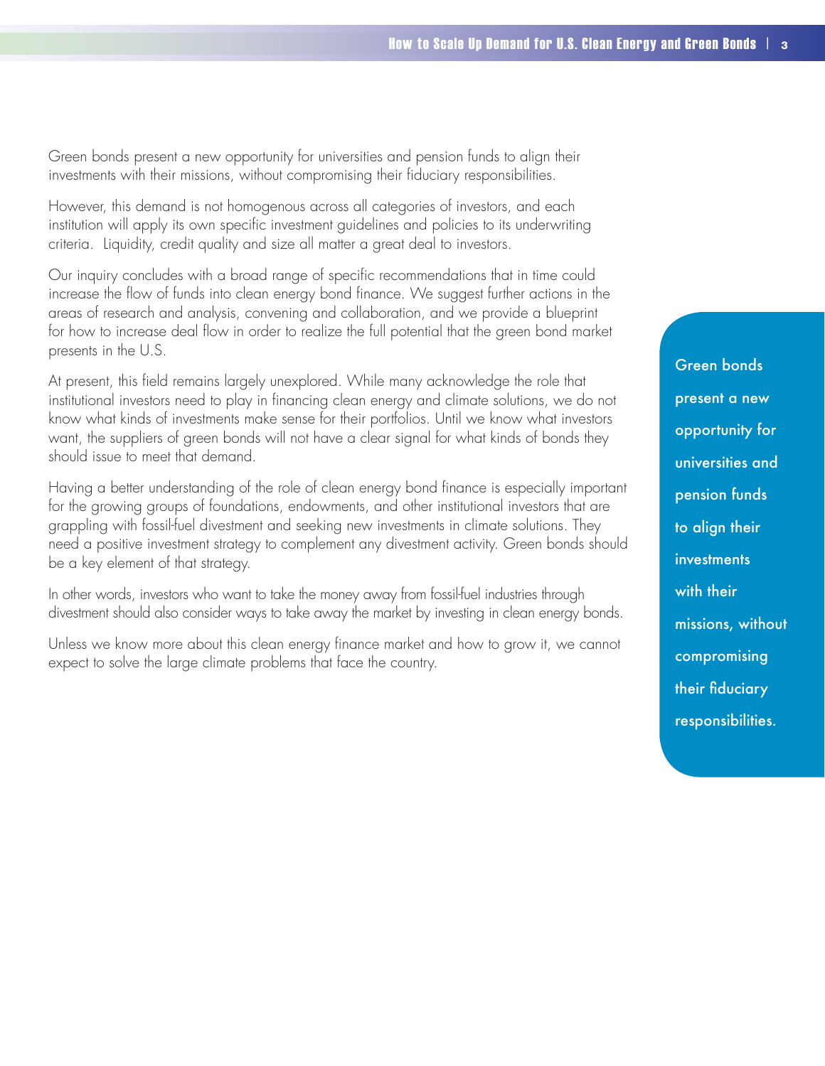Green bonds present a new opportunity for universities and pension funds to align their investments with their missions, without compromising their fiduciary responsibilities.

However, this demand is not homogenous across all categories of investors, and each institution will apply its own specific investment guidelines and policies to its underwriting criteria. Liquidity, credit quality and size all matter a great deal to investors.

Our inquiry concludes with a broad range of specific recommendations that in time could increase the flow of funds into clean energy bond finance. We suggest further actions in the areas of research and analysis, convening and collaboration, and we provide a blueprint for how to increase deal flow in order to realize the full potential that the green bond market presents in the U.S.

At present, this field remains largely unexplored. While many acknowledge the role that institutional investors need to play in financing clean energy and climate solutions, we do not know what kinds of investments make sense for their portfolios. Until we know what investors want, the suppliers of green bonds will not have a clear signal for what kinds of bonds they should issue to meet that demand.

Having a better understanding of the role of clean energy bond finance is especially important for the growing groups of foundations, endowments, and other institutional investors that are grappling with fossil-fuel divestment and seeking new investments in climate solutions. They need a positive investment strategy to complement any divestment activity. Green bonds should be a key element of that strategy.

In other words, investors who want to take the money away from fossil-fuel industries through divestment should also consider ways to take away the market by investing in clean energy bonds.

Unless we know more about this clean energy finance market and how to grow it, we cannot expect to solve the large climate problems that face the country.

**Green bonds present a new opportunity for universities and pension funds to align their investments with their missions, without compromising their fiduciary responsibilities.**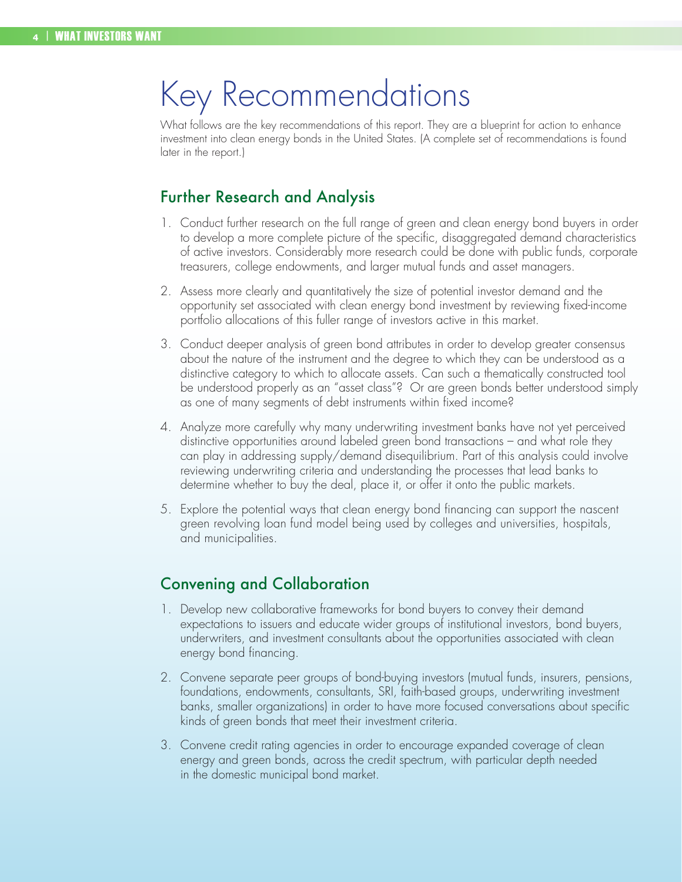# Key Recommendations

What follows are the key recommendations of this report. They are a blueprint for action to enhance investment into clean energy bonds in the United States. (A complete set of recommendations is found later in the report.)

## Further Research and Analysis

1. Conduct further research on the full range of green and clean energy bond buyers in order to develop a more complete picture of the specific, disaggregated demand characteristics of active investors. Considerably more research could be done with public funds, corporate treasurers, college endowments, and larger mutual funds and asset managers.
2. Assess more clearly and quantitatively the size of potential investor demand and the opportunity set associated with clean energy bond investment by reviewing fixed-income portfolio allocations of this fuller range of investors active in this market.
3. Conduct deeper analysis of green bond attributes in order to develop greater consensus about the nature of the instrument and the degree to which they can be understood as a distinctive category to which to allocate assets. Can such a thematically constructed tool be understood properly as an "asset class"? Or are green bonds better understood simply as one of many segments of debt instruments within fixed income?
4. Analyze more carefully why many underwriting investment banks have not yet perceived distinctive opportunities around labeled green bond transactions – and what role they can play in addressing supply/demand disequilibrium. Part of this analysis could involve reviewing underwriting criteria and understanding the processes that lead banks to determine whether to buy the deal, place it, or offer it onto the public markets.
5. Explore the potential ways that clean energy bond financing can support the nascent green revolving loan fund model being used by colleges and universities, hospitals, and municipalities.

## Convening and Collaboration

1. Develop new collaborative frameworks for bond buyers to convey their demand expectations to issuers and educate wider groups of institutional investors, bond buyers, underwriters, and investment consultants about the opportunities associated with clean energy bond financing.
2. Convene separate peer groups of bond-buying investors (mutual funds, insurers, pensions, foundations, endowments, consultants, SRI, faith-based groups, underwriting investment banks, smaller organizations) in order to have more focused conversations about specific kinds of green bonds that meet their investment criteria.
3. Convene credit rating agencies in order to encourage expanded coverage of clean energy and green bonds, across the credit spectrum, with particular depth needed in the domestic municipal bond market.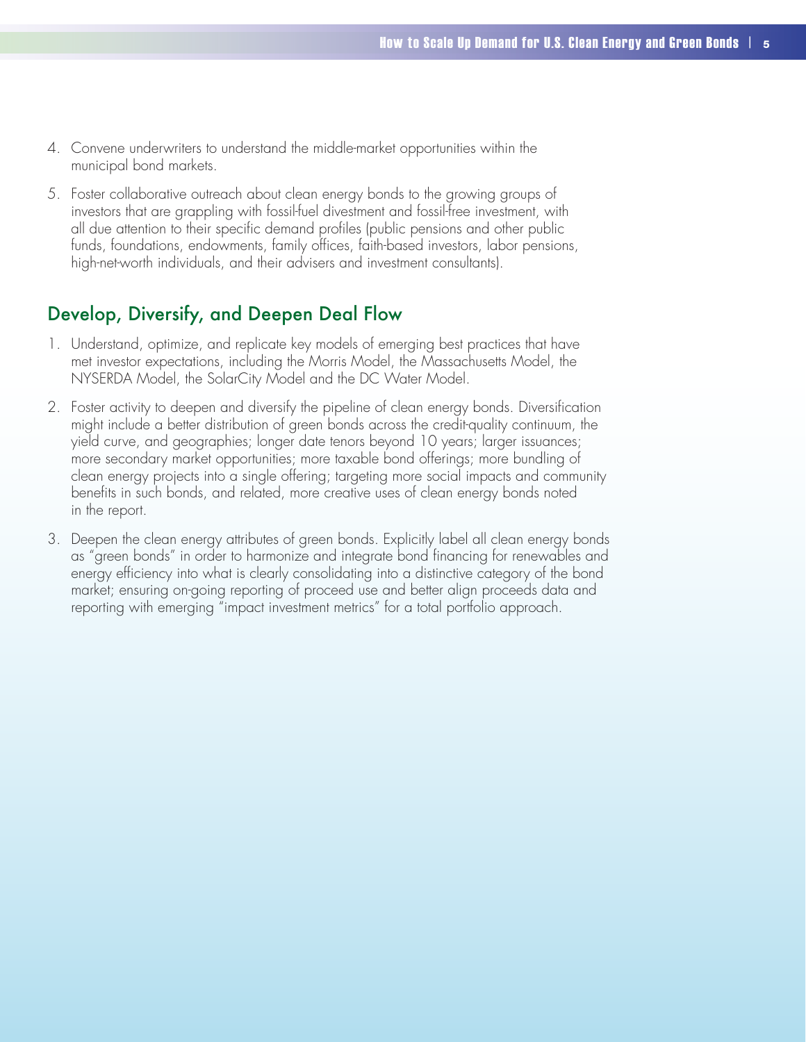4. Convene underwriters to understand the middle-market opportunities within the municipal bond markets.

5. Foster collaborative outreach about clean energy bonds to the growing groups of investors that are grappling with fossil-fuel divestment and fossil-free investment, with all due attention to their specific demand profiles (public pensions and other public funds, foundations, endowments, family offices, faith-based investors, labor pensions, high-net-worth individuals, and their advisers and investment consultants).

## Develop, Diversify, and Deepen Deal Flow

1. Understand, optimize, and replicate key models of emerging best practices that have met investor expectations, including the Morris Model, the Massachusetts Model, the NYSERDA Model, the SolarCity Model and the DC Water Model.

2. Foster activity to deepen and diversify the pipeline of clean energy bonds. Diversification might include a better distribution of green bonds across the credit-quality continuum, the yield curve, and geographies; longer date tenors beyond 10 years; larger issuances; more secondary market opportunities; more taxable bond offerings; more bundling of clean energy projects into a single offering; targeting more social impacts and community benefits in such bonds, and related, more creative uses of clean energy bonds noted in the report.

3. Deepen the clean energy attributes of green bonds. Explicitly label all clean energy bonds as "green bonds" in order to harmonize and integrate bond financing for renewables and energy efficiency into what is clearly consolidating into a distinctive category of the bond market; ensuring on-going reporting of proceed use and better align proceeds data and reporting with emerging "impact investment metrics" for a total portfolio approach.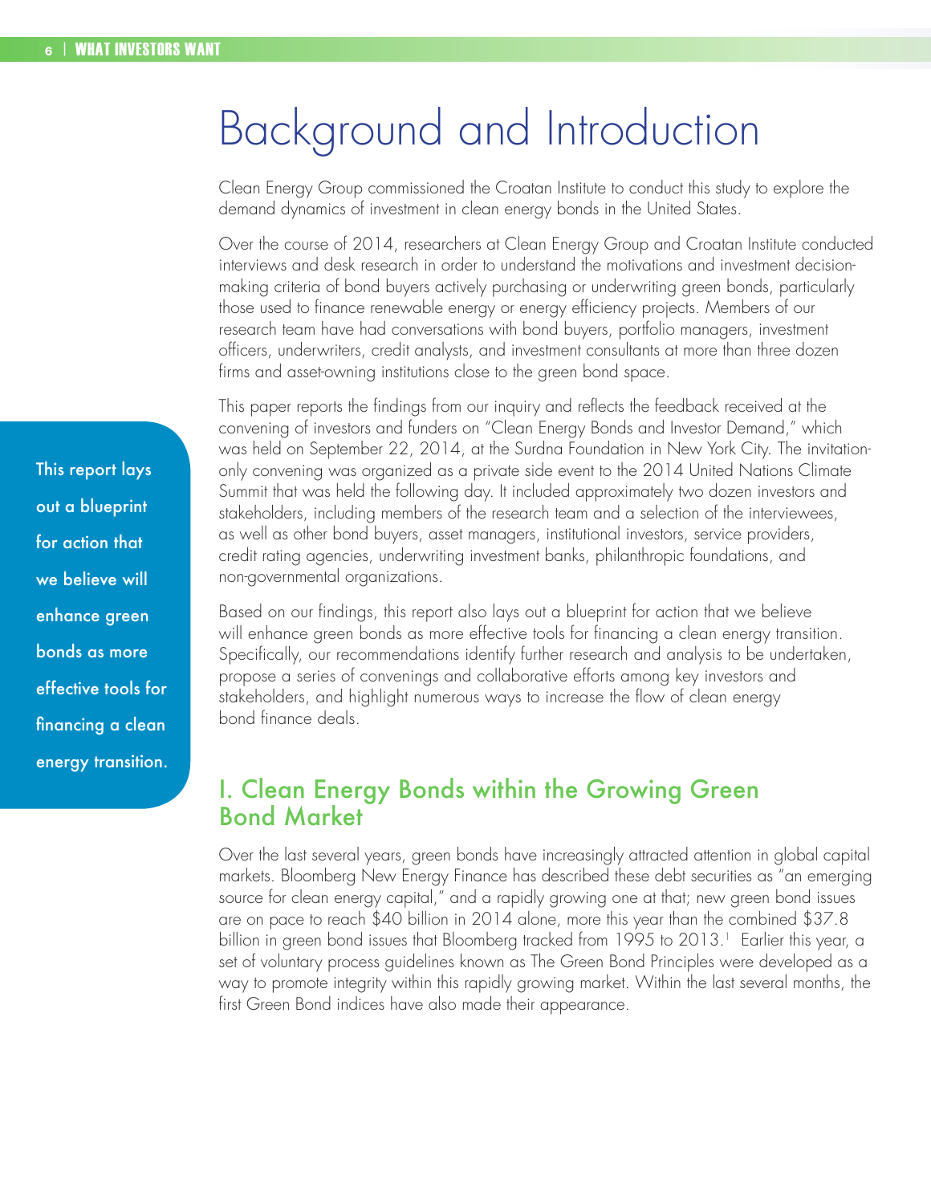# Background and Introduction

Clean Energy Group commissioned the Croatan Institute to conduct this study to explore the demand dynamics of investment in clean energy bonds in the United States.

Over the course of 2014, researchers at Clean Energy Group and Croatan Institute conducted interviews and desk research in order to understand the motivations and investment decision-making criteria of bond buyers actively purchasing or underwriting green bonds, particularly those used to finance renewable energy or energy efficiency projects. Members of our research team have had conversations with bond buyers, portfolio managers, investment officers, underwriters, credit analysts, and investment consultants at more than three dozen firms and asset-owning institutions close to the green bond space.

This paper reports the findings from our inquiry and reflects the feedback received at the convening of investors and funders on "Clean Energy Bonds and Investor Demand," which was held on September 22, 2014, at the Surdna Foundation in New York City. The invitation-only convening was organized as a private side event to the 2014 United Nations Climate Summit that was held the following day. It included approximately two dozen investors and stakeholders, including members of the research team and a selection of the interviewees, as well as other bond buyers, asset managers, institutional investors, service providers, credit rating agencies, underwriting investment banks, philanthropic foundations, and non-governmental organizations.

Based on our findings, this report also lays out a blueprint for action that we believe will enhance green bonds as more effective tools for financing a clean energy transition. Specifically, our recommendations identify further research and analysis to be undertaken, propose a series of convenings and collaborative efforts among key investors and stakeholders, and highlight numerous ways to increase the flow of clean energy bond finance deals.

> This report lays out a blueprint for action that we believe will enhance green bonds as more effective tools for financing a clean energy transition.

## I. Clean Energy Bonds within the Growing Green Bond Market

Over the last several years, green bonds have increasingly attracted attention in global capital markets. Bloomberg New Energy Finance has described these debt securities as "an emerging source for clean energy capital," and a rapidly growing one at that; new green bond issues are on pace to reach $40 billion in 2014 alone, more this year than the combined $37.8 billion in green bond issues that Bloomberg tracked from 1995 to 2013.[1] Earlier this year, a set of voluntary process guidelines known as The Green Bond Principles were developed as a way to promote integrity within this rapidly growing market. Within the last several months, the first Green Bond indices have also made their appearance.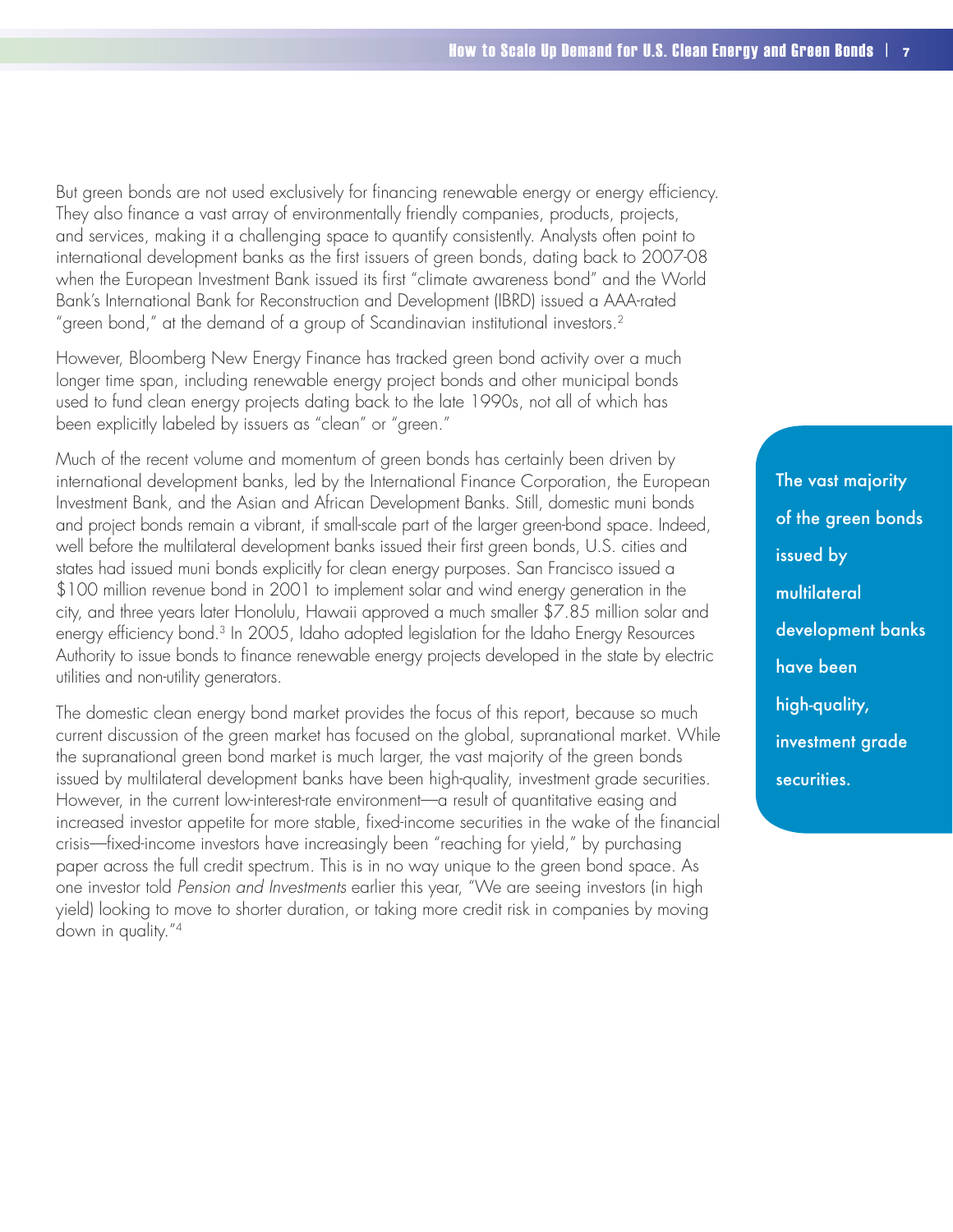But green bonds are not used exclusively for financing renewable energy or energy efficiency. They also finance a vast array of environmentally friendly companies, products, projects, and services, making it a challenging space to quantify consistently. Analysts often point to international development banks as the first issuers of green bonds, dating back to 2007-08 when the European Investment Bank issued its first "climate awareness bond" and the World Bank's International Bank for Reconstruction and Development (IBRD) issued a AAA-rated "green bond," at the demand of a group of Scandinavian institutional investors.[2]

However, Bloomberg New Energy Finance has tracked green bond activity over a much longer time span, including renewable energy project bonds and other municipal bonds used to fund clean energy projects dating back to the late 1990s, not all of which has been explicitly labeled by issuers as "clean" or "green."

Much of the recent volume and momentum of green bonds has certainly been driven by international development banks, led by the International Finance Corporation, the European Investment Bank, and the Asian and African Development Banks. Still, domestic muni bonds and project bonds remain a vibrant, if small-scale part of the larger green-bond space. Indeed, well before the multilateral development banks issued their first green bonds, U.S. cities and states had issued muni bonds explicitly for clean energy purposes. San Francisco issued a $100 million revenue bond in 2001 to implement solar and wind energy generation in the city, and three years later Honolulu, Hawaii approved a much smaller $7.85 million solar and energy efficiency bond.[3] In 2005, Idaho adopted legislation for the Idaho Energy Resources Authority to issue bonds to finance renewable energy projects developed in the state by electric utilities and non-utility generators.

The domestic clean energy bond market provides the focus of this report, because so much current discussion of the green market has focused on the global, supranational market. While the supranational green bond market is much larger, the vast majority of the green bonds issued by multilateral development banks have been high-quality, investment grade securities. However, in the current low-interest-rate environment—a result of quantitative easing and increased investor appetite for more stable, fixed-income securities in the wake of the financial crisis—fixed-income investors have increasingly been "reaching for yield," by purchasing paper across the full credit spectrum. This is in no way unique to the green bond space. As one investor told *Pension and Investments* earlier this year, "We are seeing investors (in high yield) looking to move to shorter duration, or taking more credit risk in companies by moving down in quality."[4]

**The vast majority of the green bonds issued by multilateral development banks have been high-quality, investment grade securities.**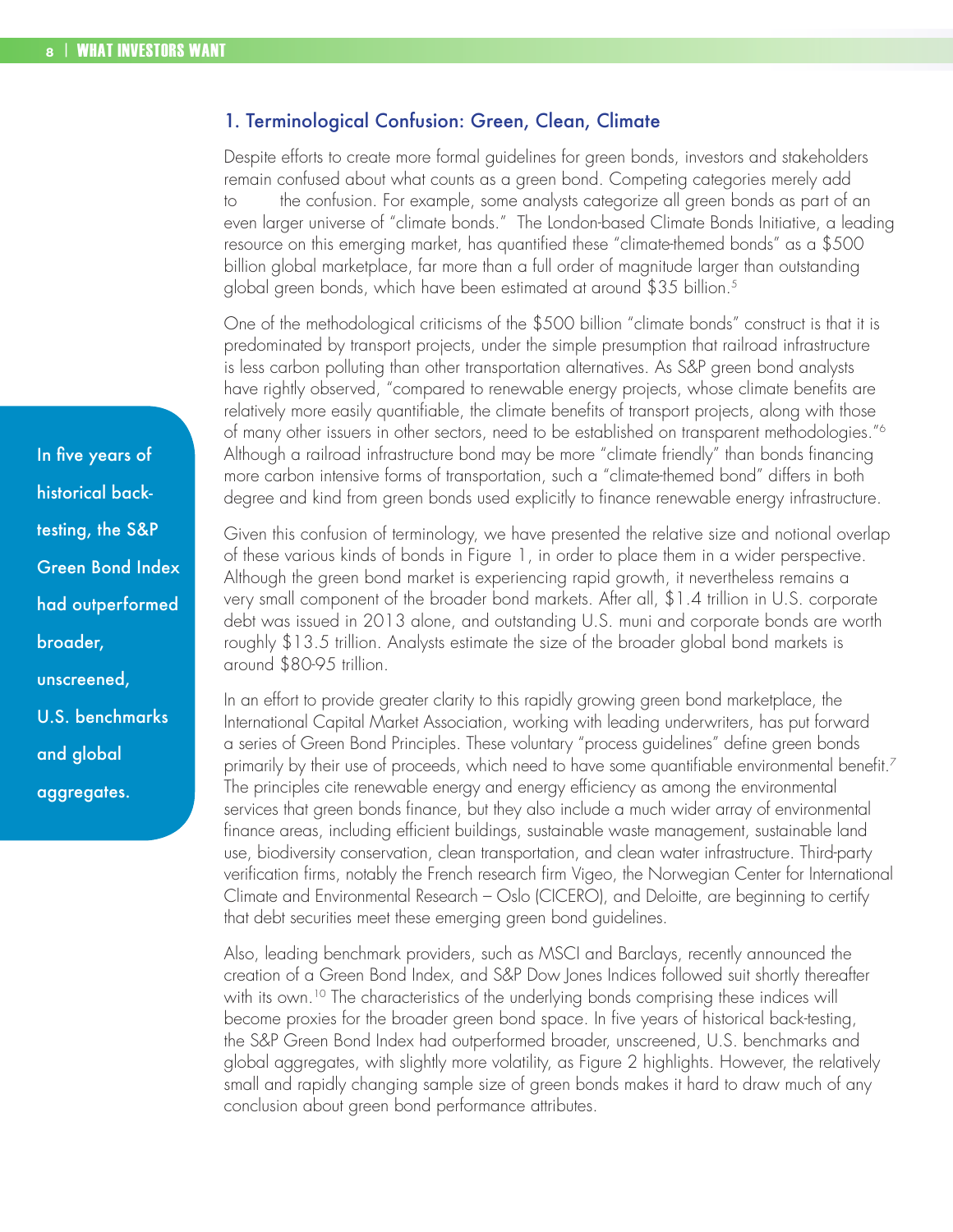## 1. Terminological Confusion: Green, Clean, Climate

Despite efforts to create more formal guidelines for green bonds, investors and stakeholders remain confused about what counts as a green bond. Competing categories merely add to the confusion. For example, some analysts categorize all green bonds as part of an even larger universe of "climate bonds." The London-based Climate Bonds Initiative, a leading resource on this emerging market, has quantified these "climate-themed bonds" as a $500 billion global marketplace, far more than a full order of magnitude larger than outstanding global green bonds, which have been estimated at around $35 billion.[5]

One of the methodological criticisms of the $500 billion "climate bonds" construct is that it is predominated by transport projects, under the simple presumption that railroad infrastructure is less carbon polluting than other transportation alternatives. As S&P green bond analysts have rightly observed, "compared to renewable energy projects, whose climate benefits are relatively more easily quantifiable, the climate benefits of transport projects, along with those of many other issuers in other sectors, need to be established on transparent methodologies."[6] Although a railroad infrastructure bond may be more "climate friendly" than bonds financing more carbon intensive forms of transportation, such a "climate-themed bond" differs in both degree and kind from green bonds used explicitly to finance renewable energy infrastructure.

Given this confusion of terminology, we have presented the relative size and notional overlap of these various kinds of bonds in Figure 1, in order to place them in a wider perspective. Although the green bond market is experiencing rapid growth, it nevertheless remains a very small component of the broader bond markets. After all, $1.4 trillion in U.S. corporate debt was issued in 2013 alone, and outstanding U.S. muni and corporate bonds are worth roughly $13.5 trillion. Analysts estimate the size of the broader global bond markets is around $80-95 trillion.

In an effort to provide greater clarity to this rapidly growing green bond marketplace, the International Capital Market Association, working with leading underwriters, has put forward a series of Green Bond Principles. These voluntary "process guidelines" define green bonds primarily by their use of proceeds, which need to have some quantifiable environmental benefit.[7] The principles cite renewable energy and energy efficiency as among the environmental services that green bonds finance, but they also include a much wider array of environmental finance areas, including efficient buildings, sustainable waste management, sustainable land use, biodiversity conservation, clean transportation, and clean water infrastructure. Third-party verification firms, notably the French research firm Vigeo, the Norwegian Center for International Climate and Environmental Research – Oslo (CICERO), and Deloitte, are beginning to certify that debt securities meet these emerging green bond guidelines.

Also, leading benchmark providers, such as MSCI and Barclays, recently announced the creation of a Green Bond Index, and S&P Dow Jones Indices followed suit shortly thereafter with its own.[10] The characteristics of the underlying bonds comprising these indices will become proxies for the broader green bond space. In five years of historical back-testing, the S&P Green Bond Index had outperformed broader, unscreened, U.S. benchmarks and global aggregates, with slightly more volatility, as Figure 2 highlights. However, the relatively small and rapidly changing sample size of green bonds makes it hard to draw much of any conclusion about green bond performance attributes.

> **In five years of historical back-testing, the S&P Green Bond Index had outperformed broader, unscreened, U.S. benchmarks and global aggregates.**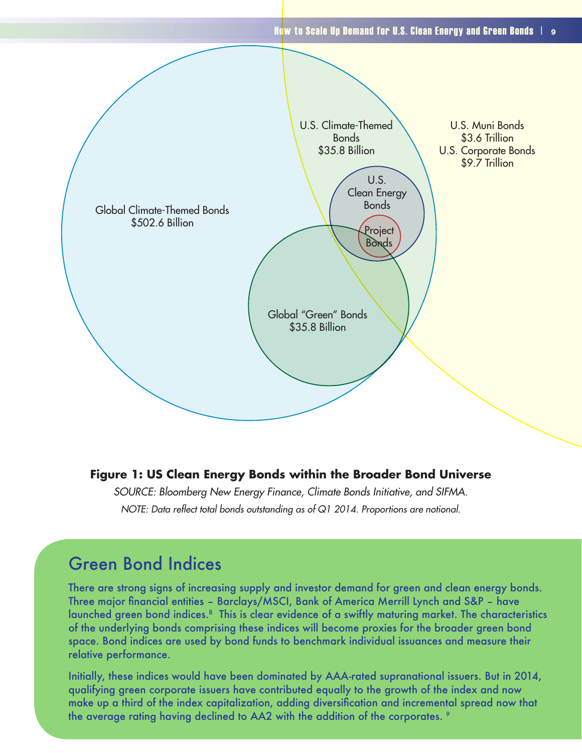Global Climate-Themed Bonds
$502.6 Billion

U.S. Climate-Themed Bonds
$35.8 Billion

U.S. Muni Bonds
$3.6 Trillion
U.S. Corporate Bonds
$9.7 Trillion

U.S. Clean Energy Bonds

Project Bonds

Global "Green" Bonds
$35.8 Billion

**Figure 1: US Clean Energy Bonds within the Broader Bond Universe**

*SOURCE: Bloomberg New Energy Finance, Climate Bonds Initiative, and SIFMA.*

*NOTE: Data reflect total bonds outstanding as of Q1 2014. Proportions are notional.*

## Green Bond Indices

There are strong signs of increasing supply and investor demand for green and clean energy bonds. Three major financial entities – Barclays/MSCI, Bank of America Merrill Lynch and S&P – have launched green bond indices.[8] This is clear evidence of a swiftly maturing market. The characteristics of the underlying bonds comprising these indices will become proxies for the broader green bond space. Bond indices are used by bond funds to benchmark individual issuances and measure their relative performance.

Initially, these indices would have been dominated by AAA-rated supranational issuers. But in 2014, qualifying green corporate issuers have contributed equally to the growth of the index and now make up a third of the index capitalization, adding diversification and incremental spread now that the average rating having declined to AA2 with the addition of the corporates. [9]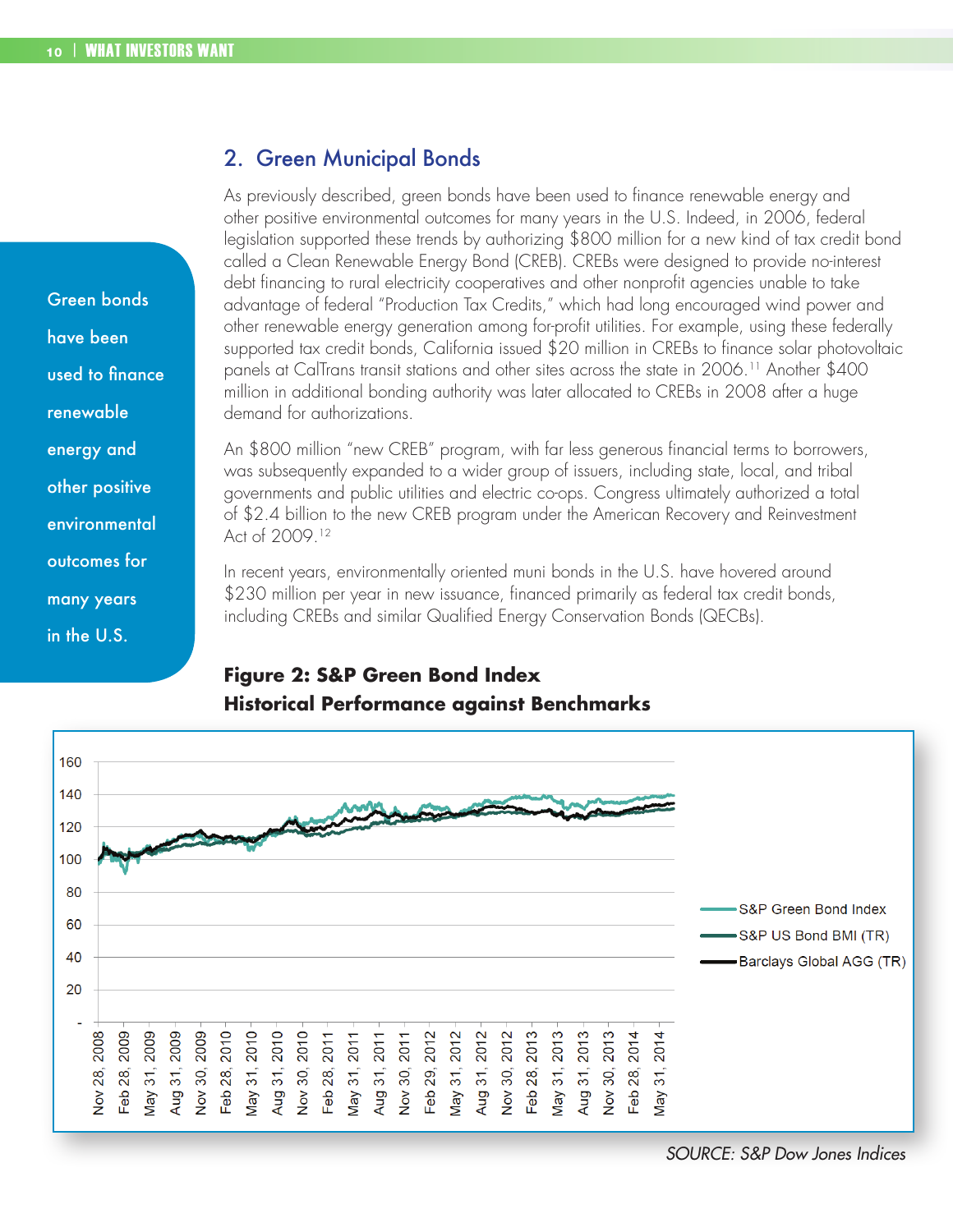## 2. Green Municipal Bonds

As previously described, green bonds have been used to finance renewable energy and other positive environmental outcomes for many years in the U.S. Indeed, in 2006, federal legislation supported these trends by authorizing $800 million for a new kind of tax credit bond called a Clean Renewable Energy Bond (CREB). CREBs were designed to provide no-interest debt financing to rural electricity cooperatives and other nonprofit agencies unable to take advantage of federal "Production Tax Credits," which had long encouraged wind power and other renewable energy generation among for-profit utilities. For example, using these federally supported tax credit bonds, California issued $20 million in CREBs to finance solar photovoltaic panels at CalTrans transit stations and other sites across the state in 2006.[11] Another $400 million in additional bonding authority was later allocated to CREBs in 2008 after a huge demand for authorizations.

Green bonds have been used to finance renewable energy and other positive environmental outcomes for many years in the U.S.

An $800 million "new CREB" program, with far less generous financial terms to borrowers, was subsequently expanded to a wider group of issuers, including state, local, and tribal governments and public utilities and electric co-ops. Congress ultimately authorized a total of $2.4 billion to the new CREB program under the American Recovery and Reinvestment Act of 2009.[12]

In recent years, environmentally oriented muni bonds in the U.S. have hovered around $230 million per year in new issuance, financed primarily as federal tax credit bonds, including CREBs and similar Qualified Energy Conservation Bonds (QECBs).

**Figure 2: S&P Green Bond Index Historical Performance against Benchmarks**

*SOURCE: S&P Dow Jones Indices*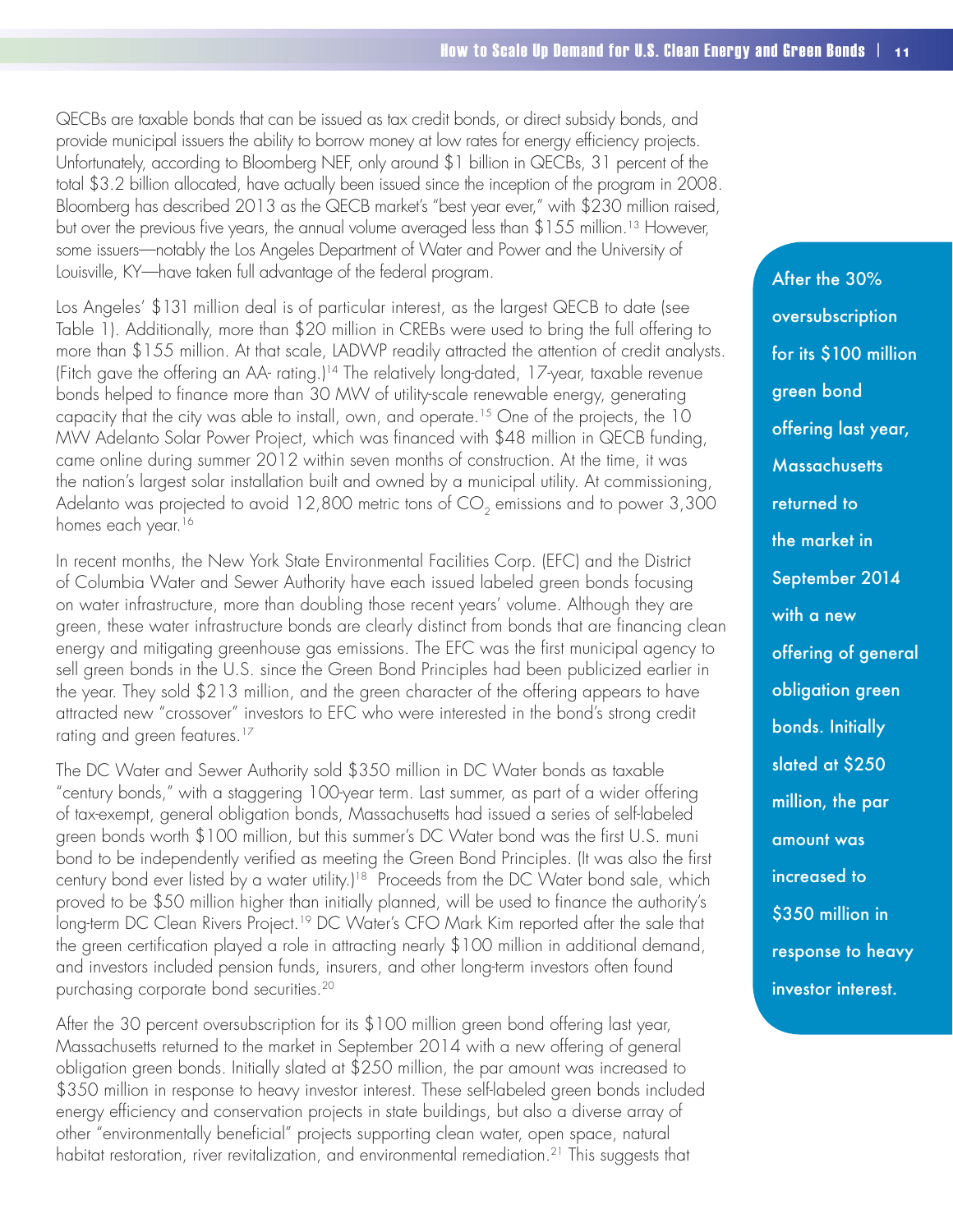QECBs are taxable bonds that can be issued as tax credit bonds, or direct subsidy bonds, and provide municipal issuers the ability to borrow money at low rates for energy efficiency projects. Unfortunately, according to Bloomberg NEF, only around $1 billion in QECBs, 31 percent of the total $3.2 billion allocated, have actually been issued since the inception of the program in 2008. Bloomberg has described 2013 as the QECB market's "best year ever," with $230 million raised, but over the previous five years, the annual volume averaged less than $155 million.[13] However, some issuers—notably the Los Angeles Department of Water and Power and the University of Louisville, KY—have taken full advantage of the federal program.

Los Angeles' $131 million deal is of particular interest, as the largest QECB to date (see Table 1). Additionally, more than $20 million in CREBs were used to bring the full offering to more than $155 million. At that scale, LADWP readily attracted the attention of credit analysts. (Fitch gave the offering an AA- rating.)[14] The relatively long-dated, 17-year, taxable revenue bonds helped to finance more than 30 MW of utility-scale renewable energy, generating capacity that the city was able to install, own, and operate.[15] One of the projects, the 10 MW Adelanto Solar Power Project, which was financed with $48 million in QECB funding, came online during summer 2012 within seven months of construction. At the time, it was the nation's largest solar installation built and owned by a municipal utility. At commissioning, Adelanto was projected to avoid 12,800 metric tons of $CO_2$ emissions and to power 3,300 homes each year.[16]

In recent months, the New York State Environmental Facilities Corp. (EFC) and the District of Columbia Water and Sewer Authority have each issued labeled green bonds focusing on water infrastructure, more than doubling those recent years' volume. Although they are green, these water infrastructure bonds are clearly distinct from bonds that are financing clean energy and mitigating greenhouse gas emissions. The EFC was the first municipal agency to sell green bonds in the U.S. since the Green Bond Principles had been publicized earlier in the year. They sold $213 million, and the green character of the offering appears to have attracted new "crossover" investors to EFC who were interested in the bond's strong credit rating and green features.[17]

The DC Water and Sewer Authority sold $350 million in DC Water bonds as taxable "century bonds," with a staggering 100-year term. Last summer, as part of a wider offering of tax-exempt, general obligation bonds, Massachusetts had issued a series of self-labeled green bonds worth $100 million, but this summer's DC Water bond was the first U.S. muni bond to be independently verified as meeting the Green Bond Principles. (It was also the first century bond ever listed by a water utility.)[18] Proceeds from the DC Water bond sale, which proved to be $50 million higher than initially planned, will be used to finance the authority's long-term DC Clean Rivers Project.[19] DC Water's CFO Mark Kim reported after the sale that the green certification played a role in attracting nearly $100 million in additional demand, and investors included pension funds, insurers, and other long-term investors often found purchasing corporate bond securities.[20]

After the 30 percent oversubscription for its $100 million green bond offering last year, Massachusetts returned to the market in September 2014 with a new offering of general obligation green bonds. Initially slated at $250 million, the par amount was increased to $350 million in response to heavy investor interest. These self-labeled green bonds included energy efficiency and conservation projects in state buildings, but also a diverse array of other "environmentally beneficial" projects supporting clean water, open space, natural habitat restoration, river revitalization, and environmental remediation.[21] This suggests that

> After the 30% oversubscription for its $100 million green bond offering last year, Massachusetts returned to the market in September 2014 with a new offering of general obligation green bonds. Initially slated at $250 million, the par amount was increased to $350 million in response to heavy investor interest.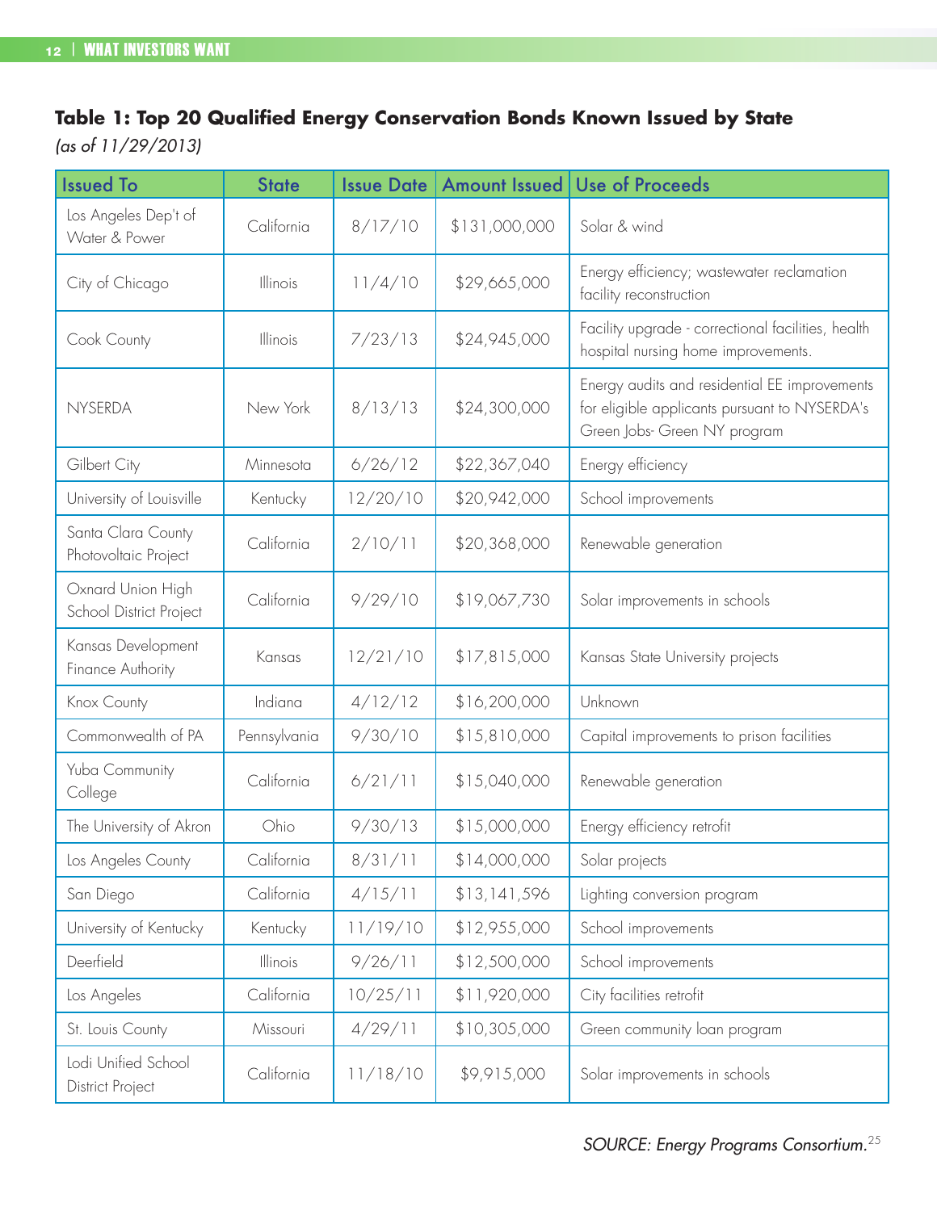**Table 1: Top 20 Qualified Energy Conservation Bonds Known Issued by State**
*(as of 11/29/2013)*

| Issued To | State | Issue Date | Amount Issued | Use of Proceeds |
|---|---|---|---|---|
| Los Angeles Dep't of Water & Power | California | 8/17/10 | $131,000,000 | Solar & wind |
| City of Chicago | Illinois | 11/4/10 | $29,665,000 | Energy efficiency; wastewater reclamation facility reconstruction |
| Cook County | Illinois | 7/23/13 | $24,945,000 | Facility upgrade - correctional facilities, health hospital nursing home improvements. |
| NYSERDA | New York | 8/13/13 | $24,300,000 | Energy audits and residential EE improvements for eligible applicants pursuant to NYSERDA's Green Jobs- Green NY program |
| Gilbert City | Minnesota | 6/26/12 | $22,367,040 | Energy efficiency |
| University of Louisville | Kentucky | 12/20/10 | $20,942,000 | School improvements |
| Santa Clara County Photovoltaic Project | California | 2/10/11 | $20,368,000 | Renewable generation |
| Oxnard Union High School District Project | California | 9/29/10 | $19,067,730 | Solar improvements in schools |
| Kansas Development Finance Authority | Kansas | 12/21/10 | $17,815,000 | Kansas State University projects |
| Knox County | Indiana | 4/12/12 | $16,200,000 | Unknown |
| Commonwealth of PA | Pennsylvania | 9/30/10 | $15,810,000 | Capital improvements to prison facilities |
| Yuba Community College | California | 6/21/11 | $15,040,000 | Renewable generation |
| The University of Akron | Ohio | 9/30/13 | $15,000,000 | Energy efficiency retrofit |
| Los Angeles County | California | 8/31/11 | $14,000,000 | Solar projects |
| San Diego | California | 4/15/11 | $13,141,596 | Lighting conversion program |
| University of Kentucky | Kentucky | 11/19/10 | $12,955,000 | School improvements |
| Deerfield | Illinois | 9/26/11 | $12,500,000 | School improvements |
| Los Angeles | California | 10/25/11 | $11,920,000 | City facilities retrofit |
| St. Louis County | Missouri | 4/29/11 | $10,305,000 | Green community loan program |
| Lodi Unified School District Project | California | 11/18/10 | $9,915,000 | Solar improvements in schools |

*SOURCE: Energy Programs Consortium.*[25]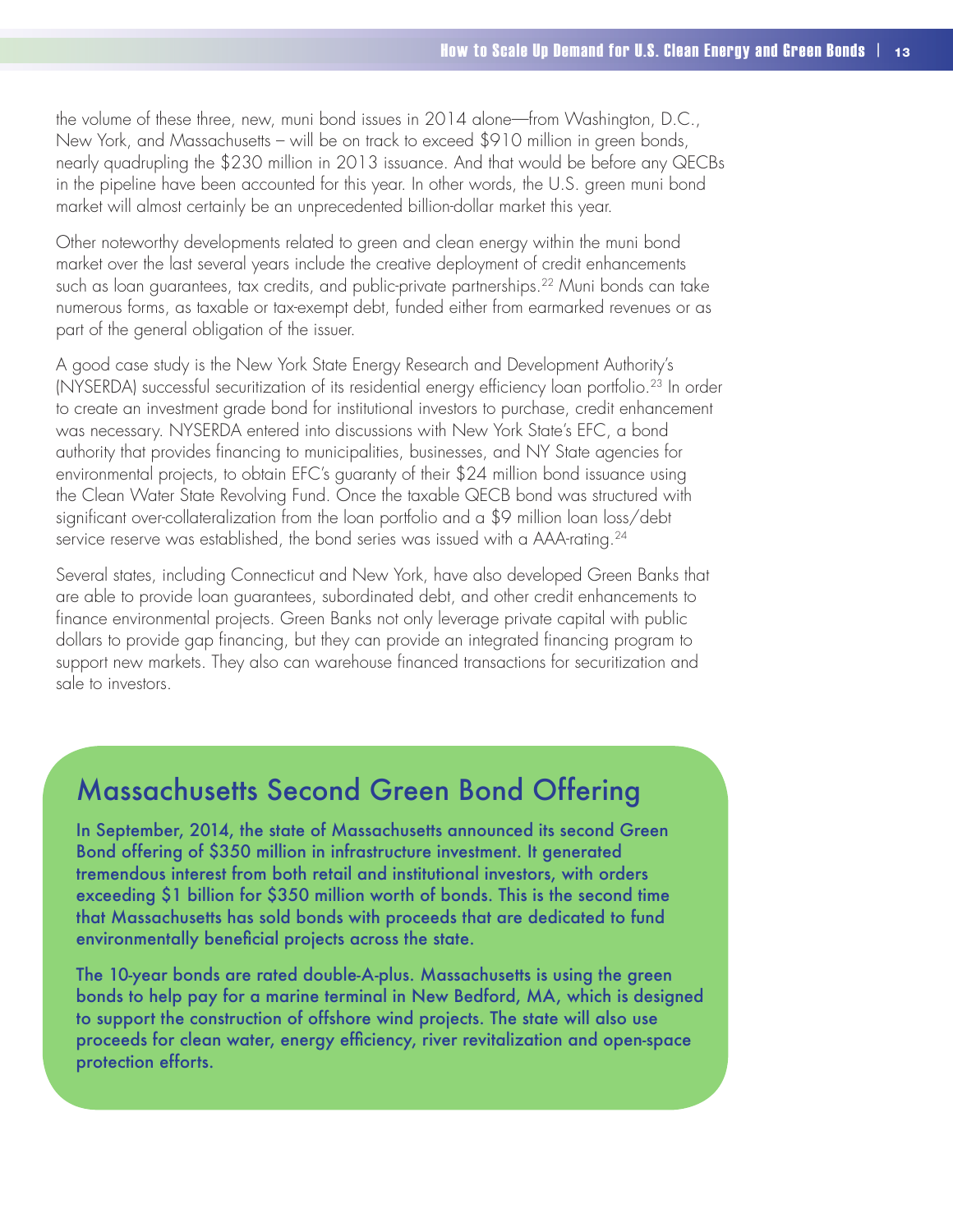the volume of these three, new, muni bond issues in 2014 alone—from Washington, D.C., New York, and Massachusetts – will be on track to exceed $910 million in green bonds, nearly quadrupling the $230 million in 2013 issuance. And that would be before any QECBs in the pipeline have been accounted for this year. In other words, the U.S. green muni bond market will almost certainly be an unprecedented billion-dollar market this year.

Other noteworthy developments related to green and clean energy within the muni bond market over the last several years include the creative deployment of credit enhancements such as loan guarantees, tax credits, and public-private partnerships.[22] Muni bonds can take numerous forms, as taxable or tax-exempt debt, funded either from earmarked revenues or as part of the general obligation of the issuer.

A good case study is the New York State Energy Research and Development Authority's (NYSERDA) successful securitization of its residential energy efficiency loan portfolio.[23] In order to create an investment grade bond for institutional investors to purchase, credit enhancement was necessary. NYSERDA entered into discussions with New York State's EFC, a bond authority that provides financing to municipalities, businesses, and NY State agencies for environmental projects, to obtain EFC's guaranty of their $24 million bond issuance using the Clean Water State Revolving Fund. Once the taxable QECB bond was structured with significant over-collateralization from the loan portfolio and a $9 million loan loss/debt service reserve was established, the bond series was issued with a AAA-rating.[24]

Several states, including Connecticut and New York, have also developed Green Banks that are able to provide loan guarantees, subordinated debt, and other credit enhancements to finance environmental projects. Green Banks not only leverage private capital with public dollars to provide gap financing, but they can provide an integrated financing program to support new markets. They also can warehouse financed transactions for securitization and sale to investors.

## Massachusetts Second Green Bond Offering

In September, 2014, the state of Massachusetts announced its second Green Bond offering of $350 million in infrastructure investment. It generated tremendous interest from both retail and institutional investors, with orders exceeding $1 billion for $350 million worth of bonds. This is the second time that Massachusetts has sold bonds with proceeds that are dedicated to fund environmentally beneficial projects across the state.

The 10-year bonds are rated double-A-plus. Massachusetts is using the green bonds to help pay for a marine terminal in New Bedford, MA, which is designed to support the construction of offshore wind projects. The state will also use proceeds for clean water, energy efficiency, river revitalization and open-space protection efforts.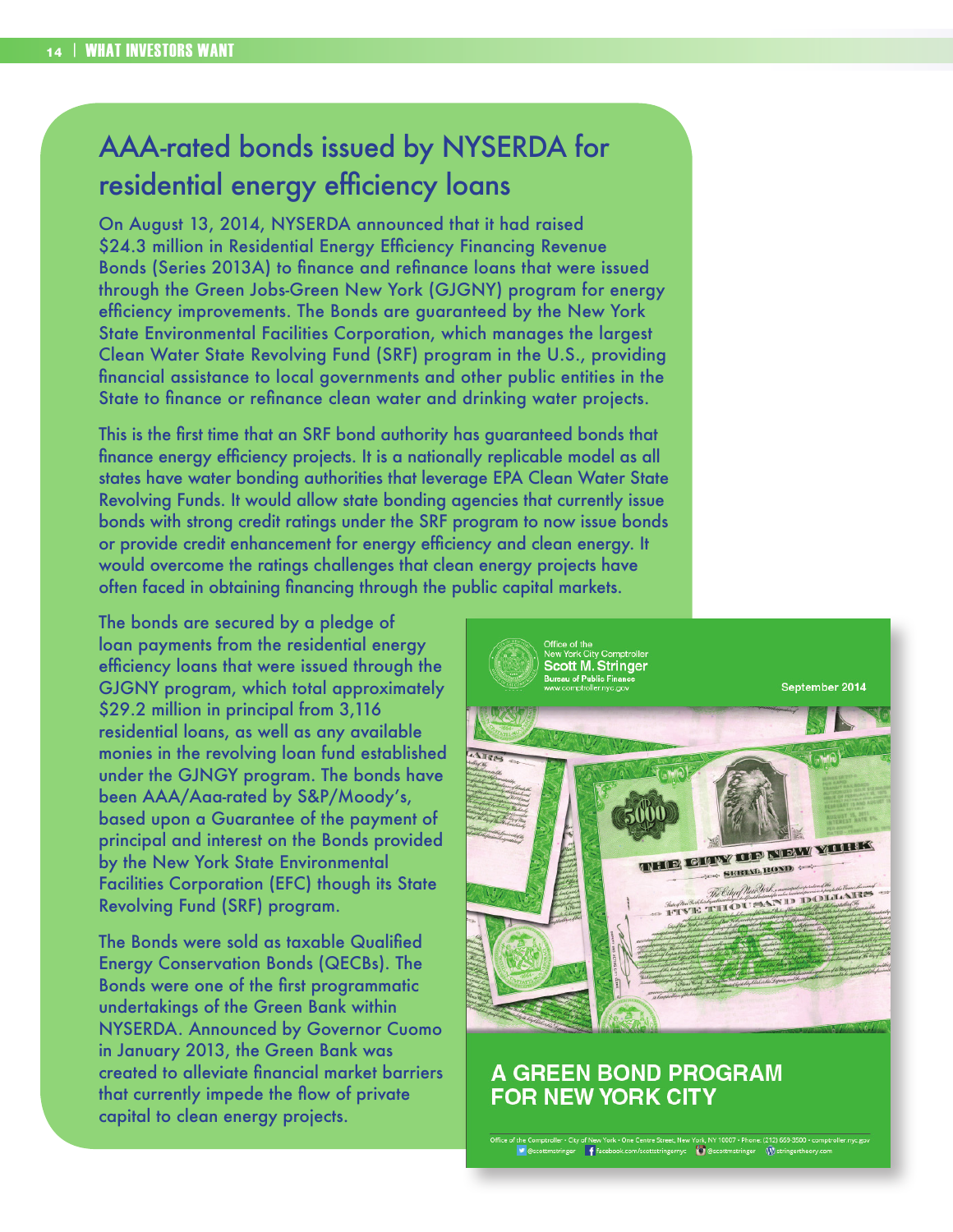## AAA-rated bonds issued by NYSERDA for residential energy efficiency loans

On August 13, 2014, NYSERDA announced that it had raised $24.3 million in Residential Energy Efficiency Financing Revenue Bonds (Series 2013A) to finance and refinance loans that were issued through the Green Jobs-Green New York (GJGNY) program for energy efficiency improvements. The Bonds are guaranteed by the New York State Environmental Facilities Corporation, which manages the largest Clean Water State Revolving Fund (SRF) program in the U.S., providing financial assistance to local governments and other public entities in the State to finance or refinance clean water and drinking water projects.

This is the first time that an SRF bond authority has guaranteed bonds that finance energy efficiency projects. It is a nationally replicable model as all states have water bonding authorities that leverage EPA Clean Water State Revolving Funds. It would allow state bonding agencies that currently issue bonds with strong credit ratings under the SRF program to now issue bonds or provide credit enhancement for energy efficiency and clean energy. It would overcome the ratings challenges that clean energy projects have often faced in obtaining financing through the public capital markets.

The bonds are secured by a pledge of loan payments from the residential energy efficiency loans that were issued through the GJGNY program, which total approximately $29.2 million in principal from 3,116 residential loans, as well as any available monies in the revolving loan fund established under the GJNGY program. The bonds have been AAA/Aaa-rated by S&P/Moody's, based upon a Guarantee of the payment of principal and interest on the Bonds provided by the New York State Environmental Facilities Corporation (EFC) though its State Revolving Fund (SRF) program.

The Bonds were sold as taxable Qualified Energy Conservation Bonds (QECBs). The Bonds were one of the first programmatic undertakings of the Green Bank within NYSERDA. Announced by Governor Cuomo in January 2013, the Green Bank was created to alleviate financial market barriers that currently impede the flow of private capital to clean energy projects.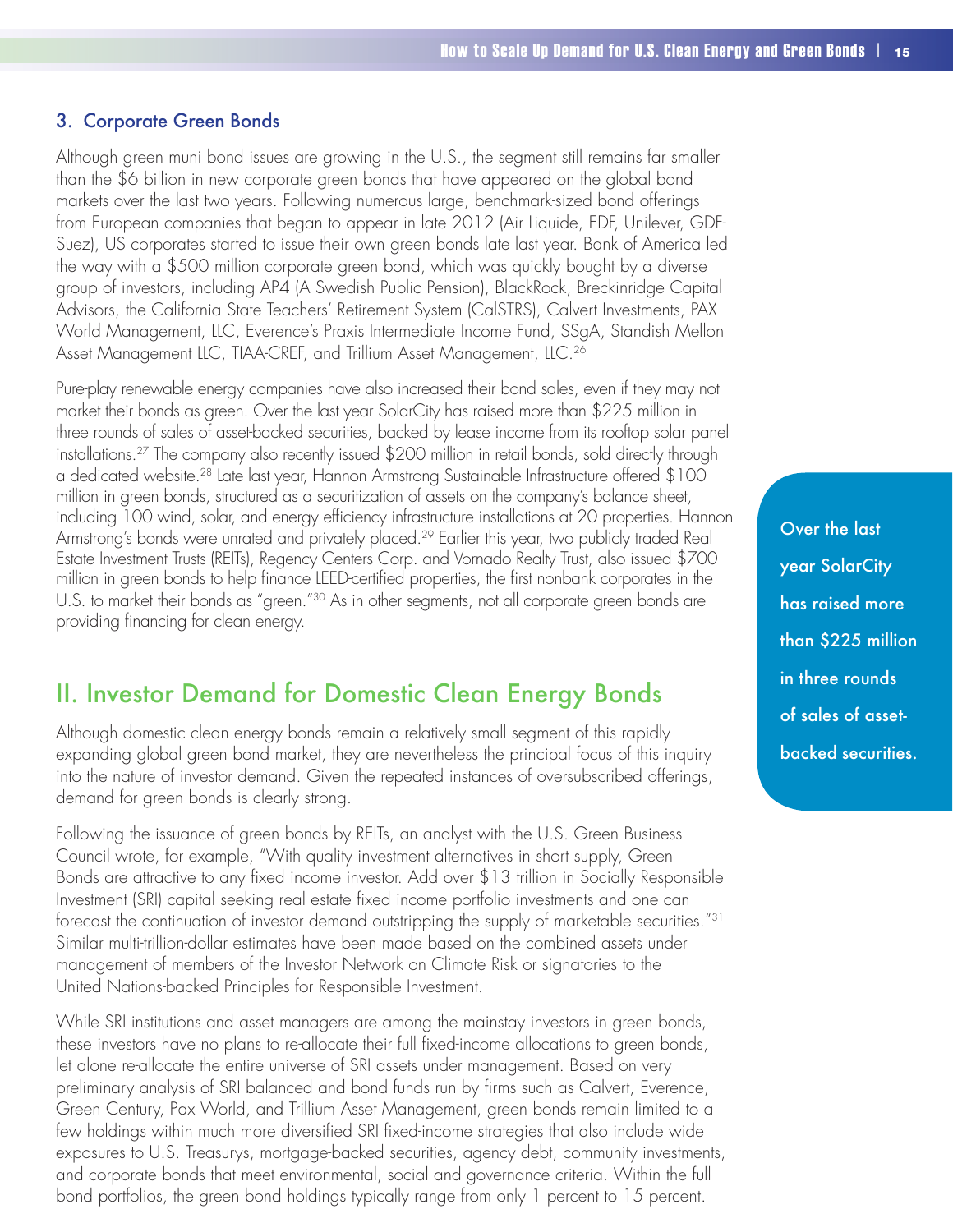### 3. Corporate Green Bonds

Although green muni bond issues are growing in the U.S., the segment still remains far smaller than the $6 billion in new corporate green bonds that have appeared on the global bond markets over the last two years. Following numerous large, benchmark-sized bond offerings from European companies that began to appear in late 2012 (Air Liquide, EDF, Unilever, GDF-Suez), US corporates started to issue their own green bonds late last year. Bank of America led the way with a $500 million corporate green bond, which was quickly bought by a diverse group of investors, including AP4 (A Swedish Public Pension), BlackRock, Breckinridge Capital Advisors, the California State Teachers' Retirement System (CalSTRS), Calvert Investments, PAX World Management, LLC, Everence's Praxis Intermediate Income Fund, SSgA, Standish Mellon Asset Management LLC, TIAA-CREF, and Trillium Asset Management, LLC.[26]

Pure-play renewable energy companies have also increased their bond sales, even if they may not market their bonds as green. Over the last year SolarCity has raised more than $225 million in three rounds of sales of asset-backed securities, backed by lease income from its rooftop solar panel installations.[27] The company also recently issued $200 million in retail bonds, sold directly through a dedicated website.[28] Late last year, Hannon Armstrong Sustainable Infrastructure offered $100 million in green bonds, structured as a securitization of assets on the company's balance sheet, including 100 wind, solar, and energy efficiency infrastructure installations at 20 properties. Hannon Armstrong's bonds were unrated and privately placed.[29] Earlier this year, two publicly traded Real Estate Investment Trusts (REITs), Regency Centers Corp. and Vornado Realty Trust, also issued $700 million in green bonds to help finance LEED-certified properties, the first nonbank corporates in the U.S. to market their bonds as "green."[30] As in other segments, not all corporate green bonds are providing financing for clean energy.

> Over the last year SolarCity has raised more than $225 million in three rounds of sales of asset-backed securities.

## II. Investor Demand for Domestic Clean Energy Bonds

Although domestic clean energy bonds remain a relatively small segment of this rapidly expanding global green bond market, they are nevertheless the principal focus of this inquiry into the nature of investor demand. Given the repeated instances of oversubscribed offerings, demand for green bonds is clearly strong.

Following the issuance of green bonds by REITs, an analyst with the U.S. Green Business Council wrote, for example, "With quality investment alternatives in short supply, Green Bonds are attractive to any fixed income investor. Add over $13 trillion in Socially Responsible Investment (SRI) capital seeking real estate fixed income portfolio investments and one can forecast the continuation of investor demand outstripping the supply of marketable securities."[31] Similar multi-trillion-dollar estimates have been made based on the combined assets under management of members of the Investor Network on Climate Risk or signatories to the United Nations-backed Principles for Responsible Investment.

While SRI institutions and asset managers are among the mainstay investors in green bonds, these investors have no plans to re-allocate their full fixed-income allocations to green bonds, let alone re-allocate the entire universe of SRI assets under management. Based on very preliminary analysis of SRI balanced and bond funds run by firms such as Calvert, Everence, Green Century, Pax World, and Trillium Asset Management, green bonds remain limited to a few holdings within much more diversified SRI fixed-income strategies that also include wide exposures to U.S. Treasurys, mortgage-backed securities, agency debt, community investments, and corporate bonds that meet environmental, social and governance criteria. Within the full bond portfolios, the green bond holdings typically range from only 1 percent to 15 percent.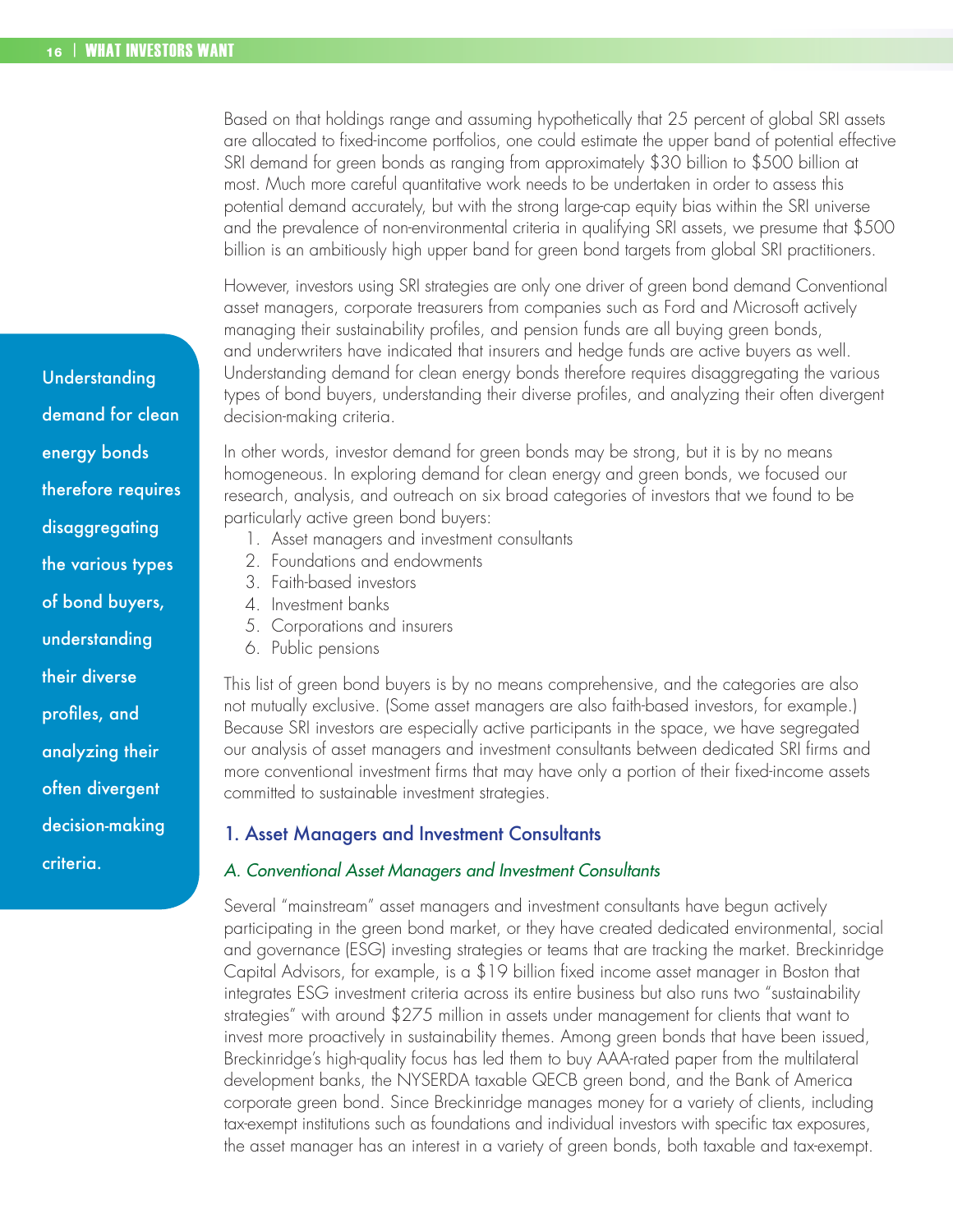Based on that holdings range and assuming hypothetically that 25 percent of global SRI assets are allocated to fixed-income portfolios, one could estimate the upper band of potential effective SRI demand for green bonds as ranging from approximately $30 billion to $500 billion at most. Much more careful quantitative work needs to be undertaken in order to assess this potential demand accurately, but with the strong large-cap equity bias within the SRI universe and the prevalence of non-environmental criteria in qualifying SRI assets, we presume that $500 billion is an ambitiously high upper band for green bond targets from global SRI practitioners.

However, investors using SRI strategies are only one driver of green bond demand Conventional asset managers, corporate treasurers from companies such as Ford and Microsoft actively managing their sustainability profiles, and pension funds are all buying green bonds, and underwriters have indicated that insurers and hedge funds are active buyers as well. Understanding demand for clean energy bonds therefore requires disaggregating the various types of bond buyers, understanding their diverse profiles, and analyzing their often divergent decision-making criteria.

> Understanding demand for clean energy bonds therefore requires disaggregating the various types of bond buyers, understanding their diverse profiles, and analyzing their often divergent decision-making criteria.

In other words, investor demand for green bonds may be strong, but it is by no means homogeneous. In exploring demand for clean energy and green bonds, we focused our research, analysis, and outreach on six broad categories of investors that we found to be particularly active green bond buyers:

1. Asset managers and investment consultants
2. Foundations and endowments
3. Faith-based investors
4. Investment banks
5. Corporations and insurers
6. Public pensions

This list of green bond buyers is by no means comprehensive, and the categories are also not mutually exclusive. (Some asset managers are also faith-based investors, for example.) Because SRI investors are especially active participants in the space, we have segregated our analysis of asset managers and investment consultants between dedicated SRI firms and more conventional investment firms that may have only a portion of their fixed-income assets committed to sustainable investment strategies.

## 1. Asset Managers and Investment Consultants

### *A. Conventional Asset Managers and Investment Consultants*

Several "mainstream" asset managers and investment consultants have begun actively participating in the green bond market, or they have created dedicated environmental, social and governance (ESG) investing strategies or teams that are tracking the market. Breckinridge Capital Advisors, for example, is a $19 billion fixed income asset manager in Boston that integrates ESG investment criteria across its entire business but also runs two "sustainability strategies" with around $275 million in assets under management for clients that want to invest more proactively in sustainability themes. Among green bonds that have been issued, Breckinridge's high-quality focus has led them to buy AAA-rated paper from the multilateral development banks, the NYSERDA taxable QECB green bond, and the Bank of America corporate green bond. Since Breckinridge manages money for a variety of clients, including tax-exempt institutions such as foundations and individual investors with specific tax exposures, the asset manager has an interest in a variety of green bonds, both taxable and tax-exempt.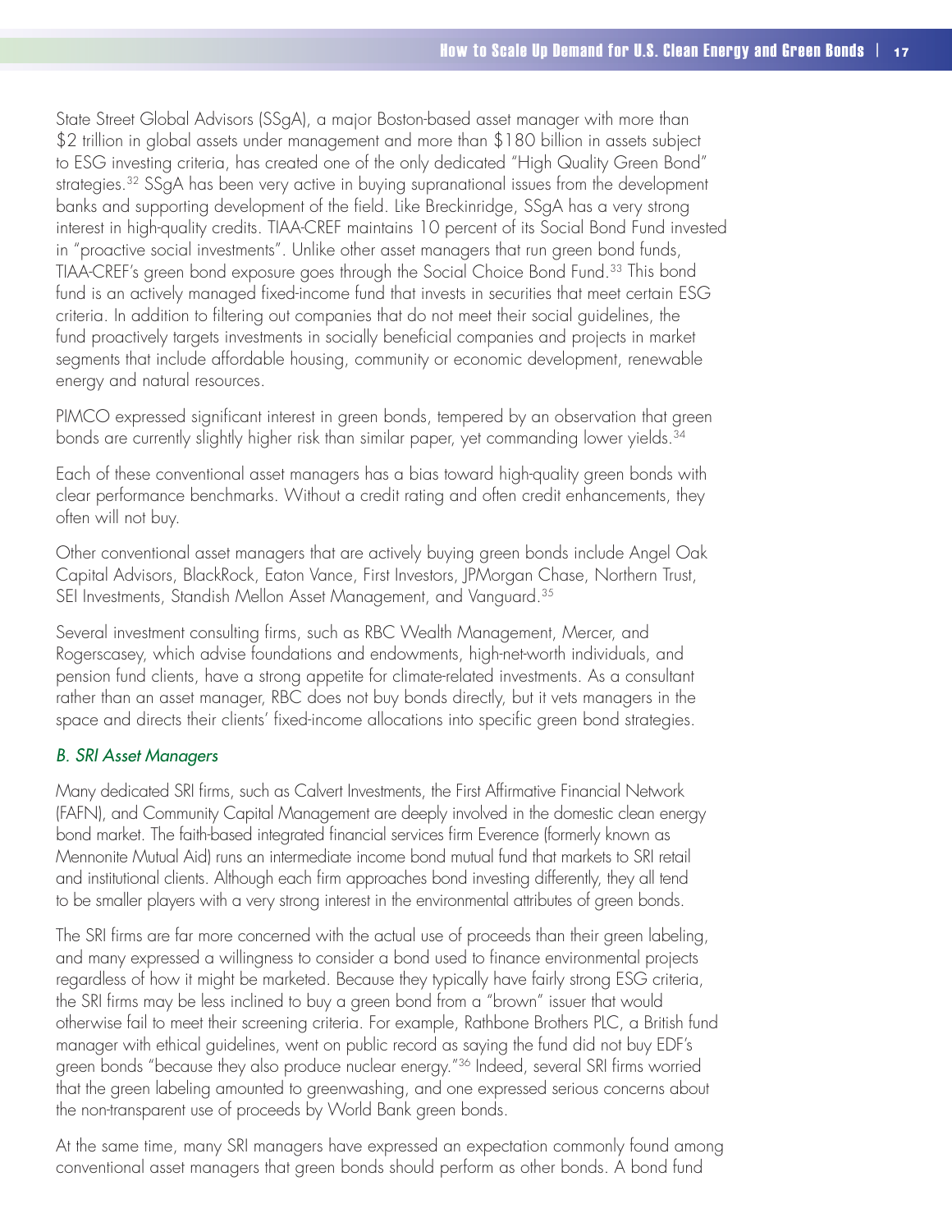State Street Global Advisors (SSgA), a major Boston-based asset manager with more than $2 trillion in global assets under management and more than $180 billion in assets subject to ESG investing criteria, has created one of the only dedicated "High Quality Green Bond" strategies.[32] SSgA has been very active in buying supranational issues from the development banks and supporting development of the field. Like Breckinridge, SSgA has a very strong interest in high-quality credits. TIAA-CREF maintains 10 percent of its Social Bond Fund invested in "proactive social investments". Unlike other asset managers that run green bond funds, TIAA-CREF's green bond exposure goes through the Social Choice Bond Fund.[33] This bond fund is an actively managed fixed-income fund that invests in securities that meet certain ESG criteria. In addition to filtering out companies that do not meet their social guidelines, the fund proactively targets investments in socially beneficial companies and projects in market segments that include affordable housing, community or economic development, renewable energy and natural resources.

PIMCO expressed significant interest in green bonds, tempered by an observation that green bonds are currently slightly higher risk than similar paper, yet commanding lower yields.[34]

Each of these conventional asset managers has a bias toward high-quality green bonds with clear performance benchmarks. Without a credit rating and often credit enhancements, they often will not buy.

Other conventional asset managers that are actively buying green bonds include Angel Oak Capital Advisors, BlackRock, Eaton Vance, First Investors, JPMorgan Chase, Northern Trust, SEI Investments, Standish Mellon Asset Management, and Vanguard.[35]

Several investment consulting firms, such as RBC Wealth Management, Mercer, and Rogerscasey, which advise foundations and endowments, high-net-worth individuals, and pension fund clients, have a strong appetite for climate-related investments. As a consultant rather than an asset manager, RBC does not buy bonds directly, but it vets managers in the space and directs their clients' fixed-income allocations into specific green bond strategies.

### *B. SRI Asset Managers*

Many dedicated SRI firms, such as Calvert Investments, the First Affirmative Financial Network (FAFN), and Community Capital Management are deeply involved in the domestic clean energy bond market. The faith-based integrated financial services firm Everence (formerly known as Mennonite Mutual Aid) runs an intermediate income bond mutual fund that markets to SRI retail and institutional clients. Although each firm approaches bond investing differently, they all tend to be smaller players with a very strong interest in the environmental attributes of green bonds.

The SRI firms are far more concerned with the actual use of proceeds than their green labeling, and many expressed a willingness to consider a bond used to finance environmental projects regardless of how it might be marketed. Because they typically have fairly strong ESG criteria, the SRI firms may be less inclined to buy a green bond from a "brown" issuer that would otherwise fail to meet their screening criteria. For example, Rathbone Brothers PLC, a British fund manager with ethical guidelines, went on public record as saying the fund did not buy EDF's green bonds "because they also produce nuclear energy."[36] Indeed, several SRI firms worried that the green labeling amounted to greenwashing, and one expressed serious concerns about the non-transparent use of proceeds by World Bank green bonds.

At the same time, many SRI managers have expressed an expectation commonly found among conventional asset managers that green bonds should perform as other bonds. A bond fund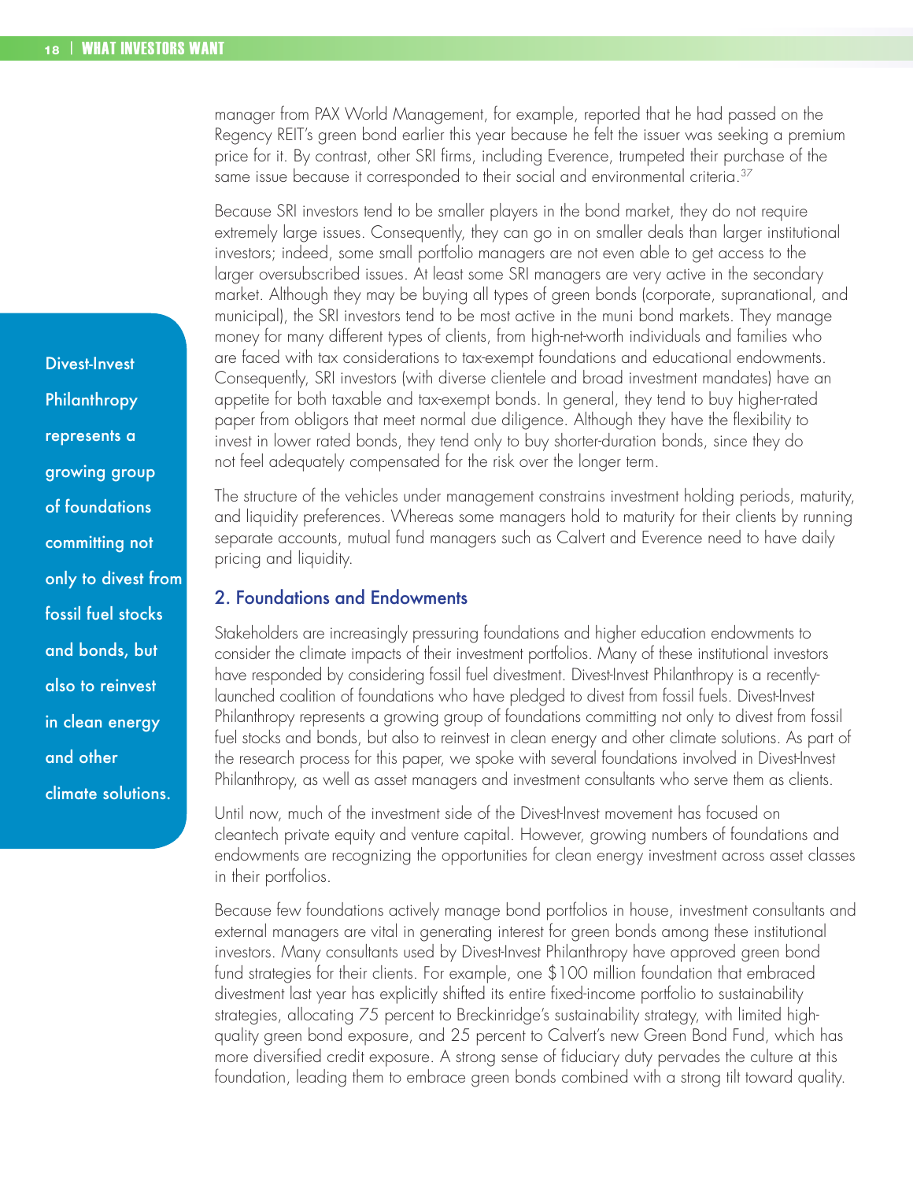manager from PAX World Management, for example, reported that he had passed on the Regency REIT's green bond earlier this year because he felt the issuer was seeking a premium price for it. By contrast, other SRI firms, including Everence, trumpeted their purchase of the same issue because it corresponded to their social and environmental criteria.[37]

Because SRI investors tend to be smaller players in the bond market, they do not require extremely large issues. Consequently, they can go in on smaller deals than larger institutional investors; indeed, some small portfolio managers are not even able to get access to the larger oversubscribed issues. At least some SRI managers are very active in the secondary market. Although they may be buying all types of green bonds (corporate, supranational, and municipal), the SRI investors tend to be most active in the muni bond markets. They manage money for many different types of clients, from high-net-worth individuals and families who are faced with tax considerations to tax-exempt foundations and educational endowments. Consequently, SRI investors (with diverse clientele and broad investment mandates) have an appetite for both taxable and tax-exempt bonds. In general, they tend to buy higher-rated paper from obligors that meet normal due diligence. Although they have the flexibility to invest in lower rated bonds, they tend only to buy shorter-duration bonds, since they do not feel adequately compensated for the risk over the longer term.

The structure of the vehicles under management constrains investment holding periods, maturity, and liquidity preferences. Whereas some managers hold to maturity for their clients by running separate accounts, mutual fund managers such as Calvert and Everence need to have daily pricing and liquidity.

Divest-Invest Philanthropy represents a growing group of foundations committing not only to divest from fossil fuel stocks and bonds, but also to reinvest in clean energy and other climate solutions.

## 2. Foundations and Endowments

Stakeholders are increasingly pressuring foundations and higher education endowments to consider the climate impacts of their investment portfolios. Many of these institutional investors have responded by considering fossil fuel divestment. Divest-Invest Philanthropy is a recently-launched coalition of foundations who have pledged to divest from fossil fuels. Divest-Invest Philanthropy represents a growing group of foundations committing not only to divest from fossil fuel stocks and bonds, but also to reinvest in clean energy and other climate solutions. As part of the research process for this paper, we spoke with several foundations involved in Divest-Invest Philanthropy, as well as asset managers and investment consultants who serve them as clients.

Until now, much of the investment side of the Divest-Invest movement has focused on cleantech private equity and venture capital. However, growing numbers of foundations and endowments are recognizing the opportunities for clean energy investment across asset classes in their portfolios.

Because few foundations actively manage bond portfolios in house, investment consultants and external managers are vital in generating interest for green bonds among these institutional investors. Many consultants used by Divest-Invest Philanthropy have approved green bond fund strategies for their clients. For example, one $100 million foundation that embraced divestment last year has explicitly shifted its entire fixed-income portfolio to sustainability strategies, allocating 75 percent to Breckinridge's sustainability strategy, with limited high-quality green bond exposure, and 25 percent to Calvert's new Green Bond Fund, which has more diversified credit exposure. A strong sense of fiduciary duty pervades the culture at this foundation, leading them to embrace green bonds combined with a strong tilt toward quality.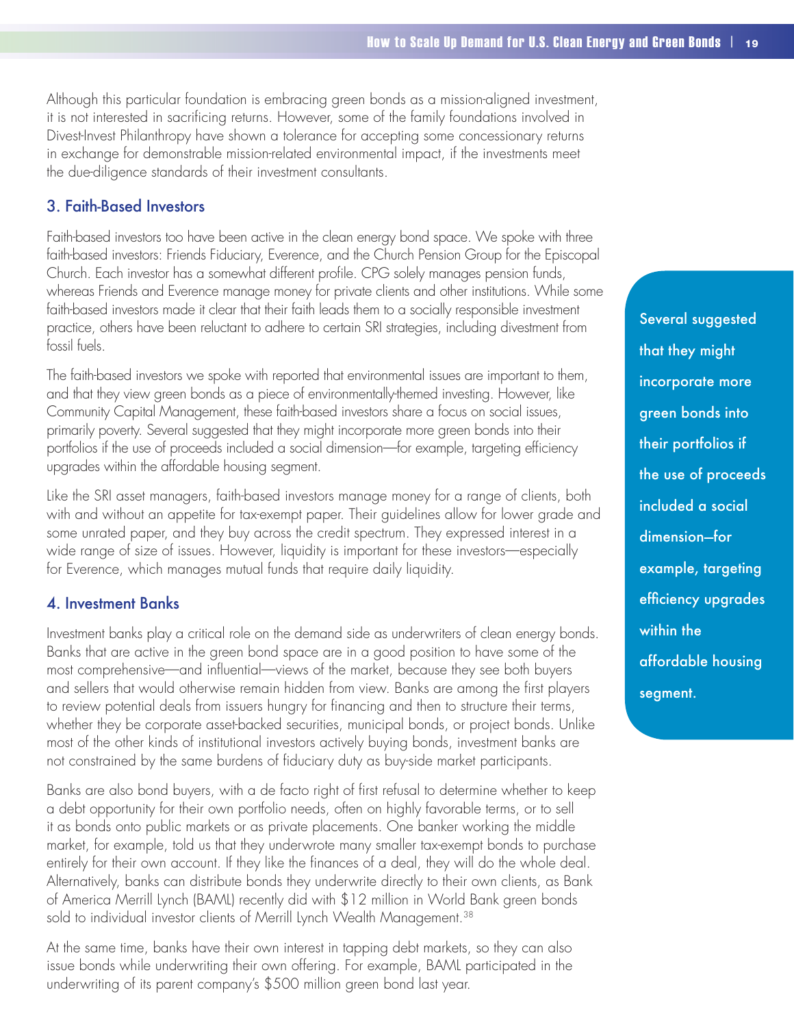Although this particular foundation is embracing green bonds as a mission-aligned investment, it is not interested in sacrificing returns. However, some of the family foundations involved in Divest-Invest Philanthropy have shown a tolerance for accepting some concessionary returns in exchange for demonstrable mission-related environmental impact, if the investments meet the due-diligence standards of their investment consultants.

### 3. Faith-Based Investors

Faith-based investors too have been active in the clean energy bond space. We spoke with three faith-based investors: Friends Fiduciary, Everence, and the Church Pension Group for the Episcopal Church. Each investor has a somewhat different profile. CPG solely manages pension funds, whereas Friends and Everence manage money for private clients and other institutions. While some faith-based investors made it clear that their faith leads them to a socially responsible investment practice, others have been reluctant to adhere to certain SRI strategies, including divestment from fossil fuels.

The faith-based investors we spoke with reported that environmental issues are important to them, and that they view green bonds as a piece of environmentally-themed investing. However, like Community Capital Management, these faith-based investors share a focus on social issues, primarily poverty. Several suggested that they might incorporate more green bonds into their portfolios if the use of proceeds included a social dimension—for example, targeting efficiency upgrades within the affordable housing segment.

> Several suggested that they might incorporate more green bonds into their portfolios if the use of proceeds included a social dimension—for example, targeting efficiency upgrades within the affordable housing segment.

Like the SRI asset managers, faith-based investors manage money for a range of clients, both with and without an appetite for tax-exempt paper. Their guidelines allow for lower grade and some unrated paper, and they buy across the credit spectrum. They expressed interest in a wide range of size of issues. However, liquidity is important for these investors—especially for Everence, which manages mutual funds that require daily liquidity.

### 4. Investment Banks

Investment banks play a critical role on the demand side as underwriters of clean energy bonds. Banks that are active in the green bond space are in a good position to have some of the most comprehensive—and influential—views of the market, because they see both buyers and sellers that would otherwise remain hidden from view. Banks are among the first players to review potential deals from issuers hungry for financing and then to structure their terms, whether they be corporate asset-backed securities, municipal bonds, or project bonds. Unlike most of the other kinds of institutional investors actively buying bonds, investment banks are not constrained by the same burdens of fiduciary duty as buy-side market participants.

Banks are also bond buyers, with a de facto right of first refusal to determine whether to keep a debt opportunity for their own portfolio needs, often on highly favorable terms, or to sell it as bonds onto public markets or as private placements. One banker working the middle market, for example, told us that they underwrote many smaller tax-exempt bonds to purchase entirely for their own account. If they like the finances of a deal, they will do the whole deal. Alternatively, banks can distribute bonds they underwrite directly to their own clients, as Bank of America Merrill Lynch (BAML) recently did with $12 million in World Bank green bonds sold to individual investor clients of Merrill Lynch Wealth Management.[38]

At the same time, banks have their own interest in tapping debt markets, so they can also issue bonds while underwriting their own offering. For example, BAML participated in the underwriting of its parent company's $500 million green bond last year.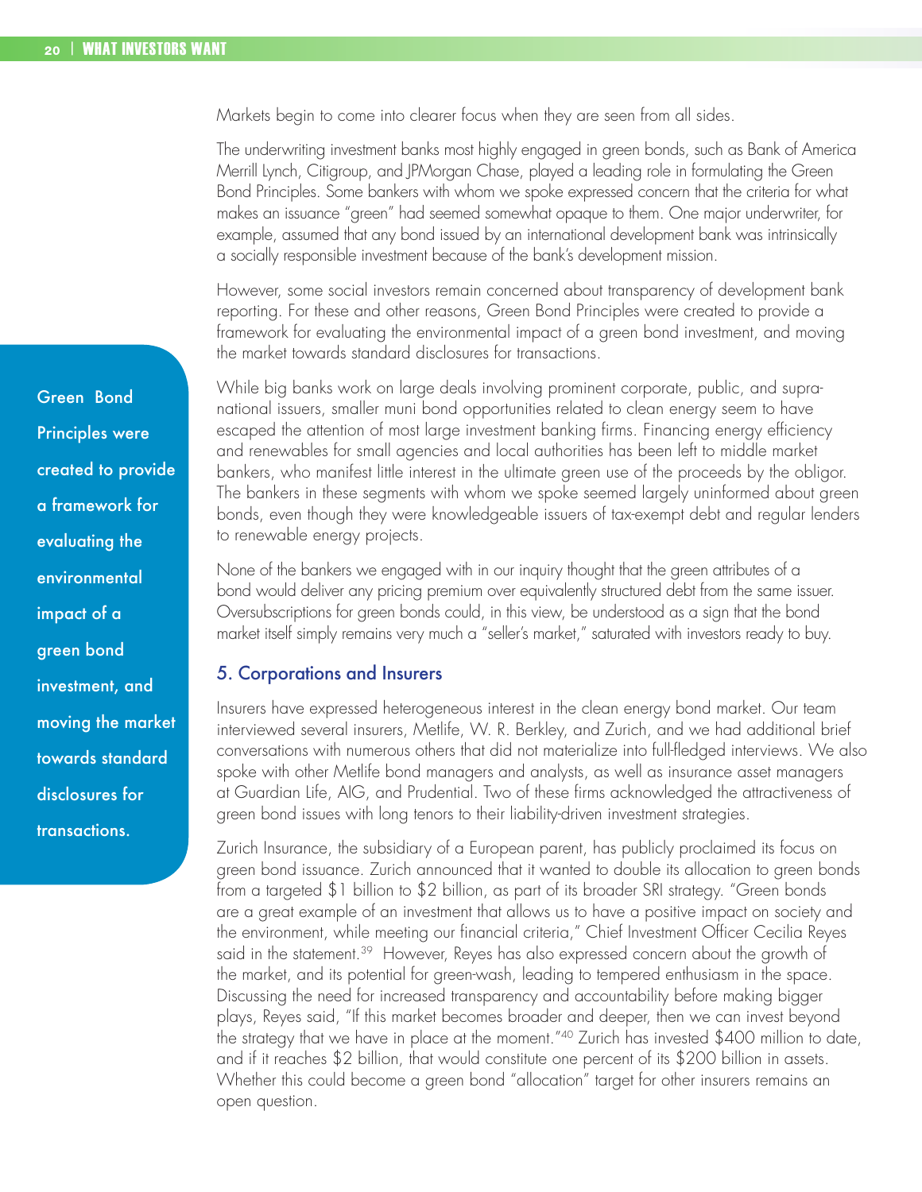Markets begin to come into clearer focus when they are seen from all sides.

The underwriting investment banks most highly engaged in green bonds, such as Bank of America Merrill Lynch, Citigroup, and JPMorgan Chase, played a leading role in formulating the Green Bond Principles. Some bankers with whom we spoke expressed concern that the criteria for what makes an issuance "green" had seemed somewhat opaque to them. One major underwriter, for example, assumed that any bond issued by an international development bank was intrinsically a socially responsible investment because of the bank's development mission.

However, some social investors remain concerned about transparency of development bank reporting. For these and other reasons, Green Bond Principles were created to provide a framework for evaluating the environmental impact of a green bond investment, and moving the market towards standard disclosures for transactions.

> Green Bond Principles were created to provide a framework for evaluating the environmental impact of a green bond investment, and moving the market towards standard disclosures for transactions.

While big banks work on large deals involving prominent corporate, public, and supra-national issuers, smaller muni bond opportunities related to clean energy seem to have escaped the attention of most large investment banking firms. Financing energy efficiency and renewables for small agencies and local authorities has been left to middle market bankers, who manifest little interest in the ultimate green use of the proceeds by the obligor. The bankers in these segments with whom we spoke seemed largely uninformed about green bonds, even though they were knowledgeable issuers of tax-exempt debt and regular lenders to renewable energy projects.

None of the bankers we engaged with in our inquiry thought that the green attributes of a bond would deliver any pricing premium over equivalently structured debt from the same issuer. Oversubscriptions for green bonds could, in this view, be understood as a sign that the bond market itself simply remains very much a "seller's market," saturated with investors ready to buy.

## 5. Corporations and Insurers

Insurers have expressed heterogeneous interest in the clean energy bond market. Our team interviewed several insurers, Metlife, W. R. Berkley, and Zurich, and we had additional brief conversations with numerous others that did not materialize into full-fledged interviews. We also spoke with other Metlife bond managers and analysts, as well as insurance asset managers at Guardian Life, AIG, and Prudential. Two of these firms acknowledged the attractiveness of green bond issues with long tenors to their liability-driven investment strategies.

Zurich Insurance, the subsidiary of a European parent, has publicly proclaimed its focus on green bond issuance. Zurich announced that it wanted to double its allocation to green bonds from a targeted $1 billion to $2 billion, as part of its broader SRI strategy. "Green bonds are a great example of an investment that allows us to have a positive impact on society and the environment, while meeting our financial criteria," Chief Investment Officer Cecilia Reyes said in the statement.[39] However, Reyes has also expressed concern about the growth of the market, and its potential for green-wash, leading to tempered enthusiasm in the space. Discussing the need for increased transparency and accountability before making bigger plays, Reyes said, "If this market becomes broader and deeper, then we can invest beyond the strategy that we have in place at the moment."[40] Zurich has invested $400 million to date, and if it reaches $2 billion, that would constitute one percent of its $200 billion in assets. Whether this could become a green bond "allocation" target for other insurers remains an open question.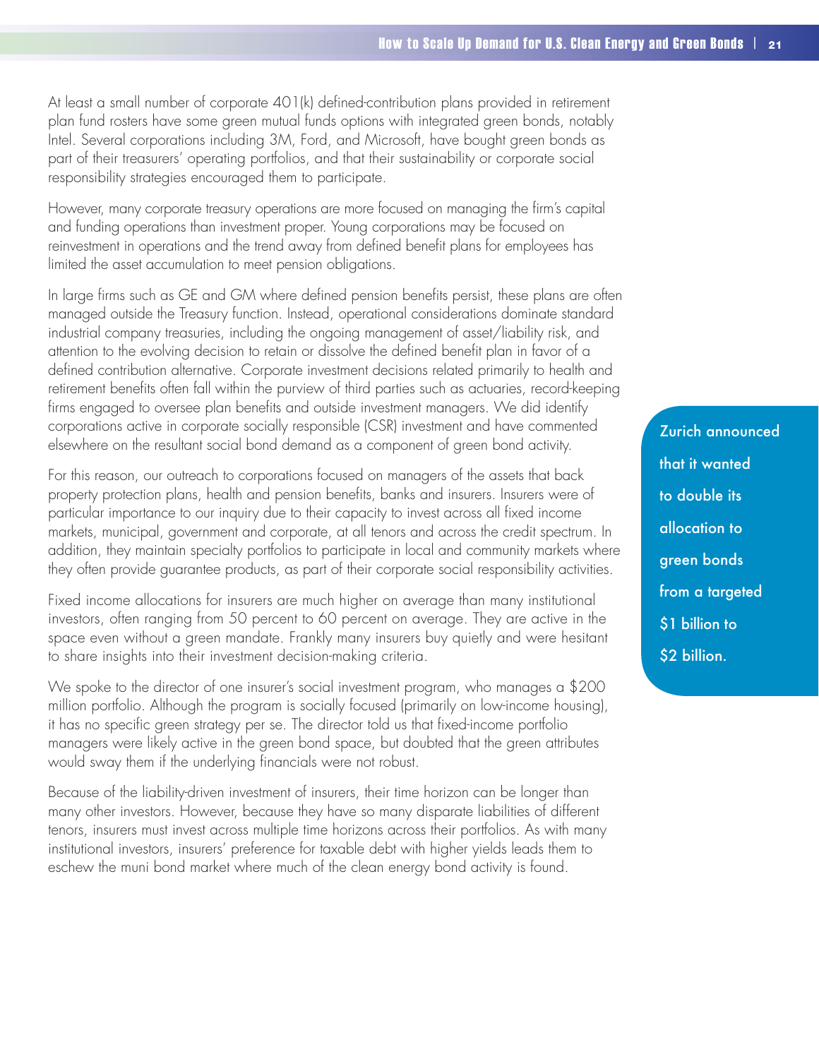At least a small number of corporate 401(k) defined-contribution plans provided in retirement plan fund rosters have some green mutual funds options with integrated green bonds, notably Intel. Several corporations including 3M, Ford, and Microsoft, have bought green bonds as part of their treasurers' operating portfolios, and that their sustainability or corporate social responsibility strategies encouraged them to participate.

However, many corporate treasury operations are more focused on managing the firm's capital and funding operations than investment proper. Young corporations may be focused on reinvestment in operations and the trend away from defined benefit plans for employees has limited the asset accumulation to meet pension obligations.

In large firms such as GE and GM where defined pension benefits persist, these plans are often managed outside the Treasury function. Instead, operational considerations dominate standard industrial company treasuries, including the ongoing management of asset/liability risk, and attention to the evolving decision to retain or dissolve the defined benefit plan in favor of a defined contribution alternative. Corporate investment decisions related primarily to health and retirement benefits often fall within the purview of third parties such as actuaries, record-keeping firms engaged to oversee plan benefits and outside investment managers. We did identify corporations active in corporate socially responsible (CSR) investment and have commented elsewhere on the resultant social bond demand as a component of green bond activity.

> Zurich announced that it wanted to double its allocation to green bonds from a targeted $1 billion to $2 billion.

For this reason, our outreach to corporations focused on managers of the assets that back property protection plans, health and pension benefits, banks and insurers. Insurers were of particular importance to our inquiry due to their capacity to invest across all fixed income markets, municipal, government and corporate, at all tenors and across the credit spectrum. In addition, they maintain specialty portfolios to participate in local and community markets where they often provide guarantee products, as part of their corporate social responsibility activities.

Fixed income allocations for insurers are much higher on average than many institutional investors, often ranging from 50 percent to 60 percent on average. They are active in the space even without a green mandate. Frankly many insurers buy quietly and were hesitant to share insights into their investment decision-making criteria.

We spoke to the director of one insurer's social investment program, who manages a $200 million portfolio. Although the program is socially focused (primarily on low-income housing), it has no specific green strategy per se. The director told us that fixed-income portfolio managers were likely active in the green bond space, but doubted that the green attributes would sway them if the underlying financials were not robust.

Because of the liability-driven investment of insurers, their time horizon can be longer than many other investors. However, because they have so many disparate liabilities of different tenors, insurers must invest across multiple time horizons across their portfolios. As with many institutional investors, insurers' preference for taxable debt with higher yields leads them to eschew the muni bond market where much of the clean energy bond activity is found.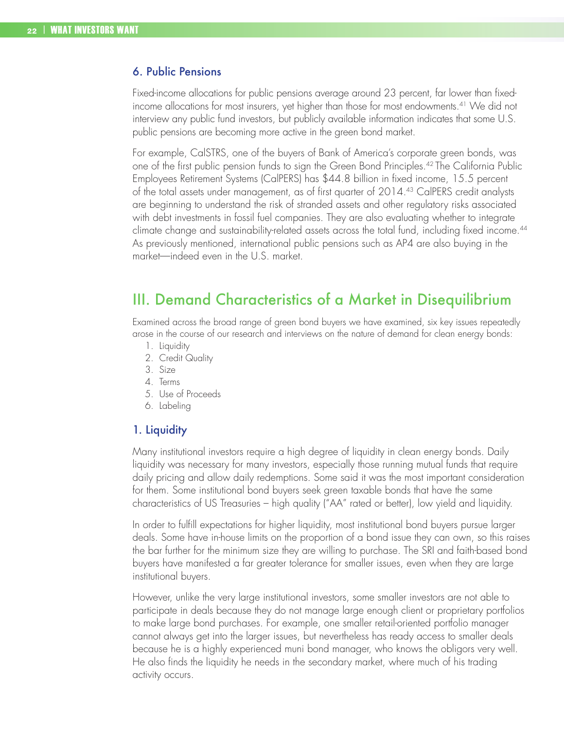### 6. Public Pensions

Fixed-income allocations for public pensions average around 23 percent, far lower than fixed-income allocations for most insurers, yet higher than those for most endowments.[41] We did not interview any public fund investors, but publicly available information indicates that some U.S. public pensions are becoming more active in the green bond market.

For example, CalSTRS, one of the buyers of Bank of America's corporate green bonds, was one of the first public pension funds to sign the Green Bond Principles.[42] The California Public Employees Retirement Systems (CalPERS) has $44.8 billion in fixed income, 15.5 percent of the total assets under management, as of first quarter of 2014.[43] CalPERS credit analysts are beginning to understand the risk of stranded assets and other regulatory risks associated with debt investments in fossil fuel companies. They are also evaluating whether to integrate climate change and sustainability-related assets across the total fund, including fixed income.[44] As previously mentioned, international public pensions such as AP4 are also buying in the market—indeed even in the U.S. market.

## III. Demand Characteristics of a Market in Disequilibrium

Examined across the broad range of green bond buyers we have examined, six key issues repeatedly arose in the course of our research and interviews on the nature of demand for clean energy bonds:

1. Liquidity
2. Credit Quality
3. Size
4. Terms
5. Use of Proceeds
6. Labeling

### 1. Liquidity

Many institutional investors require a high degree of liquidity in clean energy bonds. Daily liquidity was necessary for many investors, especially those running mutual funds that require daily pricing and allow daily redemptions. Some said it was the most important consideration for them. Some institutional bond buyers seek green taxable bonds that have the same characteristics of US Treasuries – high quality ("AA" rated or better), low yield and liquidity.

In order to fulfill expectations for higher liquidity, most institutional bond buyers pursue larger deals. Some have in-house limits on the proportion of a bond issue they can own, so this raises the bar further for the minimum size they are willing to purchase. The SRI and faith-based bond buyers have manifested a far greater tolerance for smaller issues, even when they are large institutional buyers.

However, unlike the very large institutional investors, some smaller investors are not able to participate in deals because they do not manage large enough client or proprietary portfolios to make large bond purchases. For example, one smaller retail-oriented portfolio manager cannot always get into the larger issues, but nevertheless has ready access to smaller deals because he is a highly experienced muni bond manager, who knows the obligors very well. He also finds the liquidity he needs in the secondary market, where much of his trading activity occurs.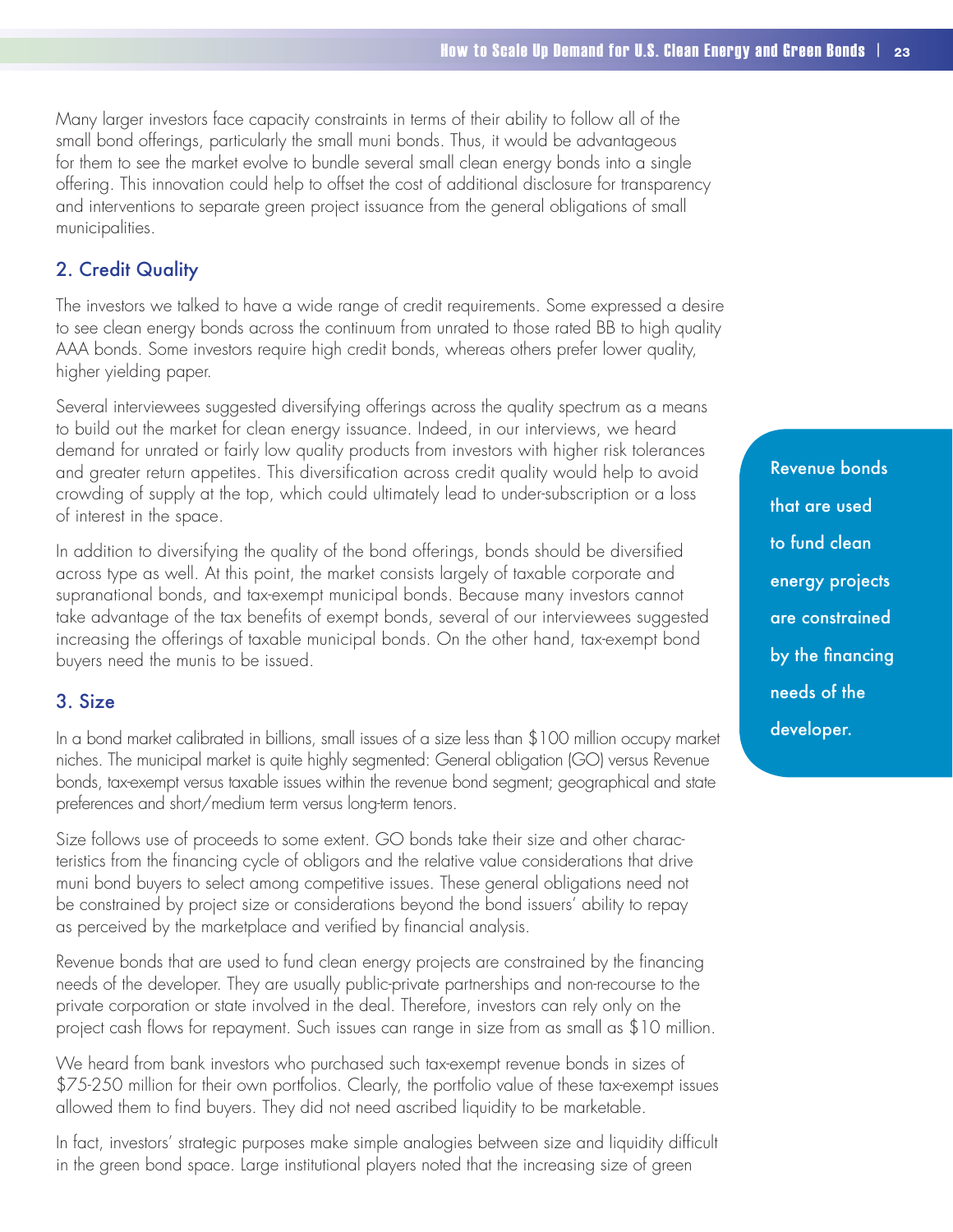Many larger investors face capacity constraints in terms of their ability to follow all of the small bond offerings, particularly the small muni bonds. Thus, it would be advantageous for them to see the market evolve to bundle several small clean energy bonds into a single offering. This innovation could help to offset the cost of additional disclosure for transparency and interventions to separate green project issuance from the general obligations of small municipalities.

## 2. Credit Quality

The investors we talked to have a wide range of credit requirements. Some expressed a desire to see clean energy bonds across the continuum from unrated to those rated BB to high quality AAA bonds. Some investors require high credit bonds, whereas others prefer lower quality, higher yielding paper.

Several interviewees suggested diversifying offerings across the quality spectrum as a means to build out the market for clean energy issuance. Indeed, in our interviews, we heard demand for unrated or fairly low quality products from investors with higher risk tolerances and greater return appetites. This diversification across credit quality would help to avoid crowding of supply at the top, which could ultimately lead to under-subscription or a loss of interest in the space.

In addition to diversifying the quality of the bond offerings, bonds should be diversified across type as well. At this point, the market consists largely of taxable corporate and supranational bonds, and tax-exempt municipal bonds. Because many investors cannot take advantage of the tax benefits of exempt bonds, several of our interviewees suggested increasing the offerings of taxable municipal bonds. On the other hand, tax-exempt bond buyers need the munis to be issued.

## 3. Size

In a bond market calibrated in billions, small issues of a size less than $100 million occupy market niches. The municipal market is quite highly segmented: General obligation (GO) versus Revenue bonds, tax-exempt versus taxable issues within the revenue bond segment; geographical and state preferences and short/medium term versus long-term tenors.

Size follows use of proceeds to some extent. GO bonds take their size and other characteristics from the financing cycle of obligors and the relative value considerations that drive muni bond buyers to select among competitive issues. These general obligations need not be constrained by project size or considerations beyond the bond issuers' ability to repay as perceived by the marketplace and verified by financial analysis.

Revenue bonds that are used to fund clean energy projects are constrained by the financing needs of the developer. They are usually public-private partnerships and non-recourse to the private corporation or state involved in the deal. Therefore, investors can rely only on the project cash flows for repayment. Such issues can range in size from as small as $10 million.

We heard from bank investors who purchased such tax-exempt revenue bonds in sizes of $75-250 million for their own portfolios. Clearly, the portfolio value of these tax-exempt issues allowed them to find buyers. They did not need ascribed liquidity to be marketable.

In fact, investors' strategic purposes make simple analogies between size and liquidity difficult in the green bond space. Large institutional players noted that the increasing size of green

> **Revenue bonds that are used to fund clean energy projects are constrained by the financing needs of the developer.**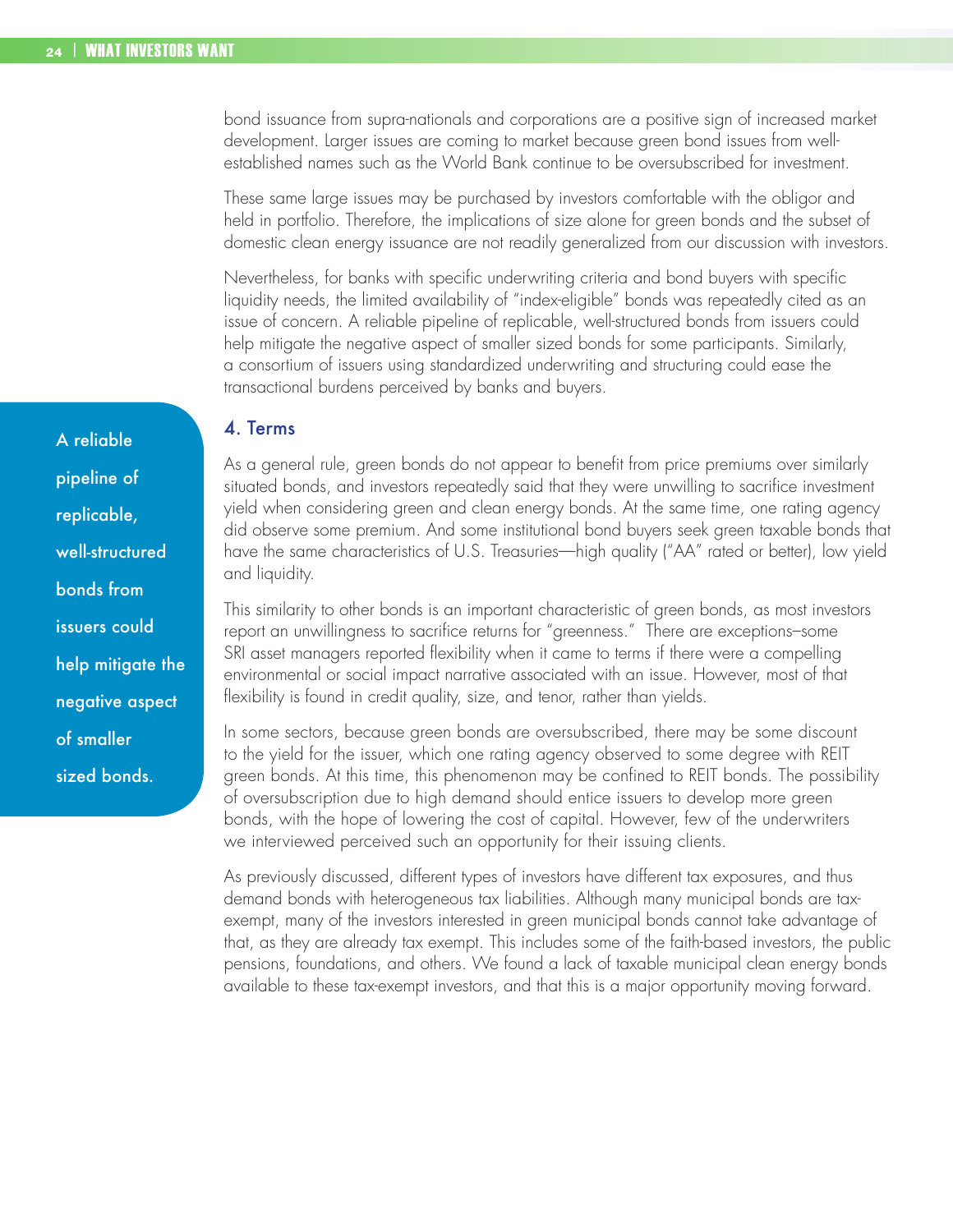bond issuance from supra-nationals and corporations are a positive sign of increased market development. Larger issues are coming to market because green bond issues from well-established names such as the World Bank continue to be oversubscribed for investment.

These same large issues may be purchased by investors comfortable with the obligor and held in portfolio. Therefore, the implications of size alone for green bonds and the subset of domestic clean energy issuance are not readily generalized from our discussion with investors.

Nevertheless, for banks with specific underwriting criteria and bond buyers with specific liquidity needs, the limited availability of "index-eligible" bonds was repeatedly cited as an issue of concern. A reliable pipeline of replicable, well-structured bonds from issuers could help mitigate the negative aspect of smaller sized bonds for some participants. Similarly, a consortium of issuers using standardized underwriting and structuring could ease the transactional burdens perceived by banks and buyers.

**A reliable pipeline of replicable, well-structured bonds from issuers could help mitigate the negative aspect of smaller sized bonds.**

### 4. Terms

As a general rule, green bonds do not appear to benefit from price premiums over similarly situated bonds, and investors repeatedly said that they were unwilling to sacrifice investment yield when considering green and clean energy bonds. At the same time, one rating agency did observe some premium. And some institutional bond buyers seek green taxable bonds that have the same characteristics of U.S. Treasuries—high quality ("AA" rated or better), low yield and liquidity.

This similarity to other bonds is an important characteristic of green bonds, as most investors report an unwillingness to sacrifice returns for "greenness." There are exceptions–some SRI asset managers reported flexibility when it came to terms if there were a compelling environmental or social impact narrative associated with an issue. However, most of that flexibility is found in credit quality, size, and tenor, rather than yields.

In some sectors, because green bonds are oversubscribed, there may be some discount to the yield for the issuer, which one rating agency observed to some degree with REIT green bonds. At this time, this phenomenon may be confined to REIT bonds. The possibility of oversubscription due to high demand should entice issuers to develop more green bonds, with the hope of lowering the cost of capital. However, few of the underwriters we interviewed perceived such an opportunity for their issuing clients.

As previously discussed, different types of investors have different tax exposures, and thus demand bonds with heterogeneous tax liabilities. Although many municipal bonds are tax-exempt, many of the investors interested in green municipal bonds cannot take advantage of that, as they are already tax exempt. This includes some of the faith-based investors, the public pensions, foundations, and others. We found a lack of taxable municipal clean energy bonds available to these tax-exempt investors, and that this is a major opportunity moving forward.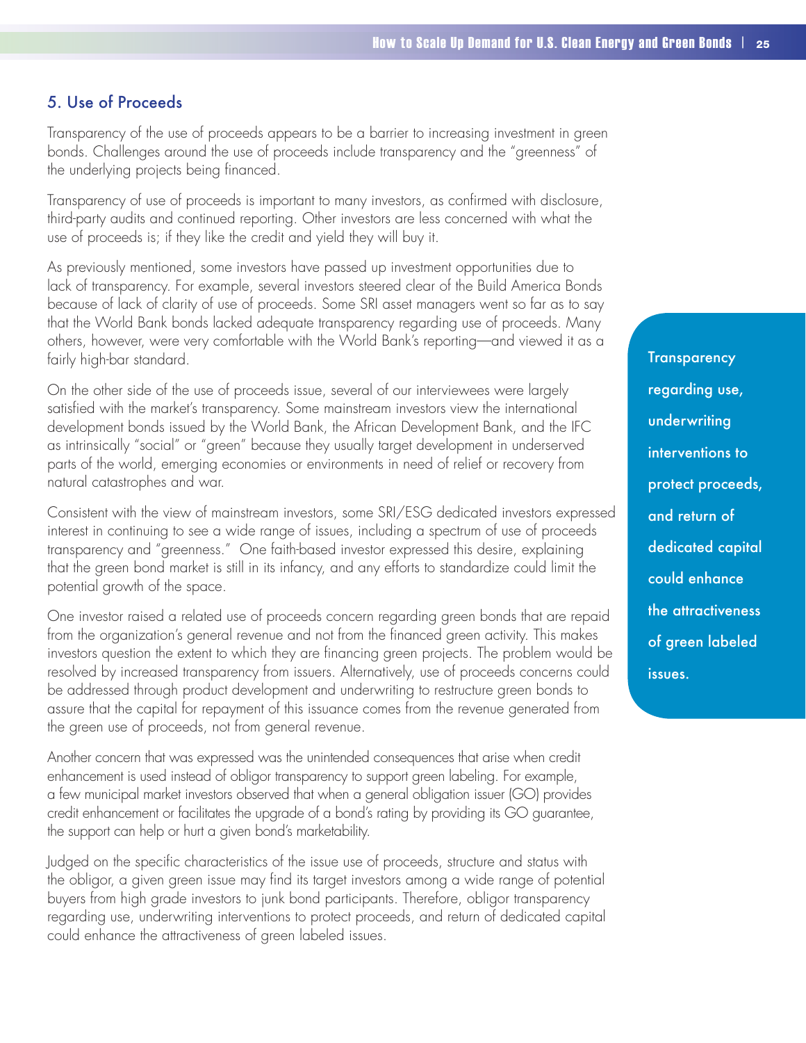## 5. Use of Proceeds

Transparency of the use of proceeds appears to be a barrier to increasing investment in green bonds. Challenges around the use of proceeds include transparency and the "greenness" of the underlying projects being financed.

Transparency of use of proceeds is important to many investors, as confirmed with disclosure, third-party audits and continued reporting. Other investors are less concerned with what the use of proceeds is; if they like the credit and yield they will buy it.

As previously mentioned, some investors have passed up investment opportunities due to lack of transparency. For example, several investors steered clear of the Build America Bonds because of lack of clarity of use of proceeds. Some SRI asset managers went so far as to say that the World Bank bonds lacked adequate transparency regarding use of proceeds. Many others, however, were very comfortable with the World Bank's reporting—and viewed it as a fairly high-bar standard.

On the other side of the use of proceeds issue, several of our interviewees were largely satisfied with the market's transparency. Some mainstream investors view the international development bonds issued by the World Bank, the African Development Bank, and the IFC as intrinsically "social" or "green" because they usually target development in underserved parts of the world, emerging economies or environments in need of relief or recovery from natural catastrophes and war.

Consistent with the view of mainstream investors, some SRI/ESG dedicated investors expressed interest in continuing to see a wide range of issues, including a spectrum of use of proceeds transparency and "greenness." One faith-based investor expressed this desire, explaining that the green bond market is still in its infancy, and any efforts to standardize could limit the potential growth of the space.

One investor raised a related use of proceeds concern regarding green bonds that are repaid from the organization's general revenue and not from the financed green activity. This makes investors question the extent to which they are financing green projects. The problem would be resolved by increased transparency from issuers. Alternatively, use of proceeds concerns could be addressed through product development and underwriting to restructure green bonds to assure that the capital for repayment of this issuance comes from the revenue generated from the green use of proceeds, not from general revenue.

Another concern that was expressed was the unintended consequences that arise when credit enhancement is used instead of obligor transparency to support green labeling. For example, a few municipal market investors observed that when a general obligation issuer (GO) provides credit enhancement or facilitates the upgrade of a bond's rating by providing its GO guarantee, the support can help or hurt a given bond's marketability.

Judged on the specific characteristics of the issue use of proceeds, structure and status with the obligor, a given green issue may find its target investors among a wide range of potential buyers from high grade investors to junk bond participants. Therefore, obligor transparency regarding use, underwriting interventions to protect proceeds, and return of dedicated capital could enhance the attractiveness of green labeled issues.

**Transparency regarding use, underwriting interventions to protect proceeds, and return of dedicated capital could enhance the attractiveness of green labeled issues.**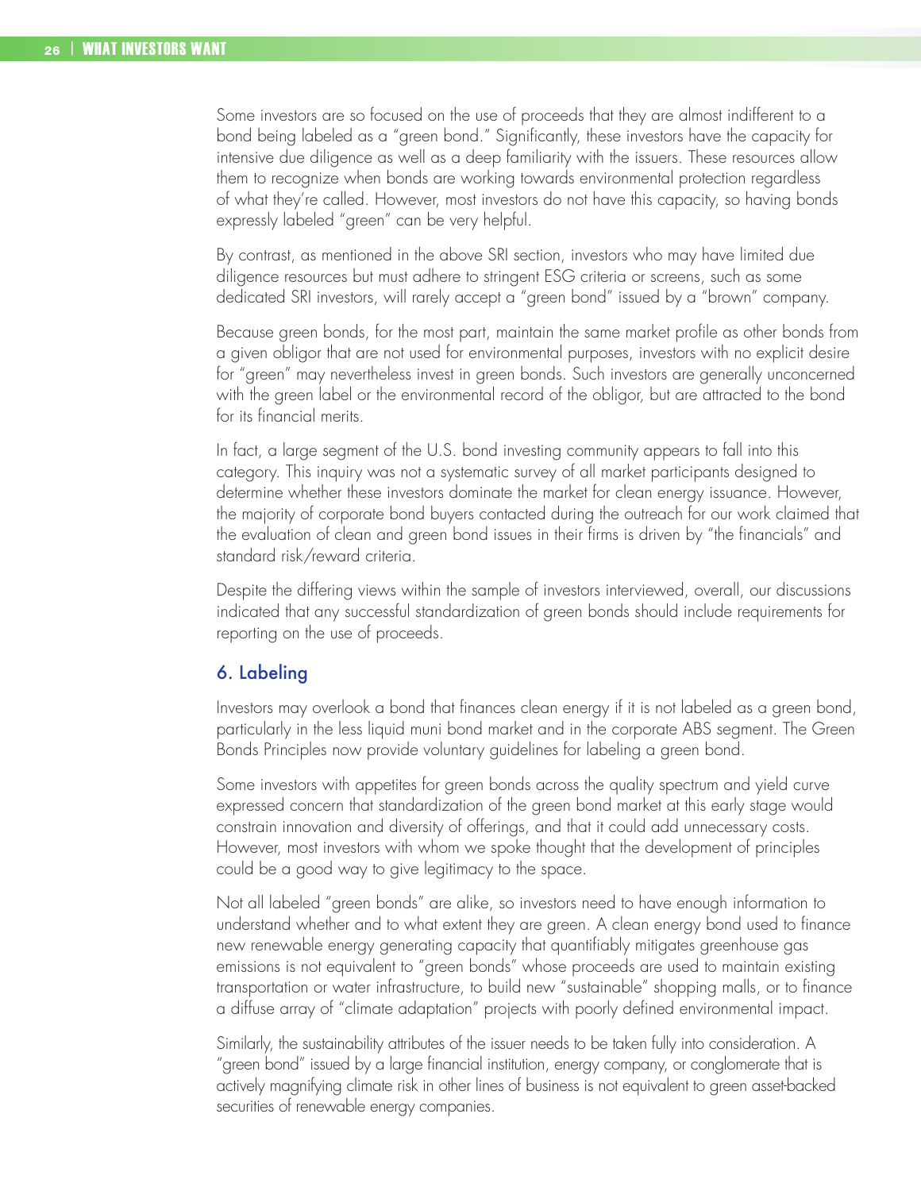Some investors are so focused on the use of proceeds that they are almost indifferent to a bond being labeled as a "green bond." Significantly, these investors have the capacity for intensive due diligence as well as a deep familiarity with the issuers. These resources allow them to recognize when bonds are working towards environmental protection regardless of what they're called. However, most investors do not have this capacity, so having bonds expressly labeled "green" can be very helpful.

By contrast, as mentioned in the above SRI section, investors who may have limited due diligence resources but must adhere to stringent ESG criteria or screens, such as some dedicated SRI investors, will rarely accept a "green bond" issued by a "brown" company.

Because green bonds, for the most part, maintain the same market profile as other bonds from a given obligor that are not used for environmental purposes, investors with no explicit desire for "green" may nevertheless invest in green bonds. Such investors are generally unconcerned with the green label or the environmental record of the obligor, but are attracted to the bond for its financial merits.

In fact, a large segment of the U.S. bond investing community appears to fall into this category. This inquiry was not a systematic survey of all market participants designed to determine whether these investors dominate the market for clean energy issuance. However, the majority of corporate bond buyers contacted during the outreach for our work claimed that the evaluation of clean and green bond issues in their firms is driven by "the financials" and standard risk/reward criteria.

Despite the differing views within the sample of investors interviewed, overall, our discussions indicated that any successful standardization of green bonds should include requirements for reporting on the use of proceeds.

## 6. Labeling

Investors may overlook a bond that finances clean energy if it is not labeled as a green bond, particularly in the less liquid muni bond market and in the corporate ABS segment. The Green Bonds Principles now provide voluntary guidelines for labeling a green bond.

Some investors with appetites for green bonds across the quality spectrum and yield curve expressed concern that standardization of the green bond market at this early stage would constrain innovation and diversity of offerings, and that it could add unnecessary costs. However, most investors with whom we spoke thought that the development of principles could be a good way to give legitimacy to the space.

Not all labeled "green bonds" are alike, so investors need to have enough information to understand whether and to what extent they are green. A clean energy bond used to finance new renewable energy generating capacity that quantifiably mitigates greenhouse gas emissions is not equivalent to "green bonds" whose proceeds are used to maintain existing transportation or water infrastructure, to build new "sustainable" shopping malls, or to finance a diffuse array of "climate adaptation" projects with poorly defined environmental impact.

Similarly, the sustainability attributes of the issuer needs to be taken fully into consideration. A "green bond" issued by a large financial institution, energy company, or conglomerate that is actively magnifying climate risk in other lines of business is not equivalent to green asset-backed securities of renewable energy companies.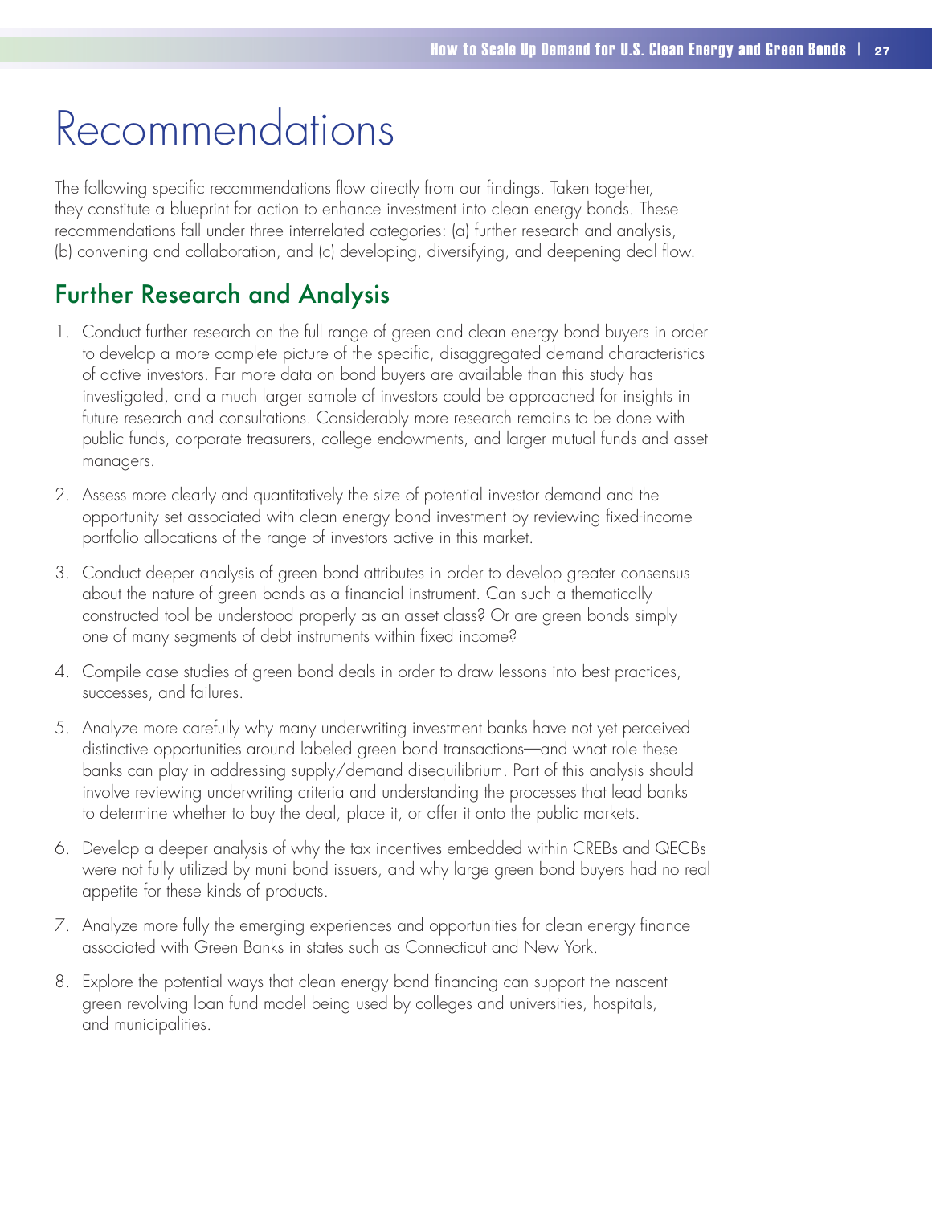# Recommendations

The following specific recommendations flow directly from our findings. Taken together, they constitute a blueprint for action to enhance investment into clean energy bonds. These recommendations fall under three interrelated categories: (a) further research and analysis, (b) convening and collaboration, and (c) developing, diversifying, and deepening deal flow.

## Further Research and Analysis

1. Conduct further research on the full range of green and clean energy bond buyers in order to develop a more complete picture of the specific, disaggregated demand characteristics of active investors. Far more data on bond buyers are available than this study has investigated, and a much larger sample of investors could be approached for insights in future research and consultations. Considerably more research remains to be done with public funds, corporate treasurers, college endowments, and larger mutual funds and asset managers.
2. Assess more clearly and quantitatively the size of potential investor demand and the opportunity set associated with clean energy bond investment by reviewing fixed-income portfolio allocations of the range of investors active in this market.
3. Conduct deeper analysis of green bond attributes in order to develop greater consensus about the nature of green bonds as a financial instrument. Can such a thematically constructed tool be understood properly as an asset class? Or are green bonds simply one of many segments of debt instruments within fixed income?
4. Compile case studies of green bond deals in order to draw lessons into best practices, successes, and failures.
5. Analyze more carefully why many underwriting investment banks have not yet perceived distinctive opportunities around labeled green bond transactions—and what role these banks can play in addressing supply/demand disequilibrium. Part of this analysis should involve reviewing underwriting criteria and understanding the processes that lead banks to determine whether to buy the deal, place it, or offer it onto the public markets.
6. Develop a deeper analysis of why the tax incentives embedded within CREBs and QECBs were not fully utilized by muni bond issuers, and why large green bond buyers had no real appetite for these kinds of products.
7. Analyze more fully the emerging experiences and opportunities for clean energy finance associated with Green Banks in states such as Connecticut and New York.
8. Explore the potential ways that clean energy bond financing can support the nascent green revolving loan fund model being used by colleges and universities, hospitals, and municipalities.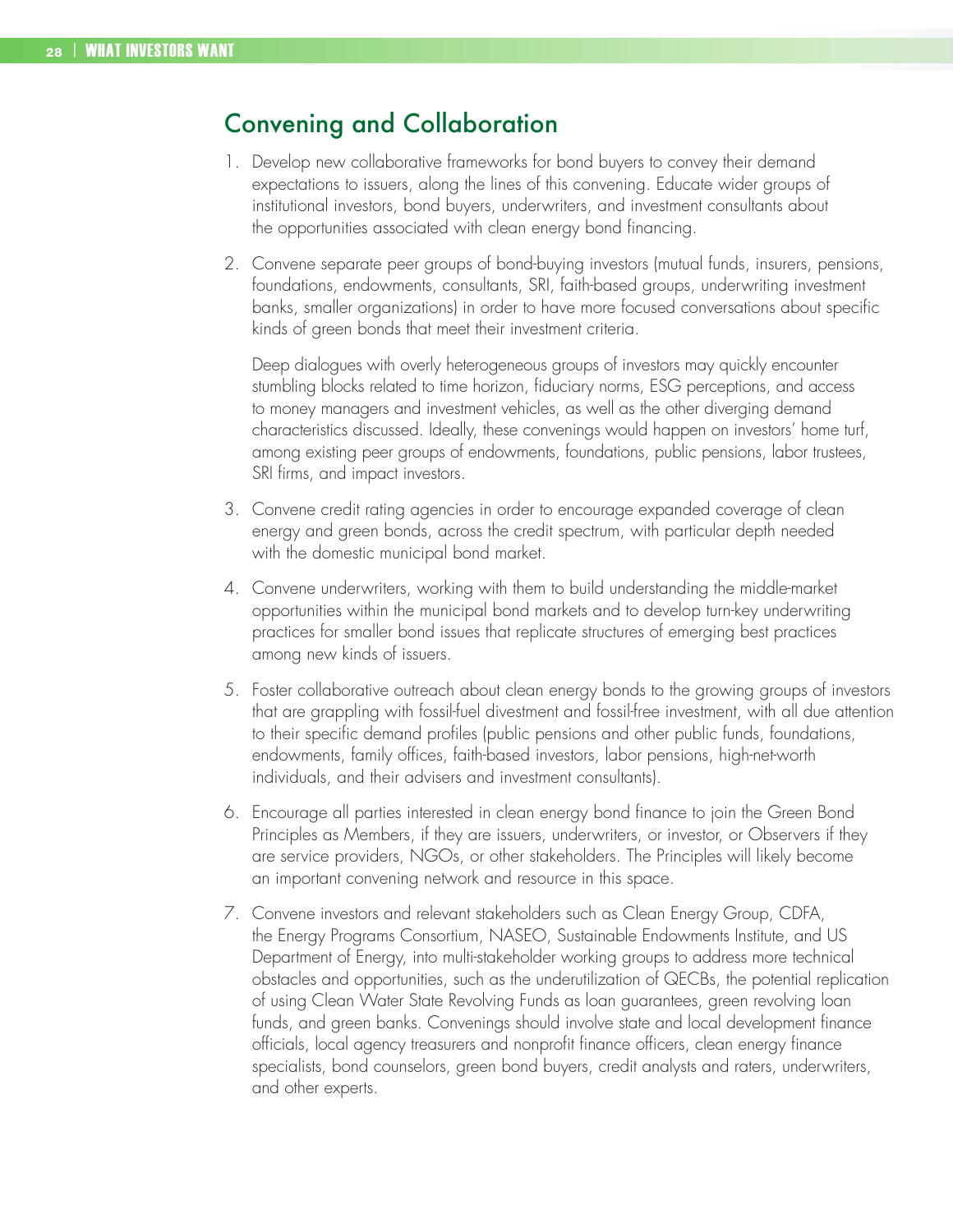## Convening and Collaboration

1. Develop new collaborative frameworks for bond buyers to convey their demand expectations to issuers, along the lines of this convening. Educate wider groups of institutional investors, bond buyers, underwriters, and investment consultants about the opportunities associated with clean energy bond financing.

2. Convene separate peer groups of bond-buying investors (mutual funds, insurers, pensions, foundations, endowments, consultants, SRI, faith-based groups, underwriting investment banks, smaller organizations) in order to have more focused conversations about specific kinds of green bonds that meet their investment criteria.

   Deep dialogues with overly heterogeneous groups of investors may quickly encounter stumbling blocks related to time horizon, fiduciary norms, ESG perceptions, and access to money managers and investment vehicles, as well as the other diverging demand characteristics discussed. Ideally, these convenings would happen on investors' home turf, among existing peer groups of endowments, foundations, public pensions, labor trustees, SRI firms, and impact investors.

3. Convene credit rating agencies in order to encourage expanded coverage of clean energy and green bonds, across the credit spectrum, with particular depth needed with the domestic municipal bond market.

4. Convene underwriters, working with them to build understanding the middle-market opportunities within the municipal bond markets and to develop turn-key underwriting practices for smaller bond issues that replicate structures of emerging best practices among new kinds of issuers.

5. Foster collaborative outreach about clean energy bonds to the growing groups of investors that are grappling with fossil-fuel divestment and fossil-free investment, with all due attention to their specific demand profiles (public pensions and other public funds, foundations, endowments, family offices, faith-based investors, labor pensions, high-net-worth individuals, and their advisers and investment consultants).

6. Encourage all parties interested in clean energy bond finance to join the Green Bond Principles as Members, if they are issuers, underwriters, or investor, or Observers if they are service providers, NGOs, or other stakeholders. The Principles will likely become an important convening network and resource in this space.

7. Convene investors and relevant stakeholders such as Clean Energy Group, CDFA, the Energy Programs Consortium, NASEO, Sustainable Endowments Institute, and US Department of Energy, into multi-stakeholder working groups to address more technical obstacles and opportunities, such as the underutilization of QECBs, the potential replication of using Clean Water State Revolving Funds as loan guarantees, green revolving loan funds, and green banks. Convenings should involve state and local development finance officials, local agency treasurers and nonprofit finance officers, clean energy finance specialists, bond counselors, green bond buyers, credit analysts and raters, underwriters, and other experts.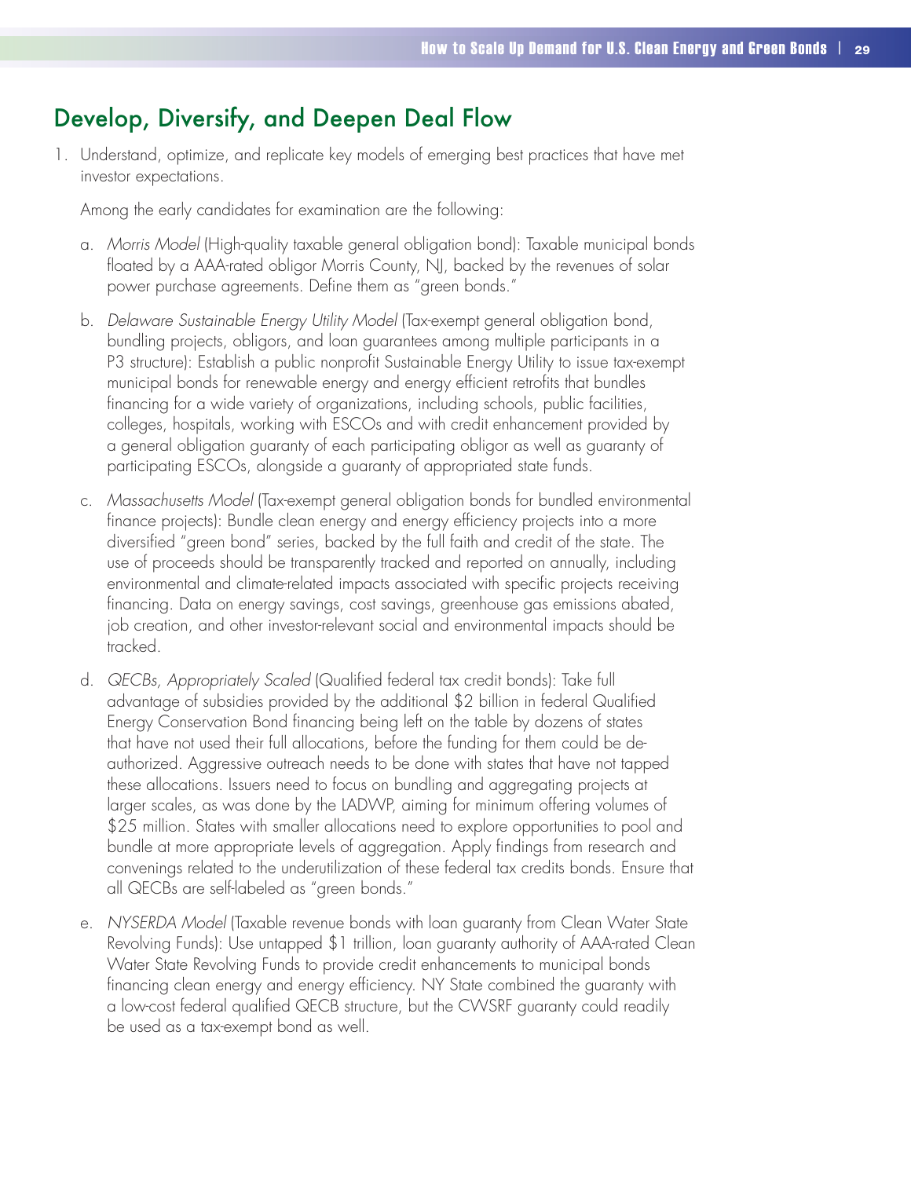## Develop, Diversify, and Deepen Deal Flow

1. Understand, optimize, and replicate key models of emerging best practices that have met investor expectations.

   Among the early candidates for examination are the following:

   a. *Morris Model* (High-quality taxable general obligation bond): Taxable municipal bonds floated by a AAA-rated obligor Morris County, NJ, backed by the revenues of solar power purchase agreements. Define them as "green bonds."

   b. *Delaware Sustainable Energy Utility Model* (Tax-exempt general obligation bond, bundling projects, obligors, and loan guarantees among multiple participants in a P3 structure): Establish a public nonprofit Sustainable Energy Utility to issue tax-exempt municipal bonds for renewable energy and energy efficient retrofits that bundles financing for a wide variety of organizations, including schools, public facilities, colleges, hospitals, working with ESCOs and with credit enhancement provided by a general obligation guaranty of each participating obligor as well as guaranty of participating ESCOs, alongside a guaranty of appropriated state funds.

   c. *Massachusetts Model* (Tax-exempt general obligation bonds for bundled environmental finance projects): Bundle clean energy and energy efficiency projects into a more diversified "green bond" series, backed by the full faith and credit of the state. The use of proceeds should be transparently tracked and reported on annually, including environmental and climate-related impacts associated with specific projects receiving financing. Data on energy savings, cost savings, greenhouse gas emissions abated, job creation, and other investor-relevant social and environmental impacts should be tracked.

   d. *QECBs, Appropriately Scaled* (Qualified federal tax credit bonds): Take full advantage of subsidies provided by the additional $2 billion in federal Qualified Energy Conservation Bond financing being left on the table by dozens of states that have not used their full allocations, before the funding for them could be de-authorized. Aggressive outreach needs to be done with states that have not tapped these allocations. Issuers need to focus on bundling and aggregating projects at larger scales, as was done by the LADWP, aiming for minimum offering volumes of $25 million. States with smaller allocations need to explore opportunities to pool and bundle at more appropriate levels of aggregation. Apply findings from research and convenings related to the underutilization of these federal tax credits bonds. Ensure that all QECBs are self-labeled as "green bonds."

   e. *NYSERDA Model* (Taxable revenue bonds with loan guaranty from Clean Water State Revolving Funds): Use untapped $1 trillion, loan guaranty authority of AAA-rated Clean Water State Revolving Funds to provide credit enhancements to municipal bonds financing clean energy and energy efficiency. NY State combined the guaranty with a low-cost federal qualified QECB structure, but the CWSRF guaranty could readily be used as a tax-exempt bond as well.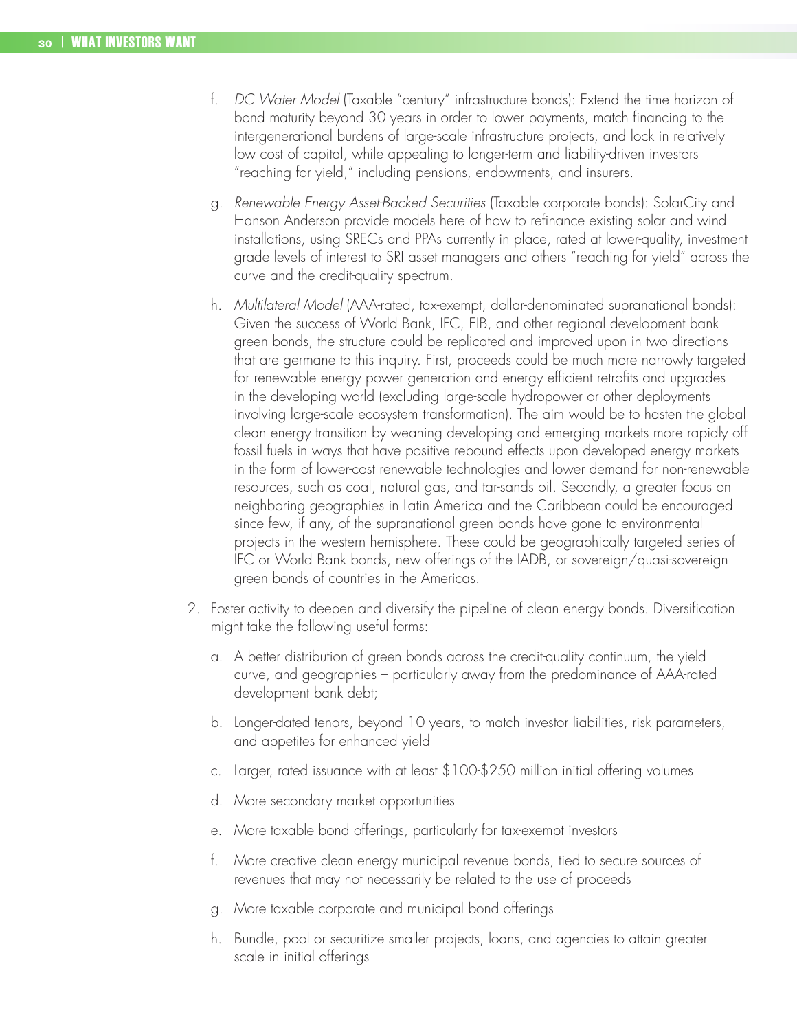f. *DC Water Model* (Taxable "century" infrastructure bonds): Extend the time horizon of bond maturity beyond 30 years in order to lower payments, match financing to the intergenerational burdens of large-scale infrastructure projects, and lock in relatively low cost of capital, while appealing to longer-term and liability-driven investors "reaching for yield," including pensions, endowments, and insurers.

g. *Renewable Energy Asset-Backed Securities* (Taxable corporate bonds): SolarCity and Hanson Anderson provide models here of how to refinance existing solar and wind installations, using SRECs and PPAs currently in place, rated at lower-quality, investment grade levels of interest to SRI asset managers and others "reaching for yield" across the curve and the credit-quality spectrum.

h. *Multilateral Model* (AAA-rated, tax-exempt, dollar-denominated supranational bonds): Given the success of World Bank, IFC, EIB, and other regional development bank green bonds, the structure could be replicated and improved upon in two directions that are germane to this inquiry. First, proceeds could be much more narrowly targeted for renewable energy power generation and energy efficient retrofits and upgrades in the developing world (excluding large-scale hydropower or other deployments involving large-scale ecosystem transformation). The aim would be to hasten the global clean energy transition by weaning developing and emerging markets more rapidly off fossil fuels in ways that have positive rebound effects upon developed energy markets in the form of lower-cost renewable technologies and lower demand for non-renewable resources, such as coal, natural gas, and tar-sands oil. Secondly, a greater focus on neighboring geographies in Latin America and the Caribbean could be encouraged since few, if any, of the supranational green bonds have gone to environmental projects in the western hemisphere. These could be geographically targeted series of IFC or World Bank bonds, new offerings of the IADB, or sovereign/quasi-sovereign green bonds of countries in the Americas.

2. Foster activity to deepen and diversify the pipeline of clean energy bonds. Diversification might take the following useful forms:

   a. A better distribution of green bonds across the credit-quality continuum, the yield curve, and geographies – particularly away from the predominance of AAA-rated development bank debt;

   b. Longer-dated tenors, beyond 10 years, to match investor liabilities, risk parameters, and appetites for enhanced yield

   c. Larger, rated issuance with at least $100-$250 million initial offering volumes

   d. More secondary market opportunities

   e. More taxable bond offerings, particularly for tax-exempt investors

   f. More creative clean energy municipal revenue bonds, tied to secure sources of revenues that may not necessarily be related to the use of proceeds

   g. More taxable corporate and municipal bond offerings

   h. Bundle, pool or securitize smaller projects, loans, and agencies to attain greater scale in initial offerings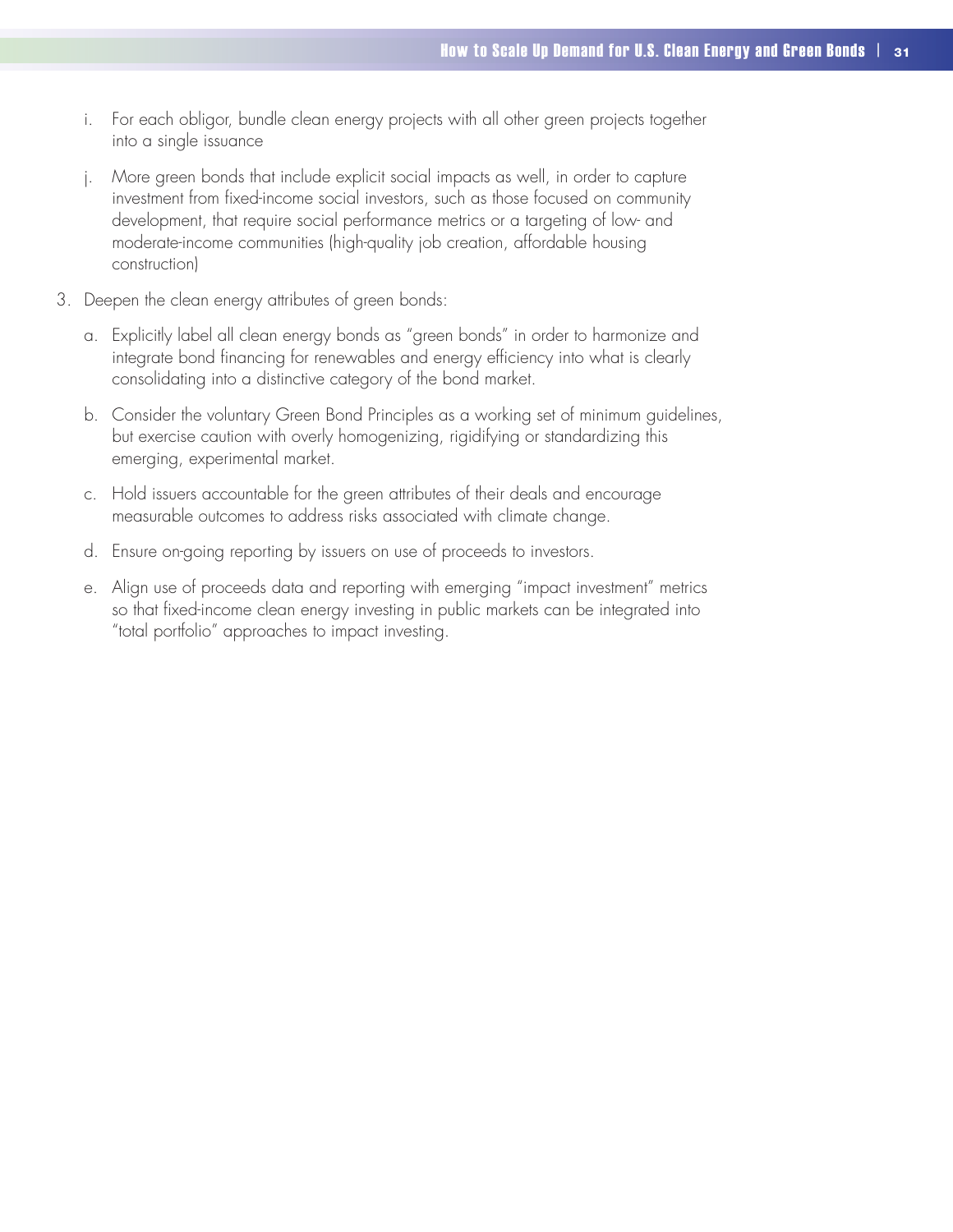i. For each obligor, bundle clean energy projects with all other green projects together into a single issuance

   j. More green bonds that include explicit social impacts as well, in order to capture investment from fixed-income social investors, such as those focused on community development, that require social performance metrics or a targeting of low- and moderate-income communities (high-quality job creation, affordable housing construction)

3. Deepen the clean energy attributes of green bonds:

   a. Explicitly label all clean energy bonds as "green bonds" in order to harmonize and integrate bond financing for renewables and energy efficiency into what is clearly consolidating into a distinctive category of the bond market.

   b. Consider the voluntary Green Bond Principles as a working set of minimum guidelines, but exercise caution with overly homogenizing, rigidifying or standardizing this emerging, experimental market.

   c. Hold issuers accountable for the green attributes of their deals and encourage measurable outcomes to address risks associated with climate change.

   d. Ensure on-going reporting by issuers on use of proceeds to investors.

   e. Align use of proceeds data and reporting with emerging "impact investment" metrics so that fixed-income clean energy investing in public markets can be integrated into "total portfolio" approaches to impact investing.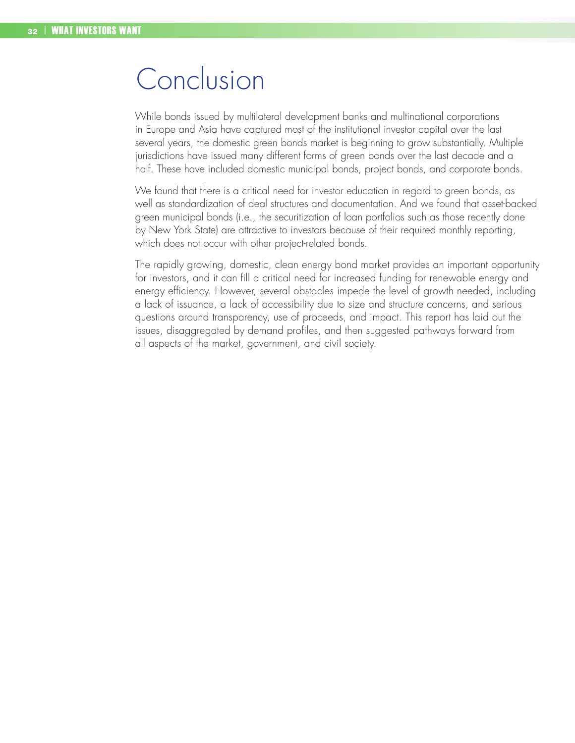# Conclusion

While bonds issued by multilateral development banks and multinational corporations in Europe and Asia have captured most of the institutional investor capital over the last several years, the domestic green bonds market is beginning to grow substantially. Multiple jurisdictions have issued many different forms of green bonds over the last decade and a half. These have included domestic municipal bonds, project bonds, and corporate bonds.

We found that there is a critical need for investor education in regard to green bonds, as well as standardization of deal structures and documentation. And we found that asset-backed green municipal bonds (i.e., the securitization of loan portfolios such as those recently done by New York State) are attractive to investors because of their required monthly reporting, which does not occur with other project-related bonds.

The rapidly growing, domestic, clean energy bond market provides an important opportunity for investors, and it can fill a critical need for increased funding for renewable energy and energy efficiency. However, several obstacles impede the level of growth needed, including a lack of issuance, a lack of accessibility due to size and structure concerns, and serious questions around transparency, use of proceeds, and impact. This report has laid out the issues, disaggregated by demand profiles, and then suggested pathways forward from all aspects of the market, government, and civil society.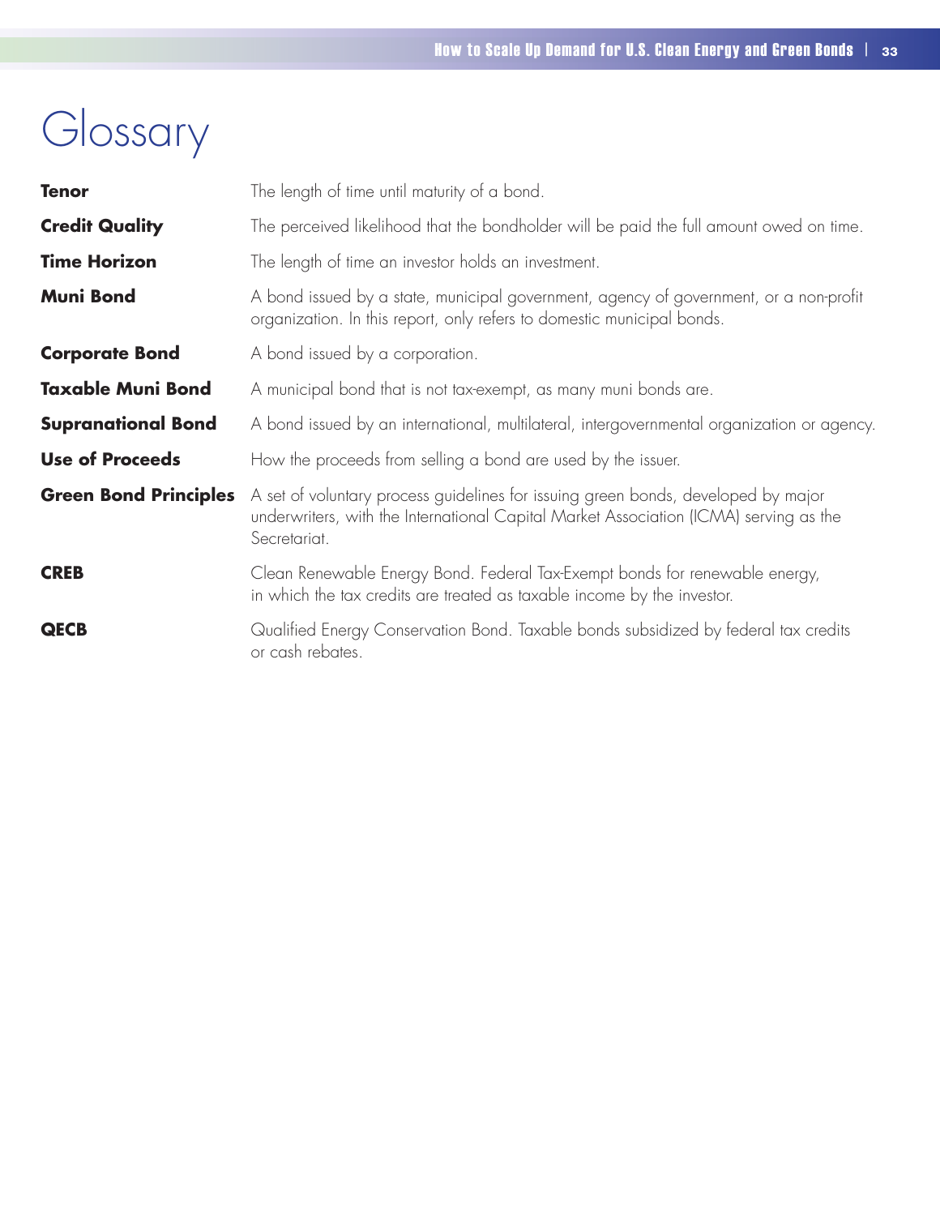# Glossary

| | |
|---|---|
| **Tenor** | The length of time until maturity of a bond. |
| **Credit Quality** | The perceived likelihood that the bondholder will be paid the full amount owed on time. |
| **Time Horizon** | The length of time an investor holds an investment. |
| **Muni Bond** | A bond issued by a state, municipal government, agency of government, or a non-profit organization. In this report, only refers to domestic municipal bonds. |
| **Corporate Bond** | A bond issued by a corporation. |
| **Taxable Muni Bond** | A municipal bond that is not tax-exempt, as many muni bonds are. |
| **Supranational Bond** | A bond issued by an international, multilateral, intergovernmental organization or agency. |
| **Use of Proceeds** | How the proceeds from selling a bond are used by the issuer. |
| **Green Bond Principles** | A set of voluntary process guidelines for issuing green bonds, developed by major underwriters, with the International Capital Market Association (ICMA) serving as the Secretariat. |
| **CREB** | Clean Renewable Energy Bond. Federal Tax-Exempt bonds for renewable energy, in which the tax credits are treated as taxable income by the investor. |
| **QECB** | Qualified Energy Conservation Bond. Taxable bonds subsidized by federal tax credits or cash rebates. |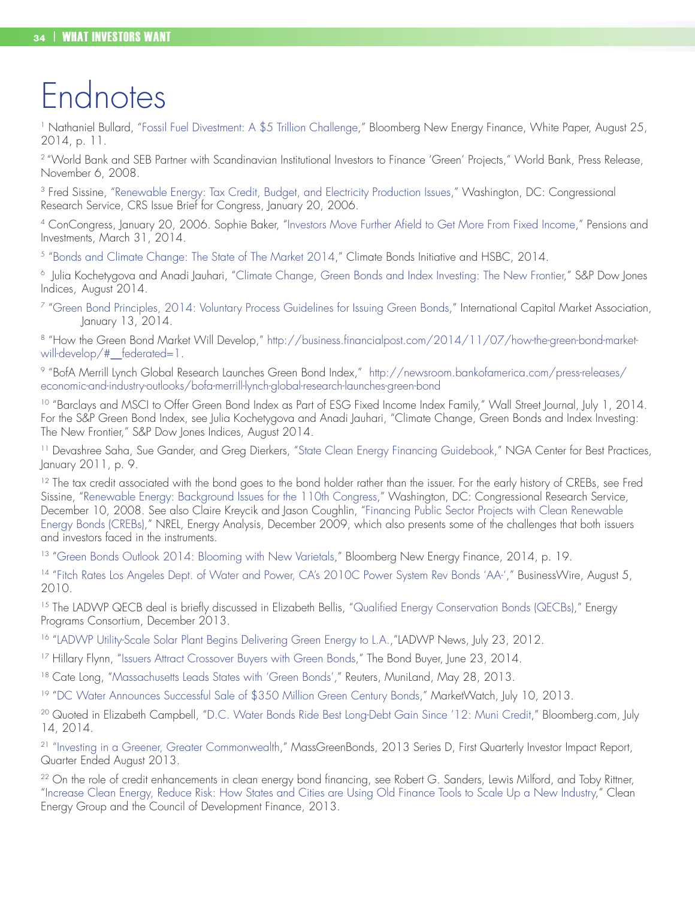# Endnotes

[1] Nathaniel Bullard, "Fossil Fuel Divestment: A $5 Trillion Challenge," Bloomberg New Energy Finance, White Paper, August 25, 2014, p. 11.

[2] "World Bank and SEB Partner with Scandinavian Institutional Investors to Finance 'Green' Projects," World Bank, Press Release, November 6, 2008.

[3] Fred Sissine, "Renewable Energy: Tax Credit, Budget, and Electricity Production Issues," Washington, DC: Congressional Research Service, CRS Issue Brief for Congress, January 20, 2006.

[4] ConCongress, January 20, 2006. Sophie Baker, "Investors Move Further Afield to Get More From Fixed Income," Pensions and Investments, March 31, 2014.

[5] "Bonds and Climate Change: The State of The Market 2014," Climate Bonds Initiative and HSBC, 2014.

[6] Julia Kochetygova and Anadi Jauhari, "Climate Change, Green Bonds and Index Investing: The New Frontier," S&P Dow Jones Indices, August 2014.

[7] "Green Bond Principles, 2014: Voluntary Process Guidelines for Issuing Green Bonds," International Capital Market Association, January 13, 2014.

[8] "How the Green Bond Market Will Develop," http://business.financialpost.com/2014/11/07/how-the-green-bond-market-will-develop/#__federated=1.

[9] "BofA Merrill Lynch Global Research Launches Green Bond Index," http://newsroom.bankofamerica.com/press-releases/economic-and-industry-outlooks/bofa-merrill-lynch-global-research-launches-green-bond

[10] "Barclays and MSCI to Offer Green Bond Index as Part of ESG Fixed Income Index Family," Wall Street Journal, July 1, 2014. For the S&P Green Bond Index, see Julia Kochetygova and Anadi Jauhari, "Climate Change, Green Bonds and Index Investing: The New Frontier," S&P Dow Jones Indices, August 2014.

[11] Devashree Saha, Sue Gander, and Greg Dierkers, "State Clean Energy Financing Guidebook," NGA Center for Best Practices, January 2011, p. 9.

[12] The tax credit associated with the bond goes to the bond holder rather than the issuer. For the early history of CREBs, see Fred Sissine, "Renewable Energy: Background Issues for the 110th Congress," Washington, DC: Congressional Research Service, December 10, 2008. See also Claire Kreycik and Jason Coughlin, "Financing Public Sector Projects with Clean Renewable Energy Bonds (CREBs)," NREL, Energy Analysis, December 2009, which also presents some of the challenges that both issuers and investors faced in the instruments.

[13] "Green Bonds Outlook 2014: Blooming with New Varietals," Bloomberg New Energy Finance, 2014, p. 19.

[14] "Fitch Rates Los Angeles Dept. of Water and Power, CA's 2010C Power System Rev Bonds 'AA-'," BusinessWire, August 5, 2010.

[15] The LADWP QECB deal is briefly discussed in Elizabeth Bellis, "Qualified Energy Conservation Bonds (QECBs)," Energy Programs Consortium, December 2013.

[16] "LADWP Utility-Scale Solar Plant Begins Delivering Green Energy to L.A.,"LADWP News, July 23, 2012.

[17] Hillary Flynn, "Issuers Attract Crossover Buyers with Green Bonds," The Bond Buyer, June 23, 2014.

[18] Cate Long, "Massachusetts Leads States with 'Green Bonds'," Reuters, MuniLand, May 28, 2013.

[19] "DC Water Announces Successful Sale of $350 Million Green Century Bonds," MarketWatch, July 10, 2013.

[20] Quoted in Elizabeth Campbell, "D.C. Water Bonds Ride Best Long-Debt Gain Since '12: Muni Credit," Bloomberg.com, July 14, 2014.

[21] "Investing in a Greener, Greater Commonwealth," MassGreenBonds, 2013 Series D, First Quarterly Investor Impact Report, Quarter Ended August 2013.

[22] On the role of credit enhancements in clean energy bond financing, see Robert G. Sanders, Lewis Milford, and Toby Rittner, "Increase Clean Energy, Reduce Risk: How States and Cities are Using Old Finance Tools to Scale Up a New Industry," Clean Energy Group and the Council of Development Finance, 2013.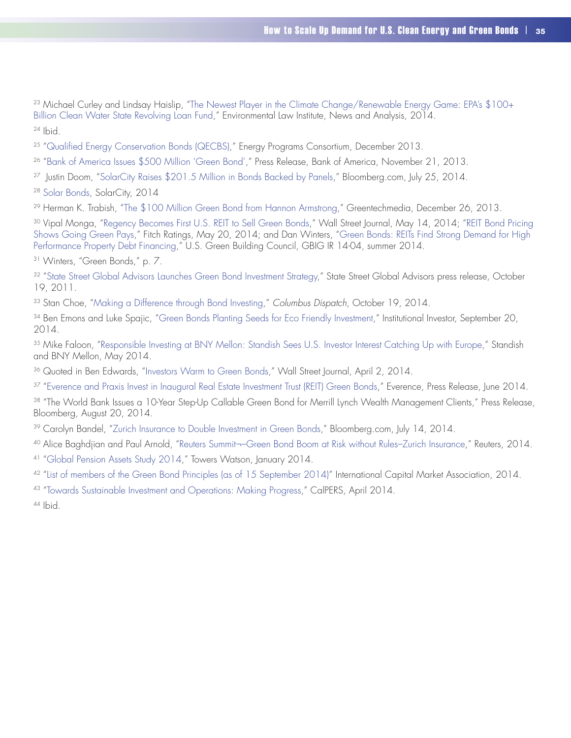[23] Michael Curley and Lindsay Haislip, "The Newest Player in the Climate Change/Renewable Energy Game: EPA's $100+ Billion Clean Water State Revolving Loan Fund," Environmental Law Institute, News and Analysis, 2014.

[24] Ibid.

[25] "Qualified Energy Conservation Bonds (QECBS)," Energy Programs Consortium, December 2013.

[26] "Bank of America Issues $500 Million 'Green Bond'," Press Release, Bank of America, November 21, 2013.

[27] Justin Doom, "SolarCity Raises $201.5 Million in Bonds Backed by Panels," Bloomberg.com, July 25, 2014.

[28] Solar Bonds, SolarCity, 2014

[29] Herman K. Trabish, "The $100 Million Green Bond from Hannon Armstrong," Greentechmedia, December 26, 2013.

[30] Vipal Monga, "Regency Becomes First U.S. REIT to Sell Green Bonds," Wall Street Journal, May 14, 2014; "REIT Bond Pricing Shows Going Green Pays," Fitch Ratings, May 20, 2014; and Dan Winters, "Green Bonds: REITs Find Strong Demand for High Performance Property Debt Financing," U.S. Green Building Council, GBIG IR 14-04, summer 2014.

[31] Winters, "Green Bonds," p. 7.

[32] "State Street Global Advisors Launches Green Bond Investment Strategy," State Street Global Advisors press release, October 19, 2011.

[33] Stan Choe, "Making a Difference through Bond Investing," *Columbus Dispatch*, October 19, 2014.

[34] Ben Emons and Luke Spajic, "Green Bonds Planting Seeds for Eco Friendly Investment," Institutional Investor, September 20, 2014.

[35] Mike Faloon, "Responsible Investing at BNY Mellon: Standish Sees U.S. Investor Interest Catching Up with Europe," Standish and BNY Mellon, May 2014.

[36] Quoted in Ben Edwards, "Investors Warm to Green Bonds," Wall Street Journal, April 2, 2014.

[37] "Everence and Praxis Invest in Inaugural Real Estate Investment Trust (REIT) Green Bonds," Everence, Press Release, June 2014.

[38] "The World Bank Issues a 10-Year Step-Up Callable Green Bond for Merrill Lynch Wealth Management Clients," Press Release, Bloomberg, August 20, 2014.

[39] Carolyn Bandel, "Zurich Insurance to Double Investment in Green Bonds," Bloomberg.com, July 14, 2014.

[40] Alice Baghdjian and Paul Arnold, "Reuters Summit¬–Green Bond Boom at Risk without Rules–Zurich Insurance," Reuters, 2014.

[41] "Global Pension Assets Study 2014," Towers Watson, January 2014.

[42] "List of members of the Green Bond Principles (as of 15 September 2014)" International Capital Market Association, 2014.

[43] "Towards Sustainable Investment and Operations: Making Progress," CalPERS, April 2014.

[44] Ibid.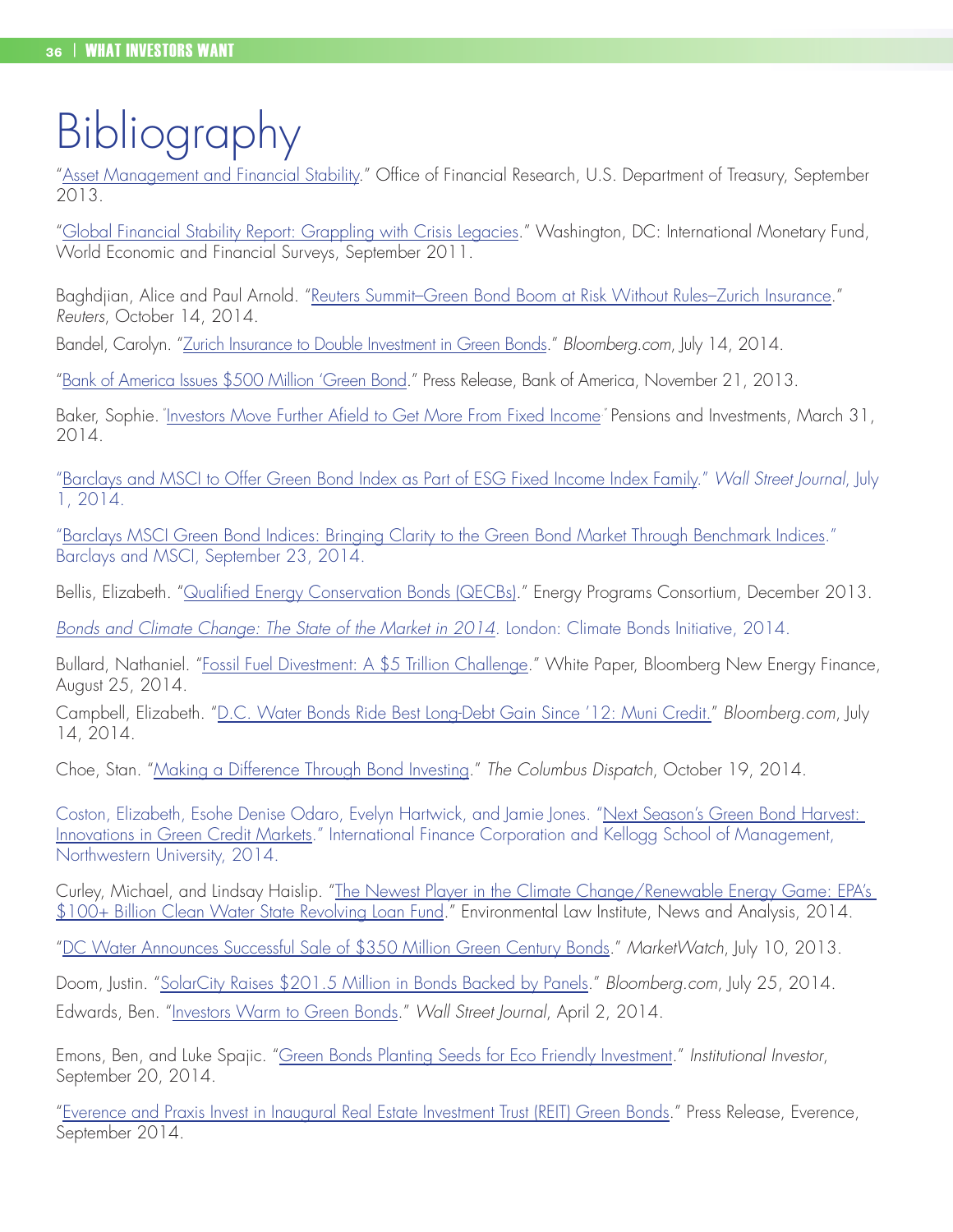# Bibliography

"Asset Management and Financial Stability." Office of Financial Research, U.S. Department of Treasury, September 2013.

"Global Financial Stability Report: Grappling with Crisis Legacies." Washington, DC: International Monetary Fund, World Economic and Financial Surveys, September 2011.

Baghdjian, Alice and Paul Arnold. "Reuters Summit–Green Bond Boom at Risk Without Rules–Zurich Insurance." *Reuters*, October 14, 2014.

Bandel, Carolyn. "Zurich Insurance to Double Investment in Green Bonds." *Bloomberg.com*, July 14, 2014.

"Bank of America Issues $500 Million 'Green Bond." Press Release, Bank of America, November 21, 2013.

Baker, Sophie. "Investors Move Further Afield to Get More From Fixed Income" Pensions and Investments, March 31, 2014.

"Barclays and MSCI to Offer Green Bond Index as Part of ESG Fixed Income Index Family." *Wall Street Journal*, July 1, 2014.

"Barclays MSCI Green Bond Indices: Bringing Clarity to the Green Bond Market Through Benchmark Indices." Barclays and MSCI, September 23, 2014.

Bellis, Elizabeth. "Qualified Energy Conservation Bonds (QECBs)." Energy Programs Consortium, December 2013.

*Bonds and Climate Change: The State of the Market in 2014*. London: Climate Bonds Initiative, 2014.

Bullard, Nathaniel. "Fossil Fuel Divestment: A $5 Trillion Challenge." White Paper, Bloomberg New Energy Finance, August 25, 2014.

Campbell, Elizabeth. "D.C. Water Bonds Ride Best Long-Debt Gain Since '12: Muni Credit." *Bloomberg.com*, July 14, 2014.

Choe, Stan. "Making a Difference Through Bond Investing." *The Columbus Dispatch*, October 19, 2014.

Coston, Elizabeth, Esohe Denise Odaro, Evelyn Hartwick, and Jamie Jones. "Next Season's Green Bond Harvest: Innovations in Green Credit Markets." International Finance Corporation and Kellogg School of Management, Northwestern University, 2014.

Curley, Michael, and Lindsay Haislip. "The Newest Player in the Climate Change/Renewable Energy Game: EPA's $100+ Billion Clean Water State Revolving Loan Fund." Environmental Law Institute, News and Analysis, 2014.

"DC Water Announces Successful Sale of $350 Million Green Century Bonds." *MarketWatch*, July 10, 2013.

Doom, Justin. "SolarCity Raises $201.5 Million in Bonds Backed by Panels." *Bloomberg.com*, July 25, 2014.

Edwards, Ben. "Investors Warm to Green Bonds." *Wall Street Journal*, April 2, 2014.

Emons, Ben, and Luke Spajic. "Green Bonds Planting Seeds for Eco Friendly Investment." *Institutional Investor*, September 20, 2014.

"Everence and Praxis Invest in Inaugural Real Estate Investment Trust (REIT) Green Bonds." Press Release, Everence, September 2014.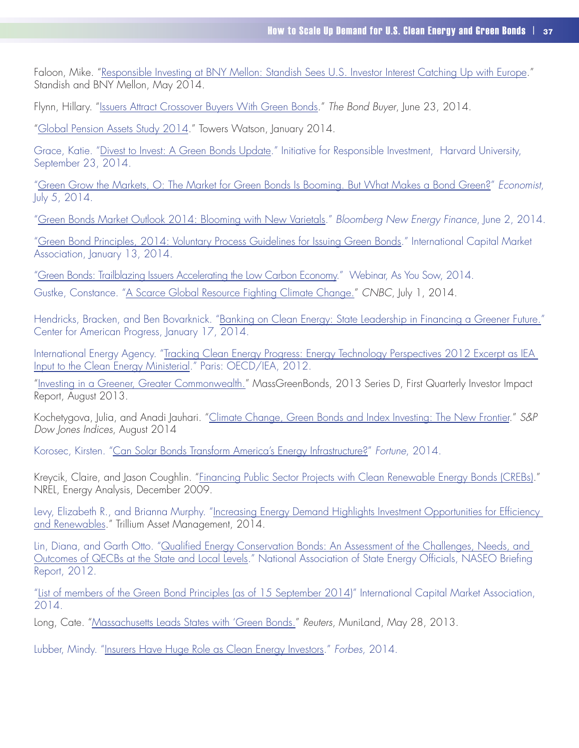Faloon, Mike. "Responsible Investing at BNY Mellon: Standish Sees U.S. Investor Interest Catching Up with Europe." Standish and BNY Mellon, May 2014.

Flynn, Hillary. "Issuers Attract Crossover Buyers With Green Bonds." *The Bond Buyer*, June 23, 2014.

"Global Pension Assets Study 2014." Towers Watson, January 2014.

Grace, Katie. "Divest to Invest: A Green Bonds Update." Initiative for Responsible Investment, Harvard University, September 23, 2014.

"Green Grow the Markets, O: The Market for Green Bonds Is Booming. But What Makes a Bond Green?" *Economist*, July 5, 2014.

"Green Bonds Market Outlook 2014: Blooming with New Varietals." *Bloomberg New Energy Finance*, June 2, 2014.

"Green Bond Principles, 2014: Voluntary Process Guidelines for Issuing Green Bonds." International Capital Market Association, January 13, 2014.

"Green Bonds: Trailblazing Issuers Accelerating the Low Carbon Economy." Webinar, As You Sow, 2014.

Gustke, Constance. "A Scarce Global Resource Fighting Climate Change." *CNBC*, July 1, 2014.

Hendricks, Bracken, and Ben Bovarknick. "Banking on Clean Energy: State Leadership in Financing a Greener Future." Center for American Progress, January 17, 2014.

International Energy Agency. "Tracking Clean Energy Progress: Energy Technology Perspectives 2012 Excerpt as IEA Input to the Clean Energy Ministerial." Paris: OECD/IEA, 2012.

"Investing in a Greener, Greater Commonwealth." MassGreenBonds, 2013 Series D, First Quarterly Investor Impact Report, August 2013.

Kochetygova, Julia, and Anadi Jauhari. "Climate Change, Green Bonds and Index Investing: The New Frontier." *S&P Dow Jones Indices*, August 2014

Korosec, Kirsten. "Can Solar Bonds Transform America's Energy Infrastructure?" *Fortune*, 2014.

Kreycik, Claire, and Jason Coughlin. "Financing Public Sector Projects with Clean Renewable Energy Bonds (CREBs)." NREL, Energy Analysis, December 2009.

Levy, Elizabeth R., and Brianna Murphy. "Increasing Energy Demand Highlights Investment Opportunities for Efficiency and Renewables." Trillium Asset Management, 2014.

Lin, Diana, and Garth Otto. "Qualified Energy Conservation Bonds: An Assessment of the Challenges, Needs, and Outcomes of QECBs at the State and Local Levels." National Association of State Energy Officials, NASEO Briefing Report, 2012.

"List of members of the Green Bond Principles (as of 15 September 2014)" International Capital Market Association, 2014.

Long, Cate. "Massachusetts Leads States with 'Green Bonds.'" *Reuters*, MuniLand, May 28, 2013.

Lubber, Mindy. "Insurers Have Huge Role as Clean Energy Investors." *Forbes*, 2014.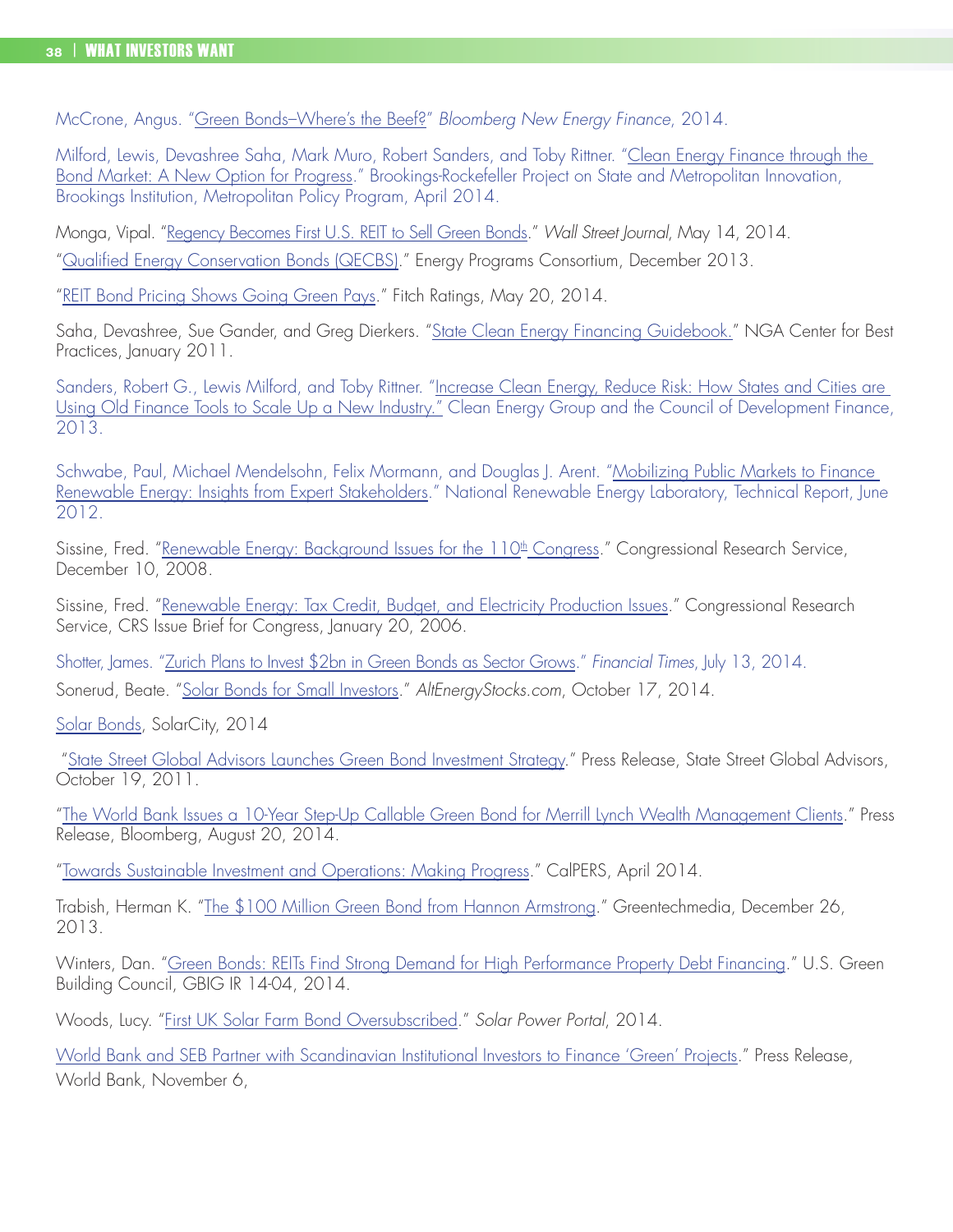McCrone, Angus. "Green Bonds–Where's the Beef?" *Bloomberg New Energy Finance*, 2014.

Milford, Lewis, Devashree Saha, Mark Muro, Robert Sanders, and Toby Rittner. "Clean Energy Finance through the Bond Market: A New Option for Progress." Brookings-Rockefeller Project on State and Metropolitan Innovation, Brookings Institution, Metropolitan Policy Program, April 2014.

Monga, Vipal. "Regency Becomes First U.S. REIT to Sell Green Bonds." *Wall Street Journal*, May 14, 2014.

"Qualified Energy Conservation Bonds (QECBS)." Energy Programs Consortium, December 2013.

"REIT Bond Pricing Shows Going Green Pays." Fitch Ratings, May 20, 2014.

Saha, Devashree, Sue Gander, and Greg Dierkers. "State Clean Energy Financing Guidebook." NGA Center for Best Practices, January 2011.

Sanders, Robert G., Lewis Milford, and Toby Rittner. "Increase Clean Energy, Reduce Risk: How States and Cities are Using Old Finance Tools to Scale Up a New Industry." Clean Energy Group and the Council of Development Finance, 2013.

Schwabe, Paul, Michael Mendelsohn, Felix Mormann, and Douglas J. Arent. "Mobilizing Public Markets to Finance Renewable Energy: Insights from Expert Stakeholders." National Renewable Energy Laboratory, Technical Report, June 2012.

Sissine, Fred. "Renewable Energy: Background Issues for the 110th Congress." Congressional Research Service, December 10, 2008.

Sissine, Fred. "Renewable Energy: Tax Credit, Budget, and Electricity Production Issues." Congressional Research Service, CRS Issue Brief for Congress, January 20, 2006.

Shotter, James. "Zurich Plans to Invest $2bn in Green Bonds as Sector Grows." *Financial Times*, July 13, 2014.

Sonerud, Beate. "Solar Bonds for Small Investors." *AltEnergyStocks.com*, October 17, 2014.

Solar Bonds, SolarCity, 2014

"State Street Global Advisors Launches Green Bond Investment Strategy." Press Release, State Street Global Advisors, October 19, 2011.

"The World Bank Issues a 10-Year Step-Up Callable Green Bond for Merrill Lynch Wealth Management Clients." Press Release, Bloomberg, August 20, 2014.

"Towards Sustainable Investment and Operations: Making Progress." CalPERS, April 2014.

Trabish, Herman K. "The $100 Million Green Bond from Hannon Armstrong." Greentechmedia, December 26, 2013.

Winters, Dan. "Green Bonds: REITs Find Strong Demand for High Performance Property Debt Financing." U.S. Green Building Council, GBIG IR 14-04, 2014.

Woods, Lucy. "First UK Solar Farm Bond Oversubscribed." *Solar Power Portal*, 2014.

World Bank and SEB Partner with Scandinavian Institutional Investors to Finance 'Green' Projects." Press Release, World Bank, November 6,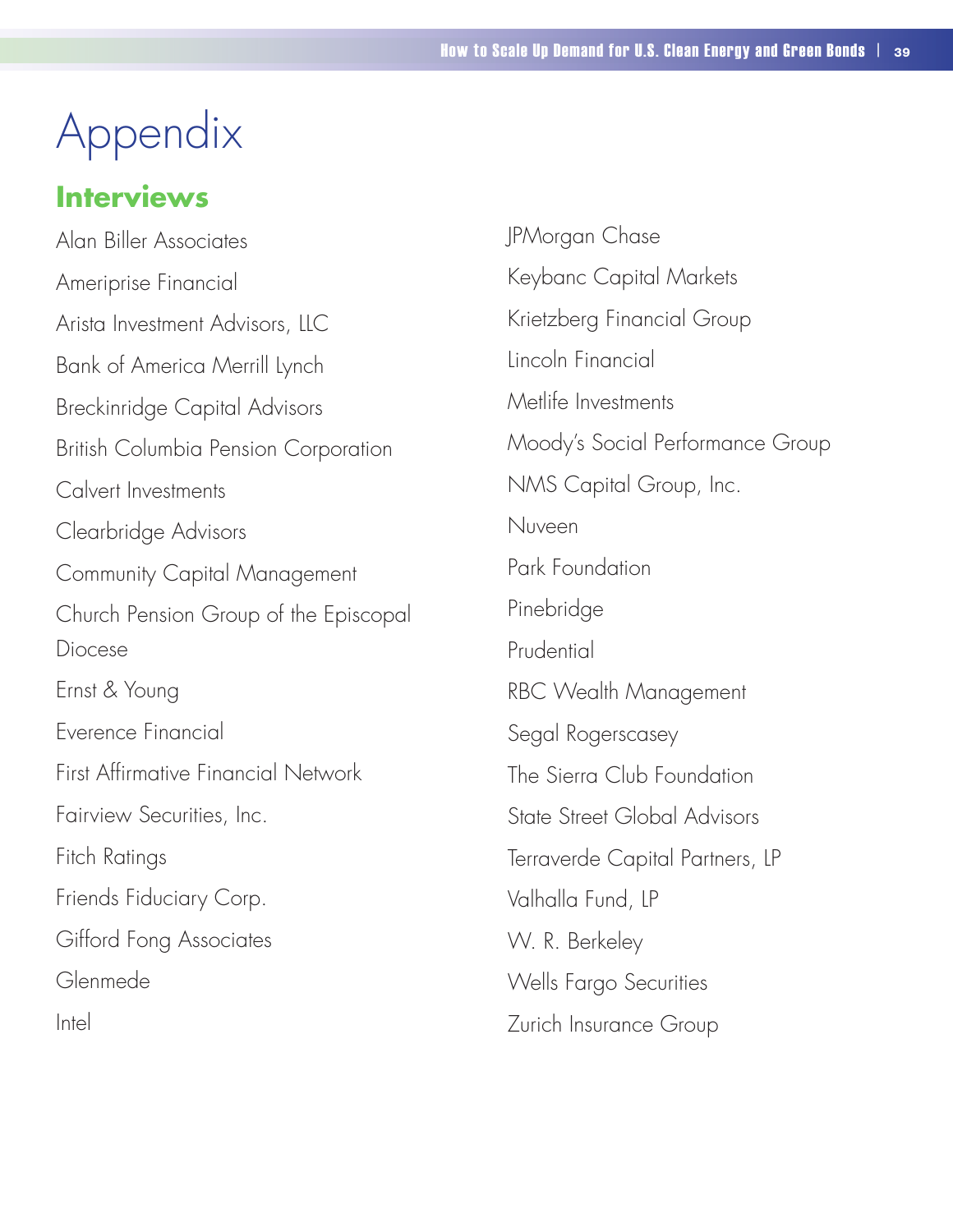# Appendix

## Interviews

Alan Biller Associates

Ameriprise Financial

Arista Investment Advisors, LLC

Bank of America Merrill Lynch

Breckinridge Capital Advisors

British Columbia Pension Corporation

Calvert Investments

Clearbridge Advisors

Community Capital Management

Church Pension Group of the Episcopal Diocese

Ernst & Young

Everence Financial

First Affirmative Financial Network

Fairview Securities, Inc.

Fitch Ratings

Friends Fiduciary Corp.

Gifford Fong Associates

Glenmede

Intel

JPMorgan Chase

Keybanc Capital Markets

Krietzberg Financial Group

Lincoln Financial

Metlife Investments

Moody's Social Performance Group

NMS Capital Group, Inc.

Nuveen

Park Foundation

Pinebridge

Prudential

RBC Wealth Management

Segal Rogerscasey

The Sierra Club Foundation

State Street Global Advisors

Terraverde Capital Partners, LP

Valhalla Fund, LP

W. R. Berkeley

Wells Fargo Securities

Zurich Insurance Group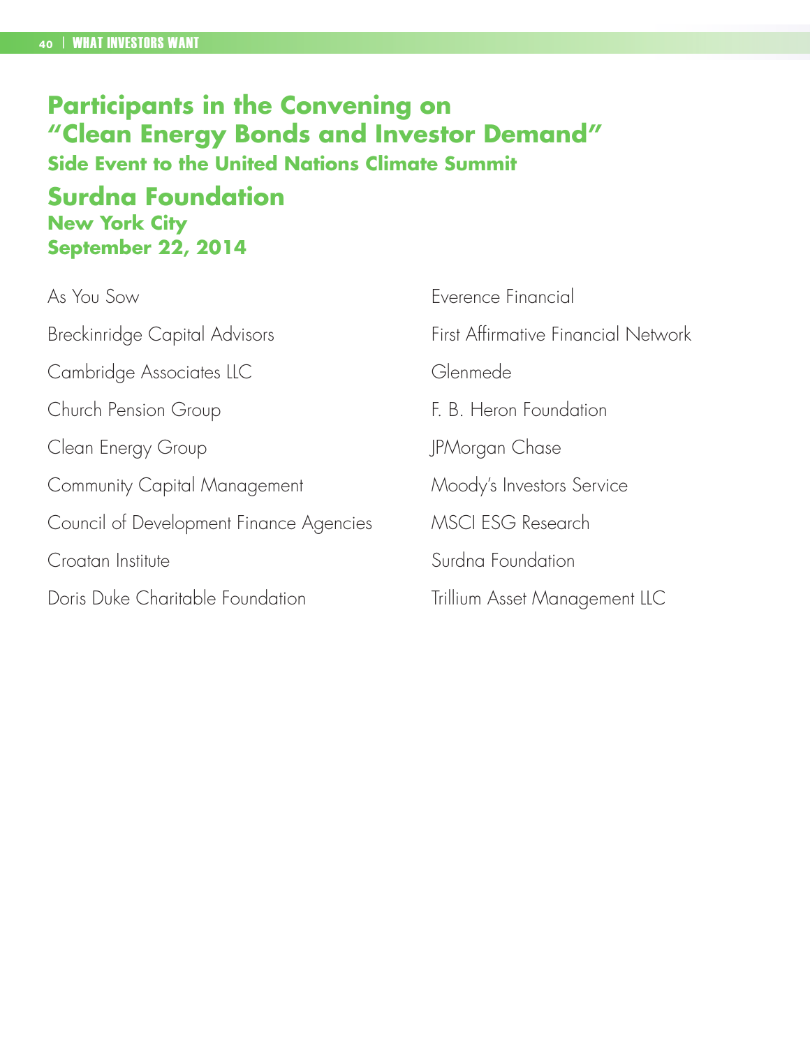# Participants in the Convening on "Clean Energy Bonds and Investor Demand"

### Side Event to the United Nations Climate Summit

## Surdna Foundation

### New York City
### September 22, 2014

As You Sow

Breckinridge Capital Advisors

Cambridge Associates LLC

Church Pension Group

Clean Energy Group

Community Capital Management

Council of Development Finance Agencies

Croatan Institute

Doris Duke Charitable Foundation

Everence Financial

First Affirmative Financial Network

Glenmede

F. B. Heron Foundation

JPMorgan Chase

Moody's Investors Service

MSCI ESG Research

Surdna Foundation

Trillium Asset Management LLC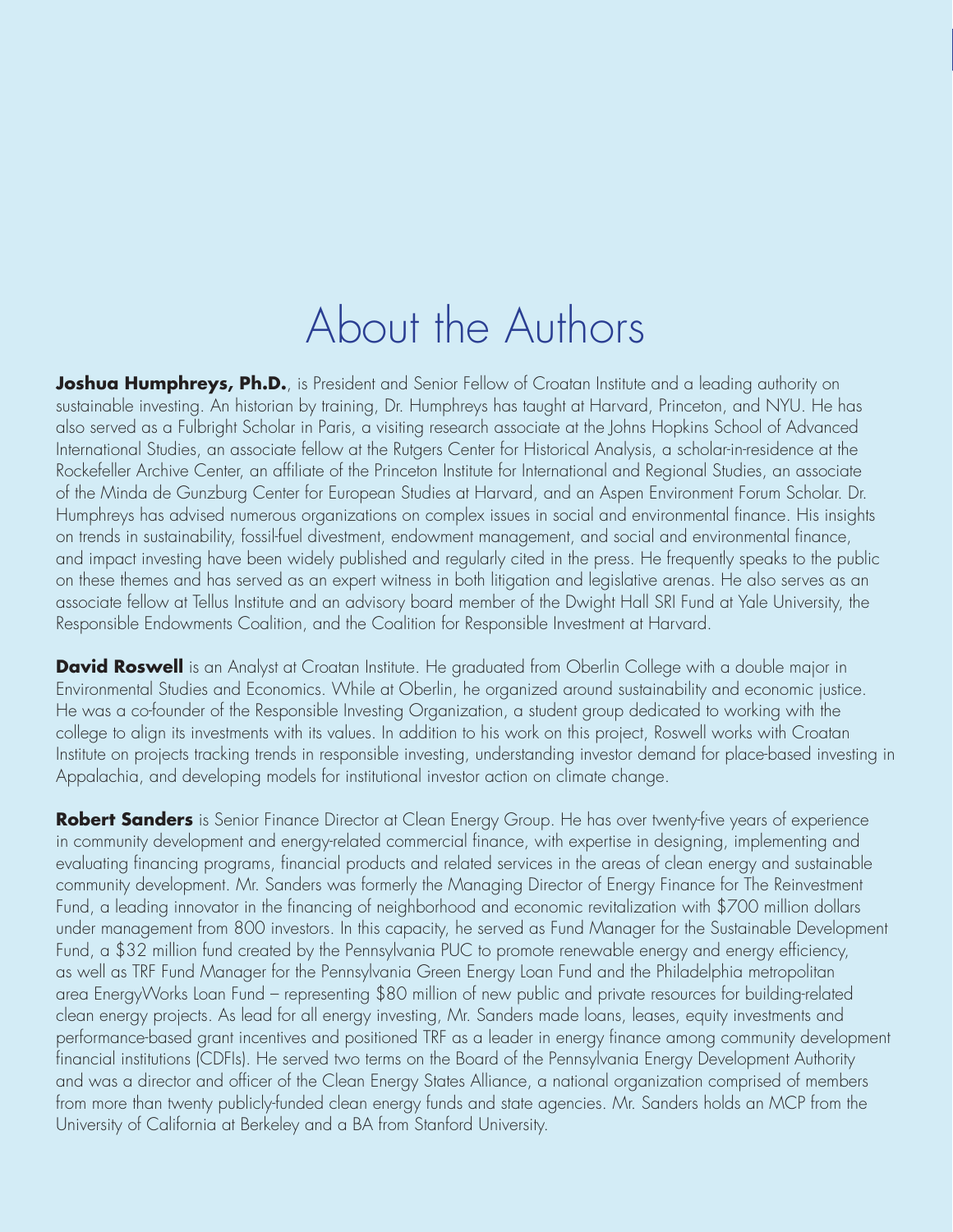# About the Authors

**Joshua Humphreys, Ph.D.**, is President and Senior Fellow of Croatan Institute and a leading authority on sustainable investing. An historian by training, Dr. Humphreys has taught at Harvard, Princeton, and NYU. He has also served as a Fulbright Scholar in Paris, a visiting research associate at the Johns Hopkins School of Advanced International Studies, an associate fellow at the Rutgers Center for Historical Analysis, a scholar-in-residence at the Rockefeller Archive Center, an affiliate of the Princeton Institute for International and Regional Studies, an associate of the Minda de Gunzburg Center for European Studies at Harvard, and an Aspen Environment Forum Scholar. Dr. Humphreys has advised numerous organizations on complex issues in social and environmental finance. His insights on trends in sustainability, fossil-fuel divestment, endowment management, and social and environmental finance, and impact investing have been widely published and regularly cited in the press. He frequently speaks to the public on these themes and has served as an expert witness in both litigation and legislative arenas. He also serves as an associate fellow at Tellus Institute and an advisory board member of the Dwight Hall SRI Fund at Yale University, the Responsible Endowments Coalition, and the Coalition for Responsible Investment at Harvard.

**David Roswell** is an Analyst at Croatan Institute. He graduated from Oberlin College with a double major in Environmental Studies and Economics. While at Oberlin, he organized around sustainability and economic justice. He was a co-founder of the Responsible Investing Organization, a student group dedicated to working with the college to align its investments with its values. In addition to his work on this project, Roswell works with Croatan Institute on projects tracking trends in responsible investing, understanding investor demand for place-based investing in Appalachia, and developing models for institutional investor action on climate change.

**Robert Sanders** is Senior Finance Director at Clean Energy Group. He has over twenty-five years of experience in community development and energy-related commercial finance, with expertise in designing, implementing and evaluating financing programs, financial products and related services in the areas of clean energy and sustainable community development. Mr. Sanders was formerly the Managing Director of Energy Finance for The Reinvestment Fund, a leading innovator in the financing of neighborhood and economic revitalization with $700 million dollars under management from 800 investors. In this capacity, he served as Fund Manager for the Sustainable Development Fund, a $32 million fund created by the Pennsylvania PUC to promote renewable energy and energy efficiency, as well as TRF Fund Manager for the Pennsylvania Green Energy Loan Fund and the Philadelphia metropolitan area EnergyWorks Loan Fund – representing $80 million of new public and private resources for building-related clean energy projects. As lead for all energy investing, Mr. Sanders made loans, leases, equity investments and performance-based grant incentives and positioned TRF as a leader in energy finance among community development financial institutions (CDFIs). He served two terms on the Board of the Pennsylvania Energy Development Authority and was a director and officer of the Clean Energy States Alliance, a national organization comprised of members from more than twenty publicly-funded clean energy funds and state agencies. Mr. Sanders holds an MCP from the University of California at Berkeley and a BA from Stanford University.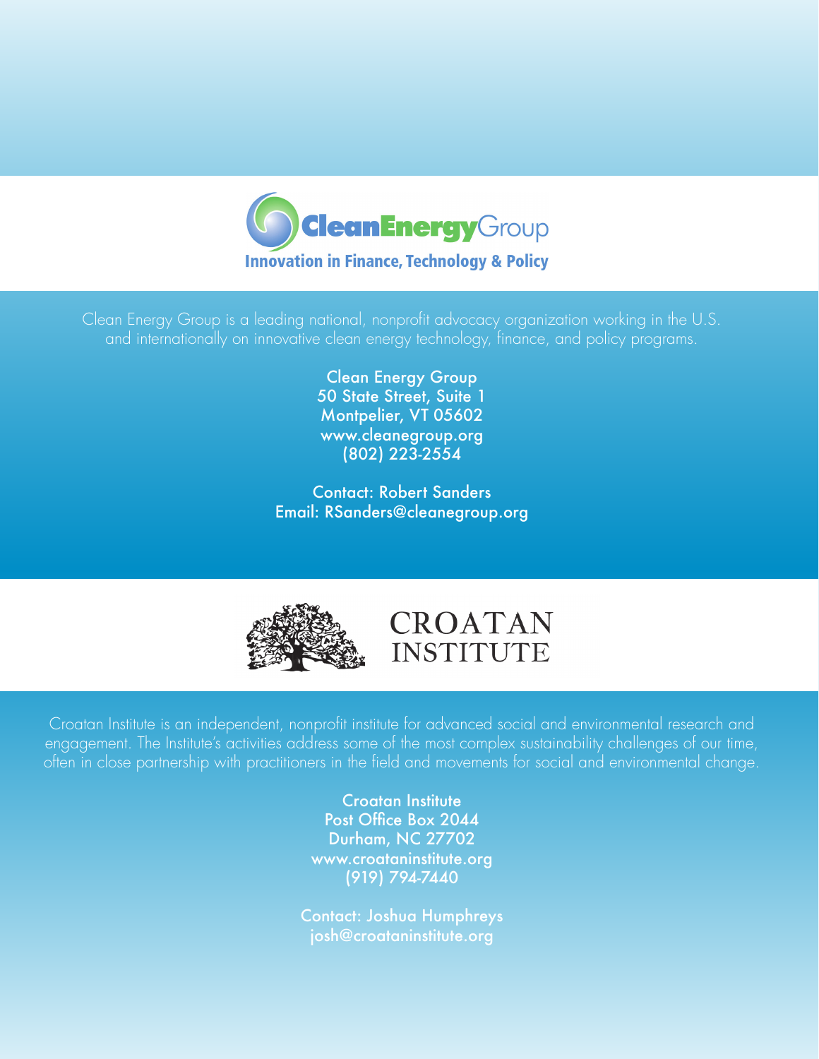**CleanEnergyGroup**

**Innovation in Finance, Technology & Policy**

Clean Energy Group is a leading national, nonprofit advocacy organization working in the U.S. and internationally on innovative clean energy technology, finance, and policy programs.

Clean Energy Group
50 State Street, Suite 1
Montpelier, VT 05602
www.cleanegroup.org
(802) 223-2554

Contact: Robert Sanders
Email: RSanders@cleanegroup.org

**CROATAN INSTITUTE**

Croatan Institute is an independent, nonprofit institute for advanced social and environmental research and engagement. The Institute's activities address some of the most complex sustainability challenges of our time, often in close partnership with practitioners in the field and movements for social and environmental change.

Croatan Institute
Post Office Box 2044
Durham, NC 27702
www.croataninstitute.org
(919) 794-7440

Contact: Joshua Humphreys
josh@croataninstitute.org